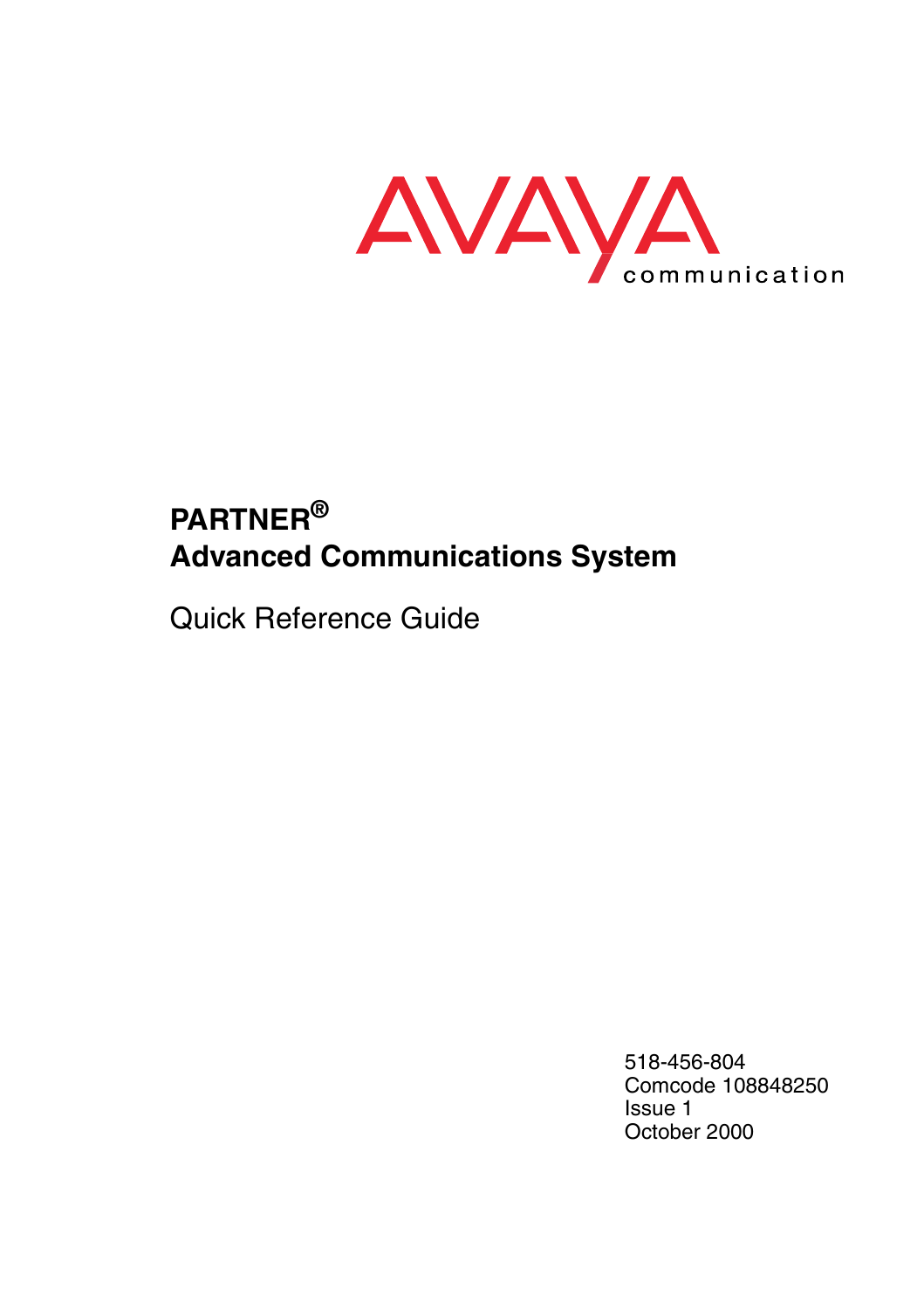AVAYA communication

# PARTNER®
# Advanced Communications System

Quick Reference Guide

518-456-804
Comcode 108848250
Issue 1
October 2000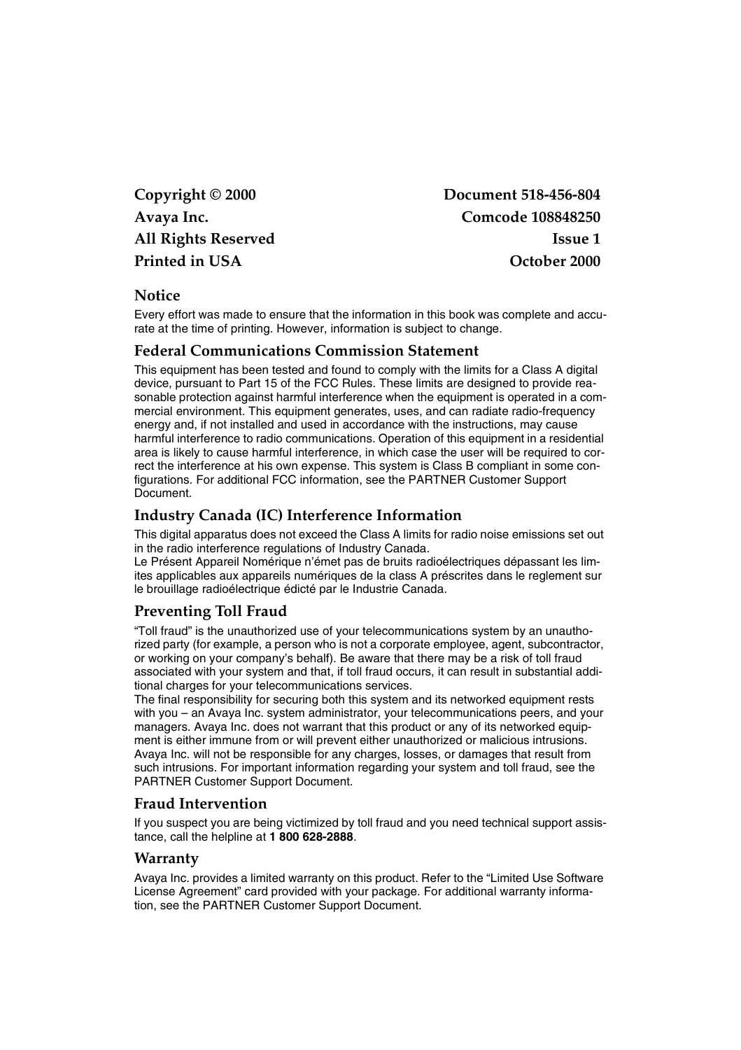| | |
|---|---|
| **Copyright © 2000** | **Document 518-456-804** |
| **Avaya Inc.** | **Comcode 108848250** |
| **All Rights Reserved** | **Issue 1** |
| **Printed in USA** | **October 2000** |

## Notice

Every effort was made to ensure that the information in this book was complete and accurate at the time of printing. However, information is subject to change.

## Federal Communications Commission Statement

This equipment has been tested and found to comply with the limits for a Class A digital device, pursuant to Part 15 of the FCC Rules. These limits are designed to provide reasonable protection against harmful interference when the equipment is operated in a commercial environment. This equipment generates, uses, and can radiate radio-frequency energy and, if not installed and used in accordance with the instructions, may cause harmful interference to radio communications. Operation of this equipment in a residential area is likely to cause harmful interference, in which case the user will be required to correct the interference at his own expense. This system is Class B compliant in some configurations. For additional FCC information, see the PARTNER Customer Support Document.

## Industry Canada (IC) Interference Information

This digital apparatus does not exceed the Class A limits for radio noise emissions set out in the radio interference regulations of Industry Canada.
Le Présent Appareil Nomérique n'émet pas de bruits radioélectriques dépassant les limites applicables aux appareils numériques de la class A préscrites dans le reglement sur le brouillage radioélectrique édicté par le Industrie Canada.

## Preventing Toll Fraud

"Toll fraud" is the unauthorized use of your telecommunications system by an unauthorized party (for example, a person who is not a corporate employee, agent, subcontractor, or working on your company's behalf). Be aware that there may be a risk of toll fraud associated with your system and that, if toll fraud occurs, it can result in substantial additional charges for your telecommunications services.
The final responsibility for securing both this system and its networked equipment rests with you – an Avaya Inc. system administrator, your telecommunications peers, and your managers. Avaya Inc. does not warrant that this product or any of its networked equipment is either immune from or will prevent either unauthorized or malicious intrusions. Avaya Inc. will not be responsible for any charges, losses, or damages that result from such intrusions. For important information regarding your system and toll fraud, see the PARTNER Customer Support Document.

## Fraud Intervention

If you suspect you are being victimized by toll fraud and you need technical support assistance, call the helpline at **1 800 628-2888**.

## Warranty

Avaya Inc. provides a limited warranty on this product. Refer to the "Limited Use Software License Agreement" card provided with your package. For additional warranty information, see the PARTNER Customer Support Document.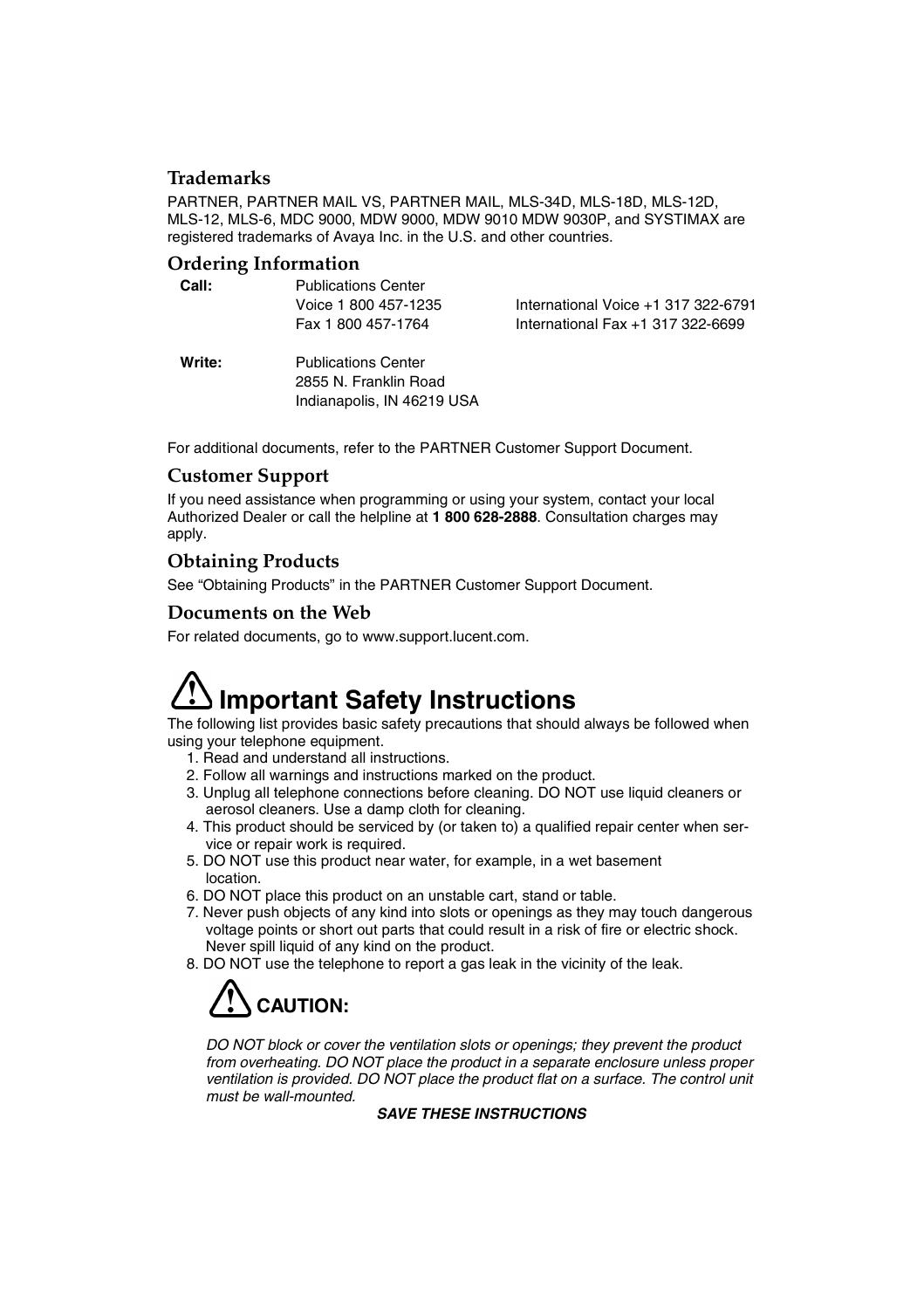### Trademarks

PARTNER, PARTNER MAIL VS, PARTNER MAIL, MLS-34D, MLS-18D, MLS-12D, MLS-12, MLS-6, MDC 9000, MDW 9000, MDW 9010 MDW 9030P, and SYSTIMAX are registered trademarks of Avaya Inc. in the U.S. and other countries.

### Ordering Information

| | | |
|---|---|---|
| **Call:** | Publications Center | |
| | Voice 1 800 457-1235 | International Voice +1 317 322-6791 |
| | Fax 1 800 457-1764 | International Fax +1 317 322-6699 |
| **Write:** | Publications Center | |
| | 2855 N. Franklin Road | |
| | Indianapolis, IN 46219 USA | |

For additional documents, refer to the PARTNER Customer Support Document.

### Customer Support

If you need assistance when programming or using your system, contact your local Authorized Dealer or call the helpline at **1 800 628-2888**. Consultation charges may apply.

### Obtaining Products

See "Obtaining Products" in the PARTNER Customer Support Document.

### Documents on the Web

For related documents, go to www.support.lucent.com.

# Important Safety Instructions

The following list provides basic safety precautions that should always be followed when using your telephone equipment.

1. Read and understand all instructions.
2. Follow all warnings and instructions marked on the product.
3. Unplug all telephone connections before cleaning. DO NOT use liquid cleaners or aerosol cleaners. Use a damp cloth for cleaning.
4. This product should be serviced by (or taken to) a qualified repair center when service or repair work is required.
5. DO NOT use this product near water, for example, in a wet basement location.
6. DO NOT place this product on an unstable cart, stand or table.
7. Never push objects of any kind into slots or openings as they may touch dangerous voltage points or short out parts that could result in a risk of fire or electric shock. Never spill liquid of any kind on the product.
8. DO NOT use the telephone to report a gas leak in the vicinity of the leak.

**CAUTION:**

*DO NOT block or cover the ventilation slots or openings; they prevent the product from overheating. DO NOT place the product in a separate enclosure unless proper ventilation is provided. DO NOT place the product flat on a surface. The control unit must be wall-mounted.*

***SAVE THESE INSTRUCTIONS***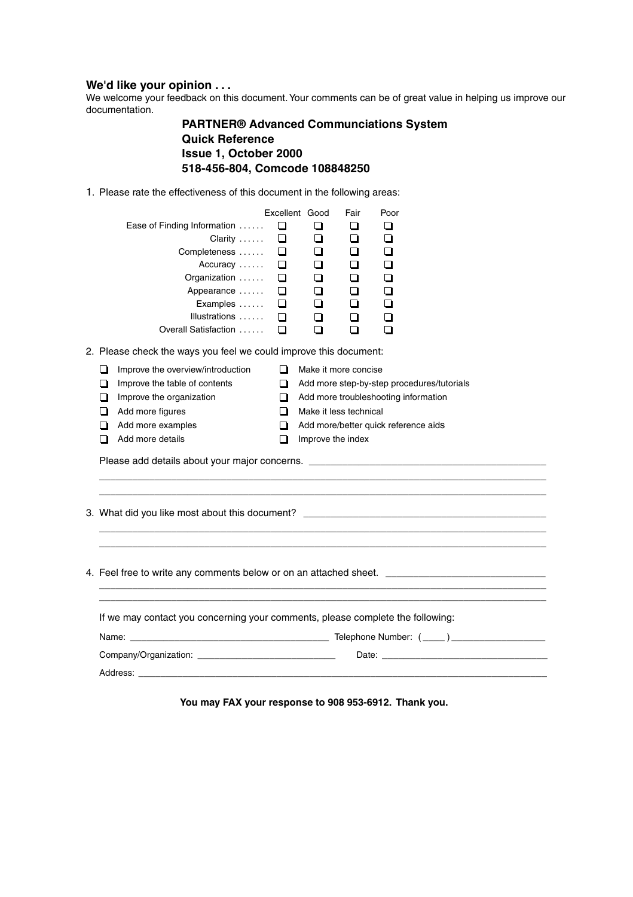## We'd like your opinion . . .

We welcome your feedback on this document. Your comments can be of great value in helping us improve our documentation.

**PARTNER® Advanced Communciations System**
**Quick Reference**
**Issue 1, October 2000**
**518-456-804, Comcode 108848250**

1. Please rate the effectiveness of this document in the following areas:

| | Excellent | Good | Fair | Poor |
|---|---|---|---|---|
| Ease of Finding Information | ❑ | ❑ | ❑ | ❑ |
| Clarity | ❑ | ❑ | ❑ | ❑ |
| Completeness | ❑ | ❑ | ❑ | ❑ |
| Accuracy | ❑ | ❑ | ❑ | ❑ |
| Organization | ❑ | ❑ | ❑ | ❑ |
| Appearance | ❑ | ❑ | ❑ | ❑ |
| Examples | ❑ | ❑ | ❑ | ❑ |
| Illustrations | ❑ | ❑ | ❑ | ❑ |
| Overall Satisfaction | ❑ | ❑ | ❑ | ❑ |

2. Please check the ways you feel we could improve this document:

- ❑ Improve the overview/introduction
- ❑ Improve the table of contents
- ❑ Improve the organization
- ❑ Add more figures
- ❑ Add more examples
- ❑ Add more details
- ❑ Make it more concise
- ❑ Add more step-by-step procedures/tutorials
- ❑ Add more troubleshooting information
- ❑ Make it less technical
- ❑ Add more/better quick reference aids
- ❑ Improve the index

Please add details about your major concerns. ____________________________________________

_________________________________________________________________________________________

_________________________________________________________________________________________

3. What did you like most about this document? ____________________________________________

_________________________________________________________________________________________

_________________________________________________________________________________________

4. Feel free to write any comments below or on an attached sheet. ______________________________

_________________________________________________________________________________________

_________________________________________________________________________________________

If we may contact you concerning your comments, please complete the following:

Name: ________________________________________ Telephone Number: ( ____ ) __________________

Company/Organization: ___________________________ Date: ________________________________

Address: _________________________________________________________________________________

**You may FAX your response to 908 953-6912. Thank you.**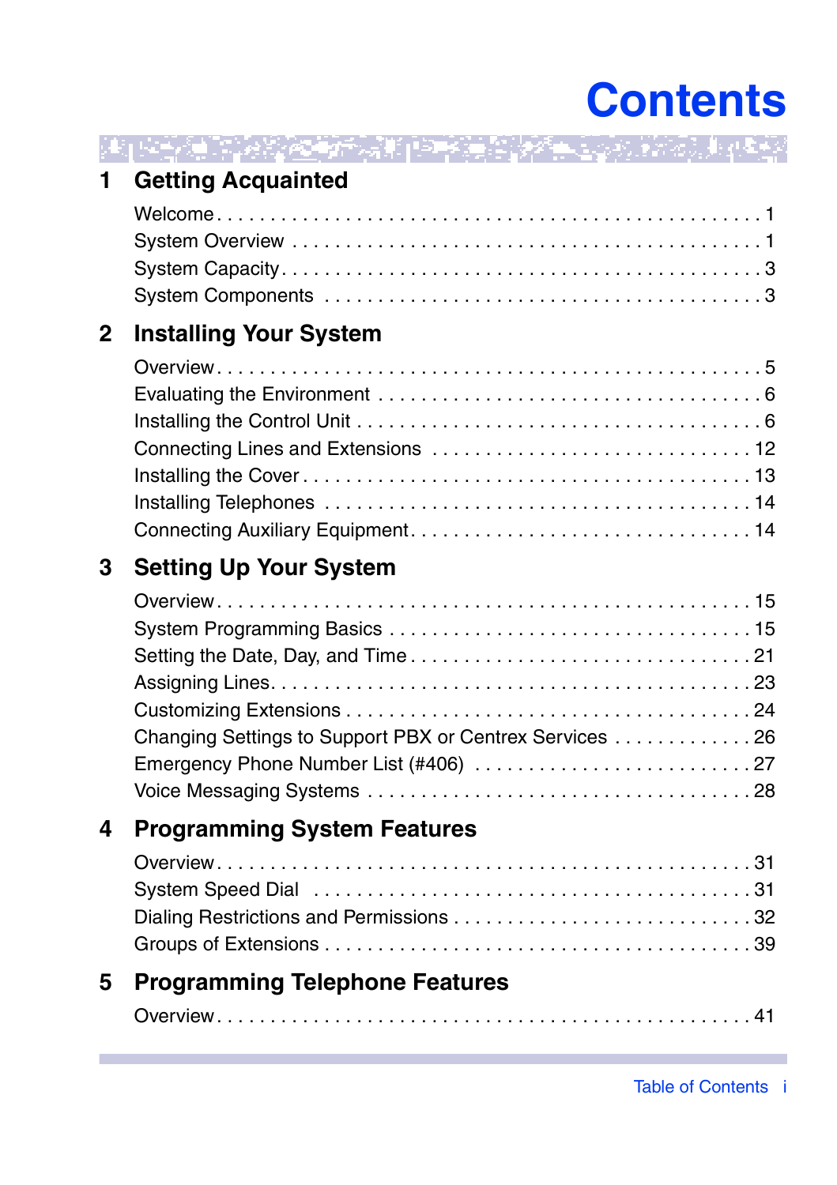# Contents

## 1 Getting Acquainted

Welcome . . . . . . . . . . . . . . . . . . . . . . . . . . . . . . . . . . . . . . . . . . . . . 1
System Overview . . . . . . . . . . . . . . . . . . . . . . . . . . . . . . . . . . . . . . . . 1
System Capacity . . . . . . . . . . . . . . . . . . . . . . . . . . . . . . . . . . . . . . . . 3
System Components . . . . . . . . . . . . . . . . . . . . . . . . . . . . . . . . . . . . . 3

## 2 Installing Your System

Overview . . . . . . . . . . . . . . . . . . . . . . . . . . . . . . . . . . . . . . . . . . . . . 5
Evaluating the Environment . . . . . . . . . . . . . . . . . . . . . . . . . . . . . . . . 6
Installing the Control Unit . . . . . . . . . . . . . . . . . . . . . . . . . . . . . . . . . 6
Connecting Lines and Extensions . . . . . . . . . . . . . . . . . . . . . . . . . . . 12
Installing the Cover . . . . . . . . . . . . . . . . . . . . . . . . . . . . . . . . . . . . . 13
Installing Telephones . . . . . . . . . . . . . . . . . . . . . . . . . . . . . . . . . . . . 14
Connecting Auxiliary Equipment . . . . . . . . . . . . . . . . . . . . . . . . . . . . 14

## 3 Setting Up Your System

Overview . . . . . . . . . . . . . . . . . . . . . . . . . . . . . . . . . . . . . . . . . . . . 15
System Programming Basics . . . . . . . . . . . . . . . . . . . . . . . . . . . . . . 15
Setting the Date, Day, and Time . . . . . . . . . . . . . . . . . . . . . . . . . . . . 21
Assigning Lines . . . . . . . . . . . . . . . . . . . . . . . . . . . . . . . . . . . . . . . . 23
Customizing Extensions . . . . . . . . . . . . . . . . . . . . . . . . . . . . . . . . . . 24
Changing Settings to Support PBX or Centrex Services . . . . . . . . . . . . 26
Emergency Phone Number List (#406) . . . . . . . . . . . . . . . . . . . . . . . . 27
Voice Messaging Systems . . . . . . . . . . . . . . . . . . . . . . . . . . . . . . . . . 28

## 4 Programming System Features

Overview . . . . . . . . . . . . . . . . . . . . . . . . . . . . . . . . . . . . . . . . . . . . 31
System Speed Dial . . . . . . . . . . . . . . . . . . . . . . . . . . . . . . . . . . . . . 31
Dialing Restrictions and Permissions . . . . . . . . . . . . . . . . . . . . . . . . . 32
Groups of Extensions . . . . . . . . . . . . . . . . . . . . . . . . . . . . . . . . . . . . 39

## 5 Programming Telephone Features

Overview . . . . . . . . . . . . . . . . . . . . . . . . . . . . . . . . . . . . . . . . . . . . 41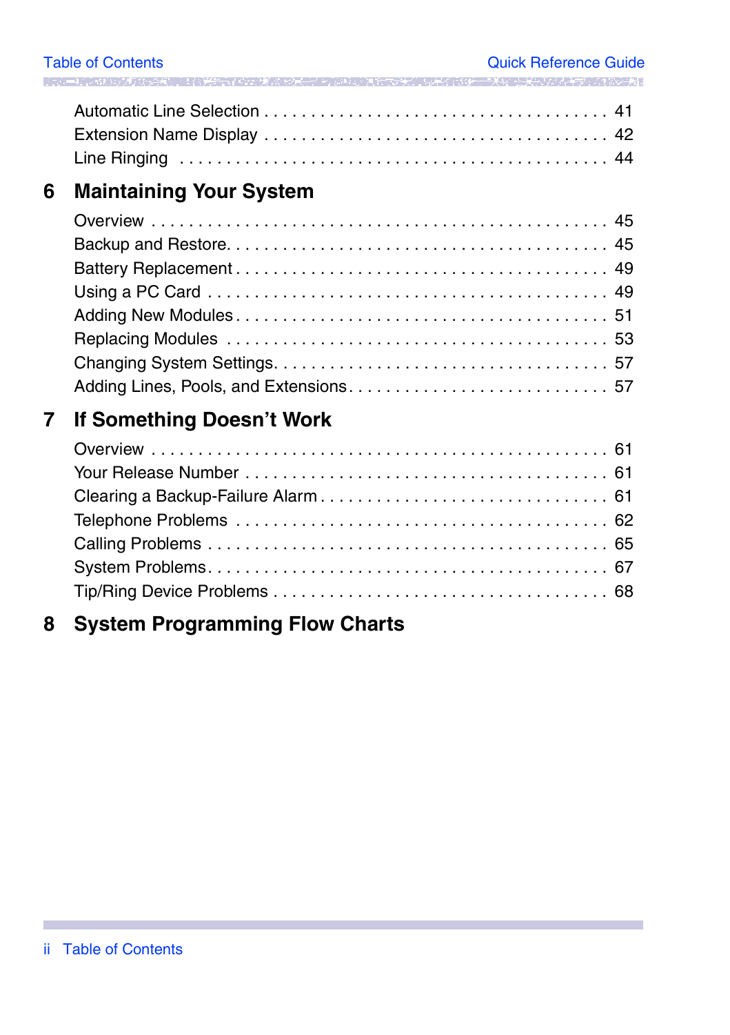Automatic Line Selection . . . . . . . . . . . . . . . . . . . . . . . . . . . . . . . . . . . . 41
Extension Name Display . . . . . . . . . . . . . . . . . . . . . . . . . . . . . . . . . . . . 42
Line Ringing . . . . . . . . . . . . . . . . . . . . . . . . . . . . . . . . . . . . . . . . . . . . 44

## 6 Maintaining Your System

Overview . . . . . . . . . . . . . . . . . . . . . . . . . . . . . . . . . . . . . . . . . . . . . . 45
Backup and Restore. . . . . . . . . . . . . . . . . . . . . . . . . . . . . . . . . . . . . . . 45
Battery Replacement . . . . . . . . . . . . . . . . . . . . . . . . . . . . . . . . . . . . . . 49
Using a PC Card . . . . . . . . . . . . . . . . . . . . . . . . . . . . . . . . . . . . . . . . . 49
Adding New Modules . . . . . . . . . . . . . . . . . . . . . . . . . . . . . . . . . . . . . . 51
Replacing Modules . . . . . . . . . . . . . . . . . . . . . . . . . . . . . . . . . . . . . . . . 53
Changing System Settings. . . . . . . . . . . . . . . . . . . . . . . . . . . . . . . . . . . 57
Adding Lines, Pools, and Extensions . . . . . . . . . . . . . . . . . . . . . . . . . . . 57

## 7 If Something Doesn't Work

Overview . . . . . . . . . . . . . . . . . . . . . . . . . . . . . . . . . . . . . . . . . . . . . . 61
Your Release Number . . . . . . . . . . . . . . . . . . . . . . . . . . . . . . . . . . . . . 61
Clearing a Backup-Failure Alarm . . . . . . . . . . . . . . . . . . . . . . . . . . . . . . 61
Telephone Problems . . . . . . . . . . . . . . . . . . . . . . . . . . . . . . . . . . . . . . 62
Calling Problems . . . . . . . . . . . . . . . . . . . . . . . . . . . . . . . . . . . . . . . . . 65
System Problems. . . . . . . . . . . . . . . . . . . . . . . . . . . . . . . . . . . . . . . . . 67
Tip/Ring Device Problems . . . . . . . . . . . . . . . . . . . . . . . . . . . . . . . . . . 68

## 8 System Programming Flow Charts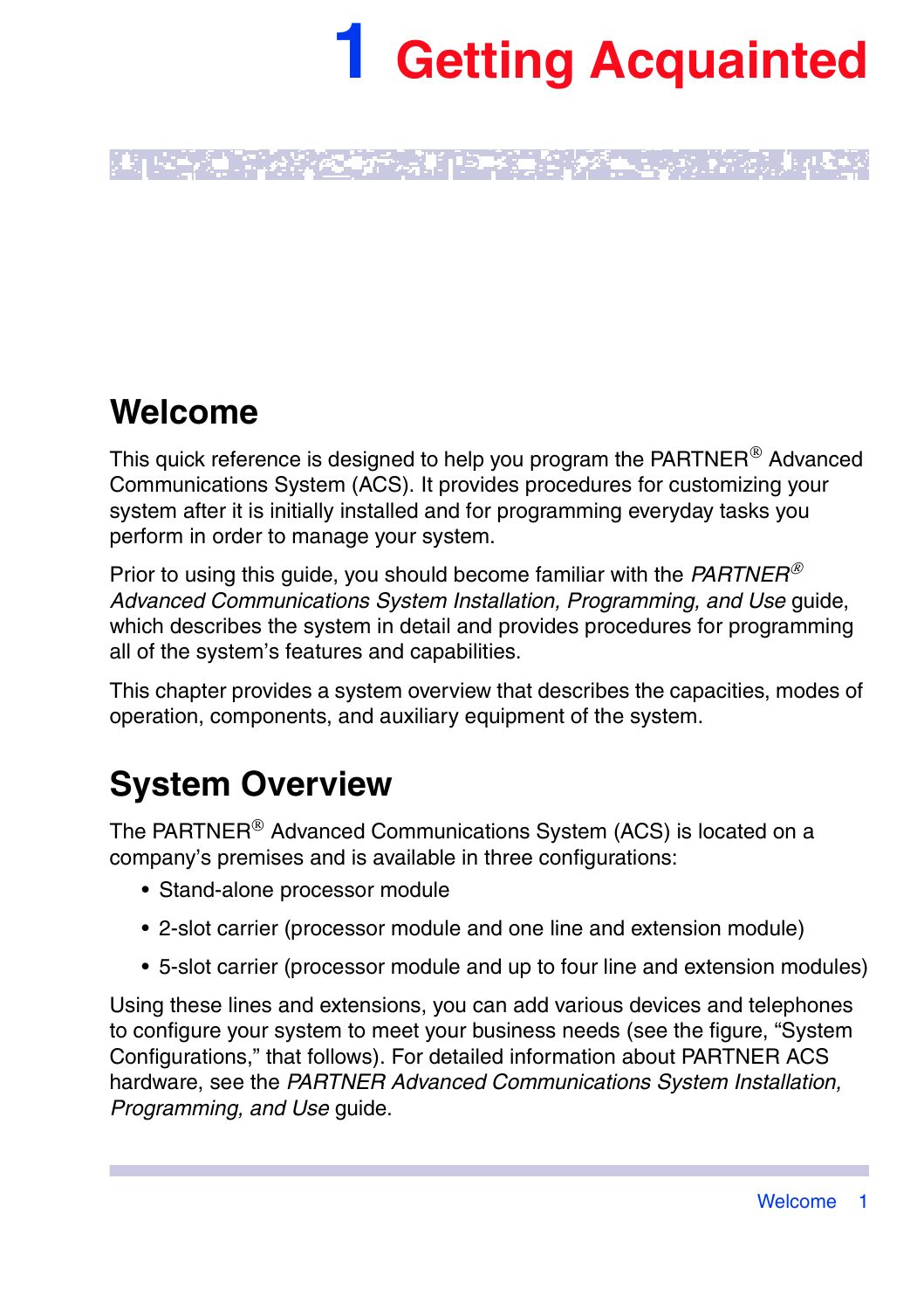# 1 Getting Acquainted

## Welcome

This quick reference is designed to help you program the PARTNER® Advanced Communications System (ACS). It provides procedures for customizing your system after it is initially installed and for programming everyday tasks you perform in order to manage your system.

Prior to using this guide, you should become familiar with the *PARTNER® Advanced Communications System Installation, Programming, and Use* guide, which describes the system in detail and provides procedures for programming all of the system's features and capabilities.

This chapter provides a system overview that describes the capacities, modes of operation, components, and auxiliary equipment of the system.

## System Overview

The PARTNER® Advanced Communications System (ACS) is located on a company's premises and is available in three configurations:

- Stand-alone processor module
- 2-slot carrier (processor module and one line and extension module)
- 5-slot carrier (processor module and up to four line and extension modules)

Using these lines and extensions, you can add various devices and telephones to configure your system to meet your business needs (see the figure, "System Configurations," that follows). For detailed information about PARTNER ACS hardware, see the *PARTNER Advanced Communications System Installation, Programming, and Use* guide.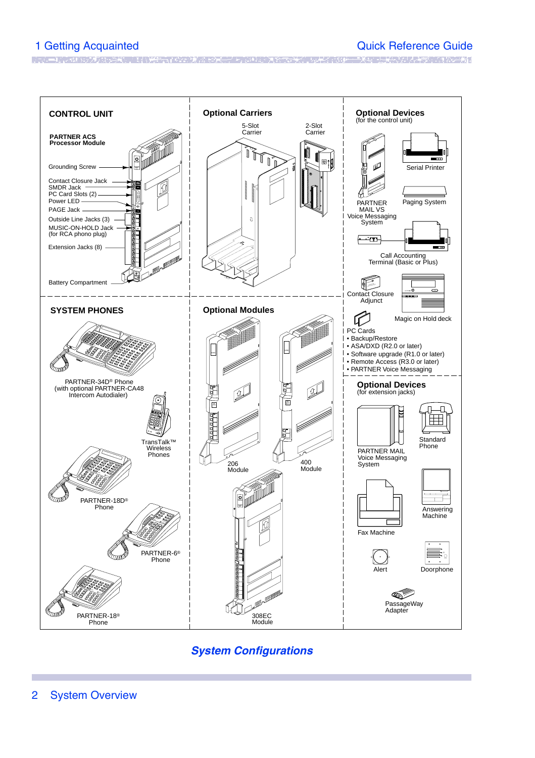## CONTROL UNIT

**PARTNER ACS Processor Module**

- Grounding Screw
- Contact Closure Jack
- SMDR Jack
- PC Card Slots (2)
- Power LED
- PAGE Jack
- Outside Line Jacks (3)
- MUSIC-ON-HOLD Jack (for RCA phono plug)
- Extension Jacks (8)
- Battery Compartment

## Optional Carriers

- 5-Slot Carrier
- 2-Slot Carrier

## Optional Devices
(for the control unit)

- PARTNER MAIL VS Voice Messaging System
- Serial Printer
- Paging System
- Call Accounting Terminal (Basic or Plus)
- Contact Closure Adjunct
- Magic on Hold deck
- PC Cards
  - Backup/Restore
  - ASA/DXD (R2.0 or later)
  - Software upgrade (R1.0 or later)
  - Remote Access (R3.0 or later)
  - PARTNER Voice Messaging

## SYSTEM PHONES

- PARTNER-34D® Phone (with optional PARTNER-CA48 Intercom Autodialer)
- TransTalk™ Wireless Phones
- PARTNER-18D® Phone
- PARTNER-6® Phone
- PARTNER-18® Phone

## Optional Modules

- 206 Module
- 400 Module
- 308EC Module

## Optional Devices
(for extension jacks)

- PARTNER MAIL Voice Messaging System
- Standard Phone
- Fax Machine
- Answering Machine
- Alert
- Doorphone
- PassageWay Adapter

***System Configurations***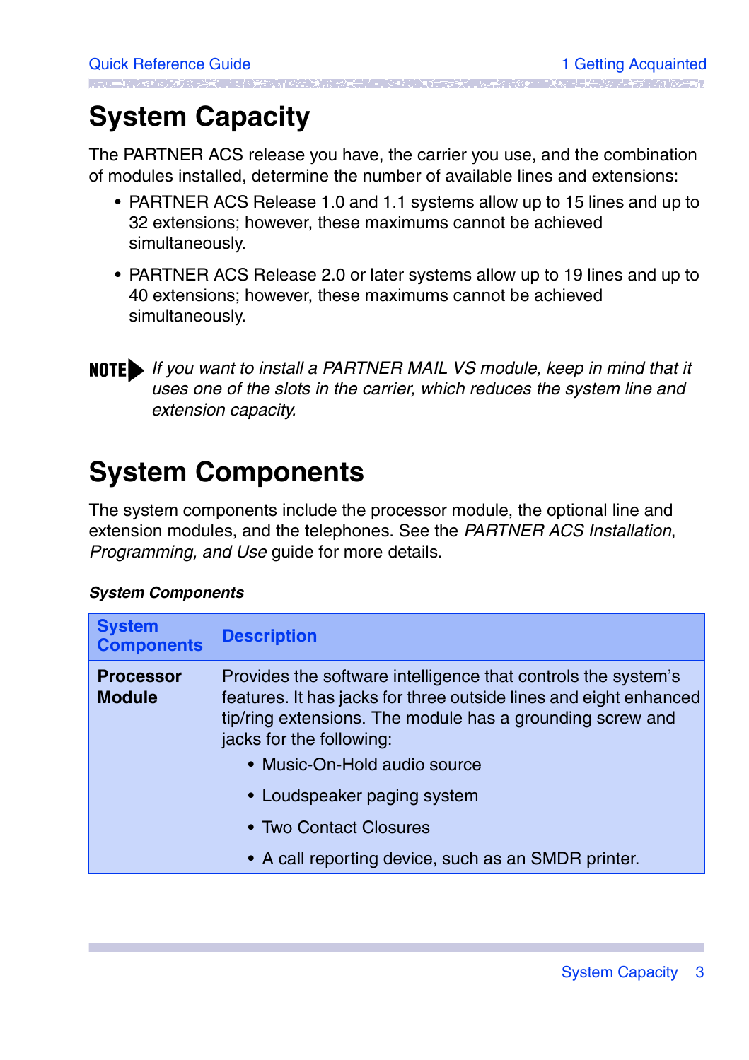# System Capacity

The PARTNER ACS release you have, the carrier you use, and the combination of modules installed, determine the number of available lines and extensions:

- PARTNER ACS Release 1.0 and 1.1 systems allow up to 15 lines and up to 32 extensions; however, these maximums cannot be achieved simultaneously.
- PARTNER ACS Release 2.0 or later systems allow up to 19 lines and up to 40 extensions; however, these maximums cannot be achieved simultaneously.

**NOTE** *If you want to install a PARTNER MAIL VS module, keep in mind that it uses one of the slots in the carrier, which reduces the system line and extension capacity.*

# System Components

The system components include the processor module, the optional line and extension modules, and the telephones. See the *PARTNER ACS Installation, Programming, and Use* guide for more details.

***System Components***

| System Components | Description |
|---|---|
| **Processor Module** | Provides the software intelligence that controls the system's features. It has jacks for three outside lines and eight enhanced tip/ring extensions. The module has a grounding screw and jacks for the following:<br>• Music-On-Hold audio source<br>• Loudspeaker paging system<br>• Two Contact Closures<br>• A call reporting device, such as an SMDR printer. |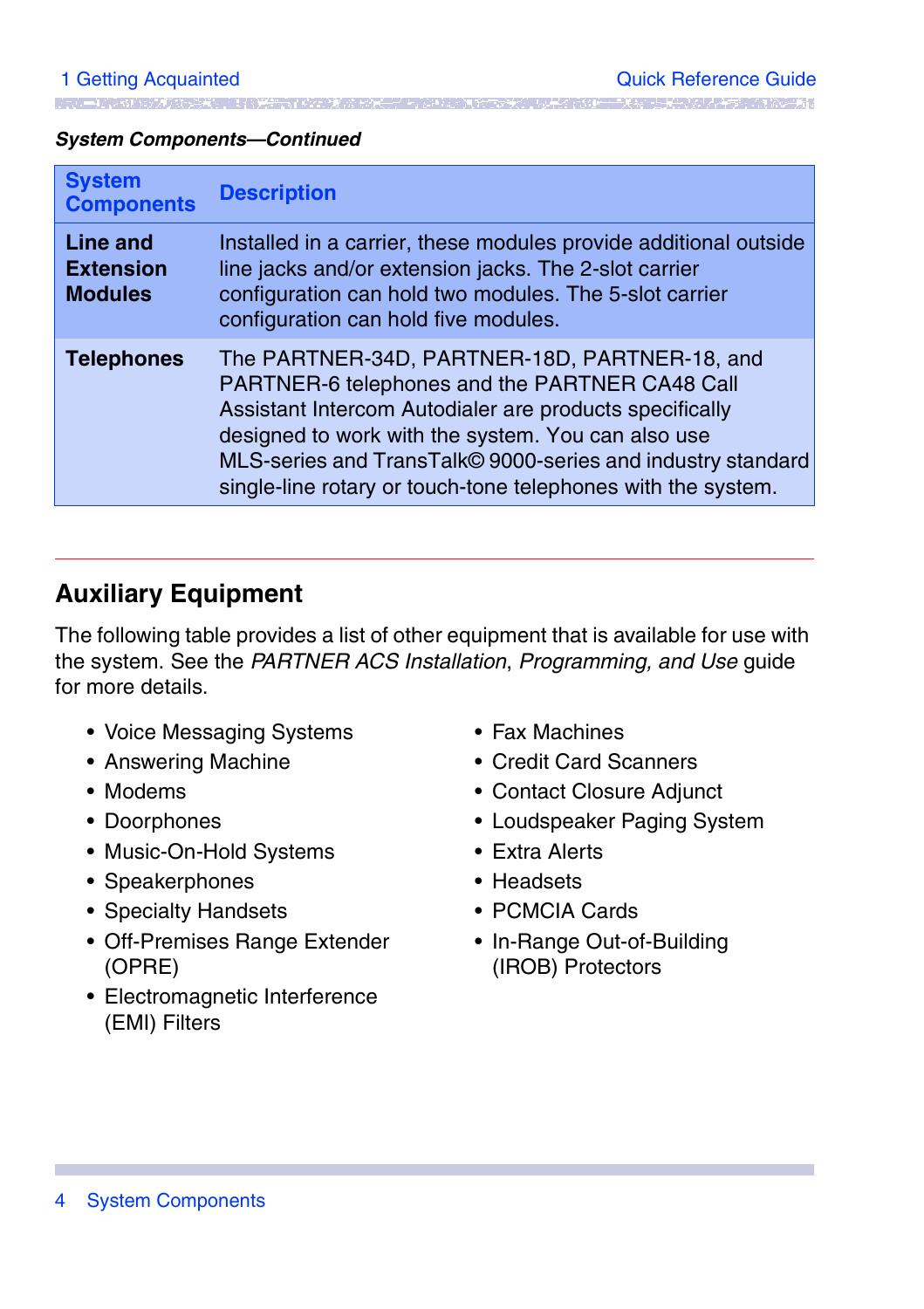*System Components—Continued*

| System Components | Description |
|---|---|
| **Line and Extension Modules** | Installed in a carrier, these modules provide additional outside line jacks and/or extension jacks. The 2-slot carrier configuration can hold two modules. The 5-slot carrier configuration can hold five modules. |
| **Telephones** | The PARTNER-34D, PARTNER-18D, PARTNER-18, and PARTNER-6 telephones and the PARTNER CA48 Call Assistant Intercom Autodialer are products specifically designed to work with the system. You can also use MLS-series and TransTalk© 9000-series and industry standard single-line rotary or touch-tone telephones with the system. |

## Auxiliary Equipment

The following table provides a list of other equipment that is available for use with the system. See the *PARTNER ACS Installation*, *Programming, and Use* guide for more details.

- Voice Messaging Systems
- Answering Machine
- Modems
- Doorphones
- Music-On-Hold Systems
- Speakerphones
- Specialty Handsets
- Off-Premises Range Extender (OPRE)
- Electromagnetic Interference (EMI) Filters
- Fax Machines
- Credit Card Scanners
- Contact Closure Adjunct
- Loudspeaker Paging System
- Extra Alerts
- Headsets
- PCMCIA Cards
- In-Range Out-of-Building (IROB) Protectors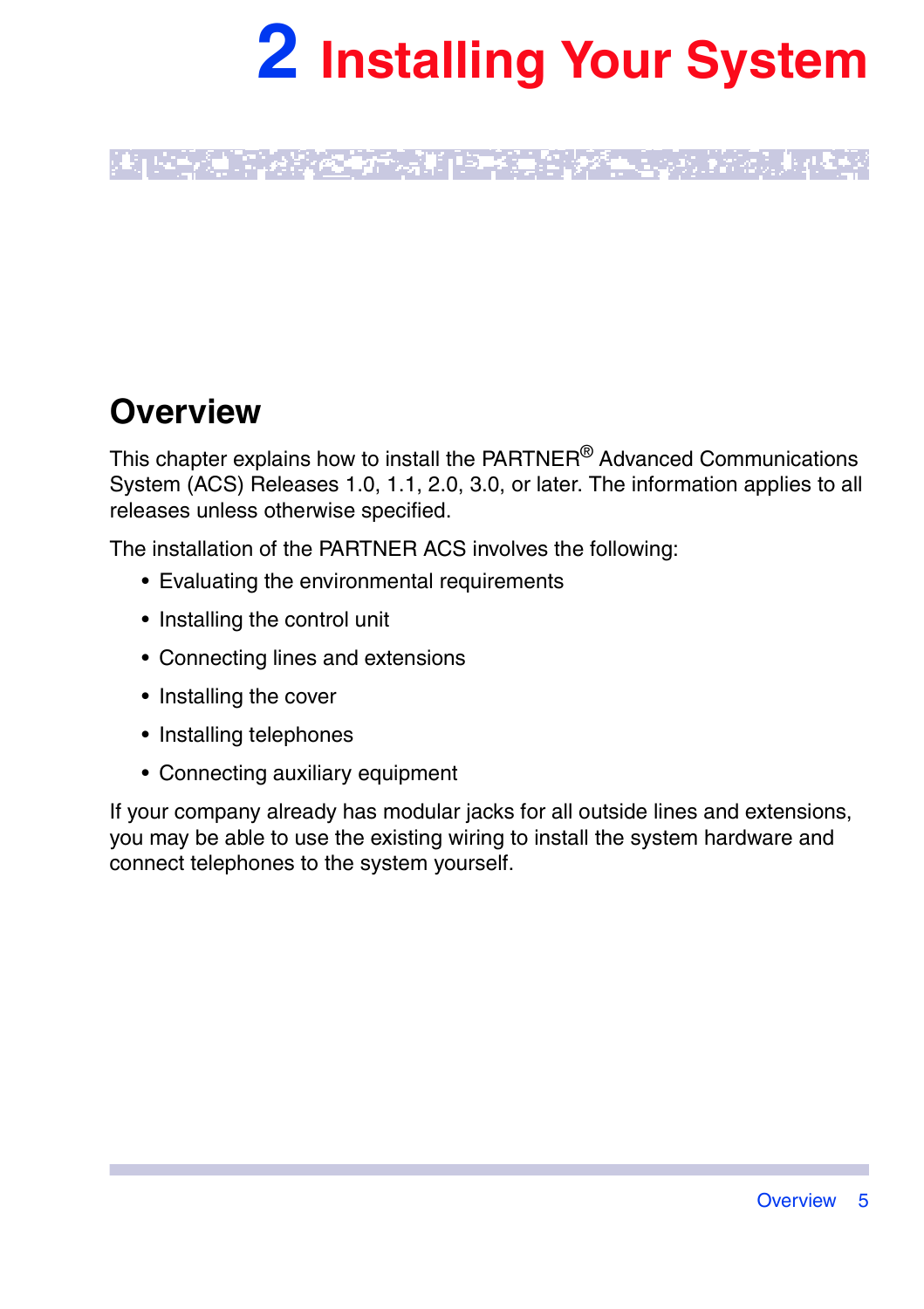# 2 Installing Your System

## Overview

This chapter explains how to install the PARTNER® Advanced Communications System (ACS) Releases 1.0, 1.1, 2.0, 3.0, or later. The information applies to all releases unless otherwise specified.

The installation of the PARTNER ACS involves the following:

- Evaluating the environmental requirements
- Installing the control unit
- Connecting lines and extensions
- Installing the cover
- Installing telephones
- Connecting auxiliary equipment

If your company already has modular jacks for all outside lines and extensions, you may be able to use the existing wiring to install the system hardware and connect telephones to the system yourself.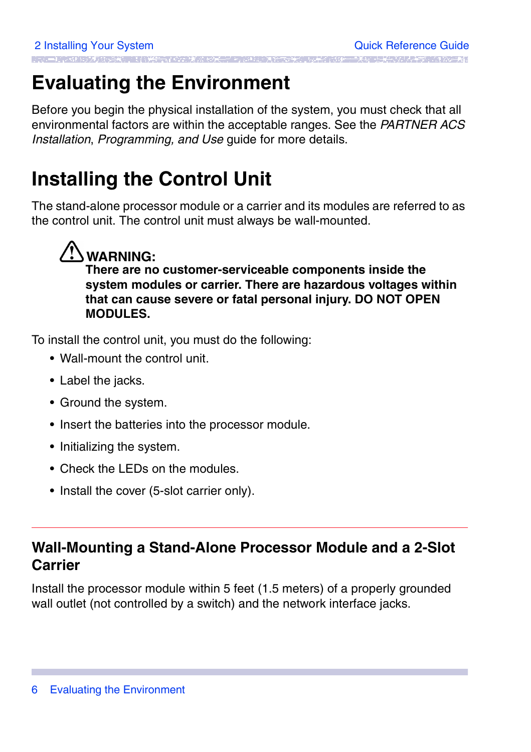# Evaluating the Environment

Before you begin the physical installation of the system, you must check that all environmental factors are within the acceptable ranges. See the *PARTNER ACS Installation*, *Programming, and Use* guide for more details.

# Installing the Control Unit

The stand-alone processor module or a carrier and its modules are referred to as the control unit. The control unit must always be wall-mounted.

> ⚠ **WARNING:**
> **There are no customer-serviceable components inside the system modules or carrier. There are hazardous voltages within that can cause severe or fatal personal injury. DO NOT OPEN MODULES.**

To install the control unit, you must do the following:

- Wall-mount the control unit.
- Label the jacks.
- Ground the system.
- Insert the batteries into the processor module.
- Initializing the system.
- Check the LEDs on the modules.
- Install the cover (5-slot carrier only).

## Wall-Mounting a Stand-Alone Processor Module and a 2-Slot Carrier

Install the processor module within 5 feet (1.5 meters) of a properly grounded wall outlet (not controlled by a switch) and the network interface jacks.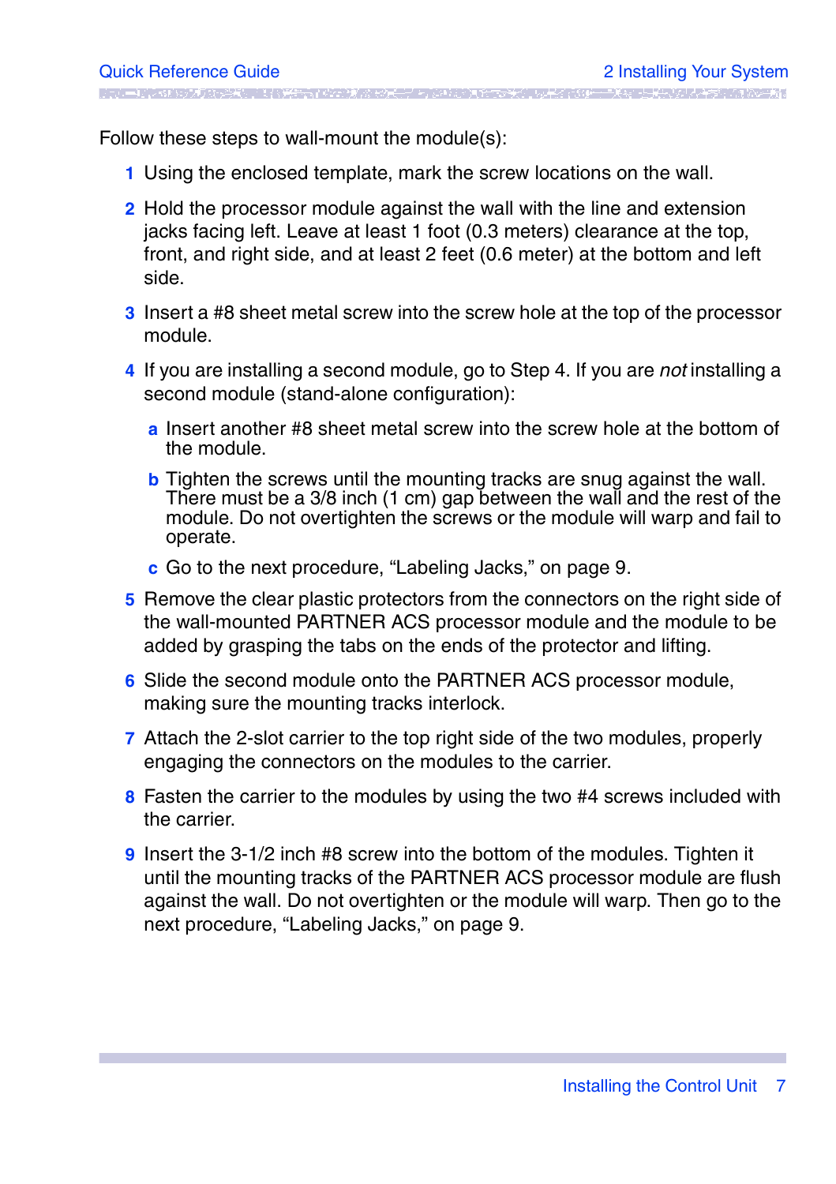Follow these steps to wall-mount the module(s):

1. Using the enclosed template, mark the screw locations on the wall.
2. Hold the processor module against the wall with the line and extension jacks facing left. Leave at least 1 foot (0.3 meters) clearance at the top, front, and right side, and at least 2 feet (0.6 meter) at the bottom and left side.
3. Insert a #8 sheet metal screw into the screw hole at the top of the processor module.
4. If you are installing a second module, go to Step 4. If you are *not* installing a second module (stand-alone configuration):
   - a. Insert another #8 sheet metal screw into the screw hole at the bottom of the module.
   - b. Tighten the screws until the mounting tracks are snug against the wall. There must be a 3/8 inch (1 cm) gap between the wall and the rest of the module. Do not overtighten the screws or the module will warp and fail to operate.
   - c. Go to the next procedure, “Labeling Jacks,” on page 9.
5. Remove the clear plastic protectors from the connectors on the right side of the wall-mounted PARTNER ACS processor module and the module to be added by grasping the tabs on the ends of the protector and lifting.
6. Slide the second module onto the PARTNER ACS processor module, making sure the mounting tracks interlock.
7. Attach the 2-slot carrier to the top right side of the two modules, properly engaging the connectors on the modules to the carrier.
8. Fasten the carrier to the modules by using the two #4 screws included with the carrier.
9. Insert the 3-1/2 inch #8 screw into the bottom of the modules. Tighten it until the mounting tracks of the PARTNER ACS processor module are flush against the wall. Do not overtighten or the module will warp. Then go to the next procedure, “Labeling Jacks,” on page 9.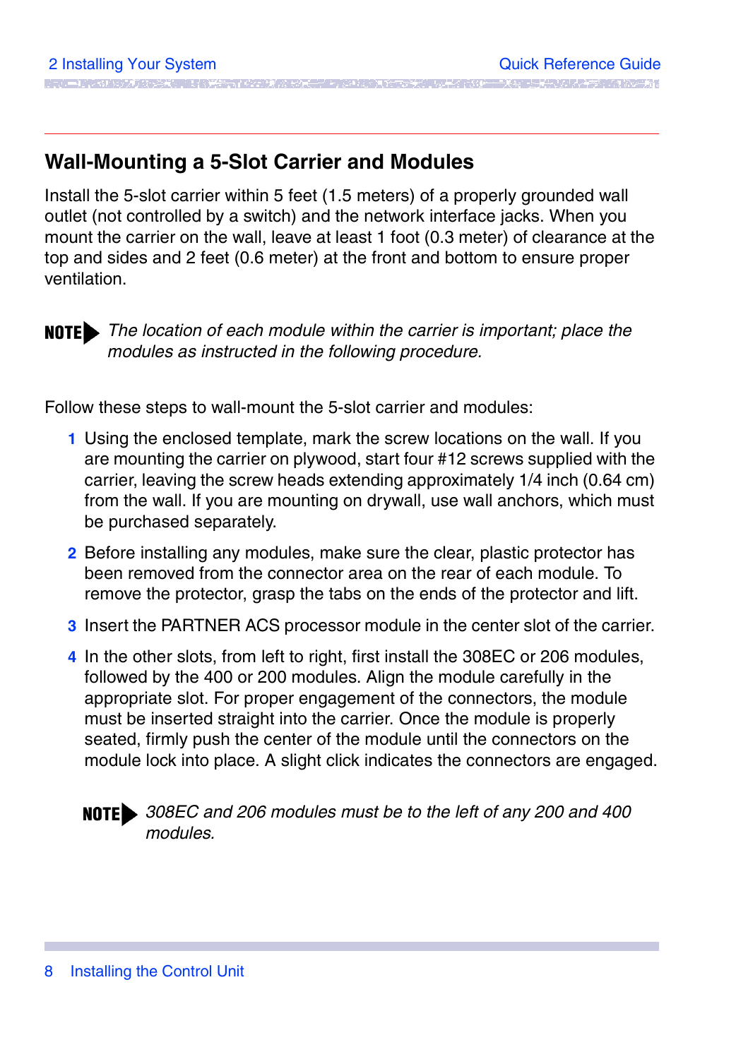## Wall-Mounting a 5-Slot Carrier and Modules

Install the 5-slot carrier within 5 feet (1.5 meters) of a properly grounded wall outlet (not controlled by a switch) and the network interface jacks. When you mount the carrier on the wall, leave at least 1 foot (0.3 meter) of clearance at the top and sides and 2 feet (0.6 meter) at the front and bottom to ensure proper ventilation.

**NOTE** *The location of each module within the carrier is important; place the modules as instructed in the following procedure.*

Follow these steps to wall-mount the 5-slot carrier and modules:

1. Using the enclosed template, mark the screw locations on the wall. If you are mounting the carrier on plywood, start four #12 screws supplied with the carrier, leaving the screw heads extending approximately 1/4 inch (0.64 cm) from the wall. If you are mounting on drywall, use wall anchors, which must be purchased separately.
2. Before installing any modules, make sure the clear, plastic protector has been removed from the connector area on the rear of each module. To remove the protector, grasp the tabs on the ends of the protector and lift.
3. Insert the PARTNER ACS processor module in the center slot of the carrier.
4. In the other slots, from left to right, first install the 308EC or 206 modules, followed by the 400 or 200 modules. Align the module carefully in the appropriate slot. For proper engagement of the connectors, the module must be inserted straight into the carrier. Once the module is properly seated, firmly push the center of the module until the connectors on the module lock into place. A slight click indicates the connectors are engaged.

   **NOTE** *308EC and 206 modules must be to the left of any 200 and 400 modules.*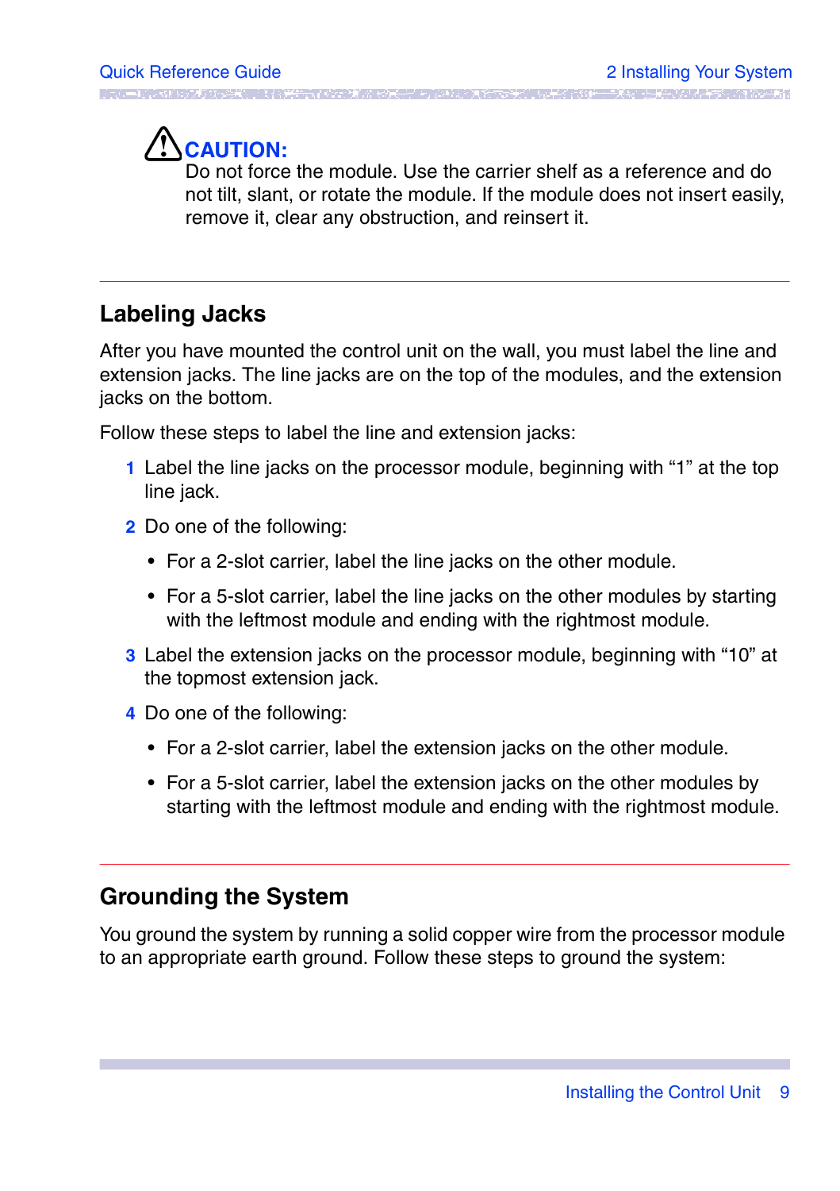**CAUTION:**
Do not force the module. Use the carrier shelf as a reference and do not tilt, slant, or rotate the module. If the module does not insert easily, remove it, clear any obstruction, and reinsert it.

## Labeling Jacks

After you have mounted the control unit on the wall, you must label the line and extension jacks. The line jacks are on the top of the modules, and the extension jacks on the bottom.

Follow these steps to label the line and extension jacks:

1. Label the line jacks on the processor module, beginning with “1” at the top line jack.
2. Do one of the following:
   - For a 2-slot carrier, label the line jacks on the other module.
   - For a 5-slot carrier, label the line jacks on the other modules by starting with the leftmost module and ending with the rightmost module.
3. Label the extension jacks on the processor module, beginning with “10” at the topmost extension jack.
4. Do one of the following:
   - For a 2-slot carrier, label the extension jacks on the other module.
   - For a 5-slot carrier, label the extension jacks on the other modules by starting with the leftmost module and ending with the rightmost module.

## Grounding the System

You ground the system by running a solid copper wire from the processor module to an appropriate earth ground. Follow these steps to ground the system: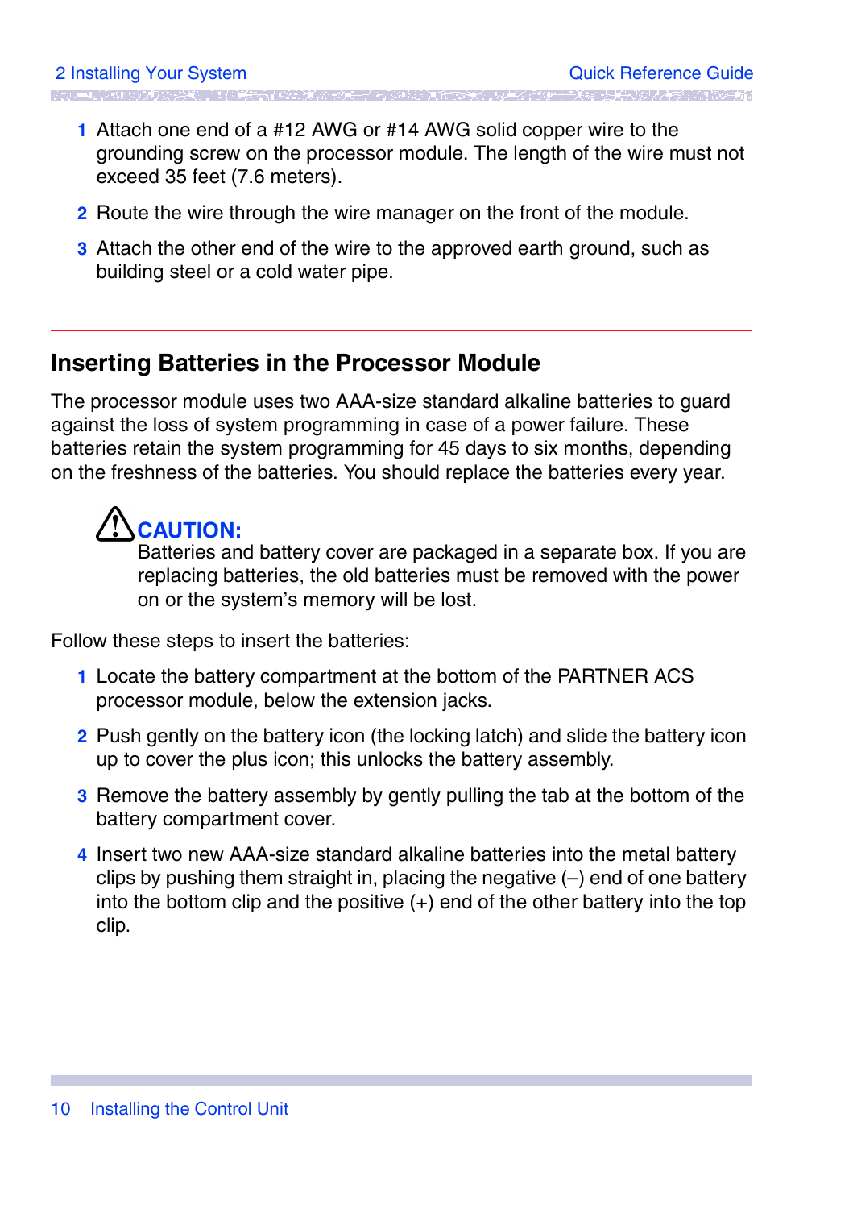1 Attach one end of a #12 AWG or #14 AWG solid copper wire to the grounding screw on the processor module. The length of the wire must not exceed 35 feet (7.6 meters).
2 Route the wire through the wire manager on the front of the module.
3 Attach the other end of the wire to the approved earth ground, such as building steel or a cold water pipe.

## Inserting Batteries in the Processor Module

The processor module uses two AAA-size standard alkaline batteries to guard against the loss of system programming in case of a power failure. These batteries retain the system programming for 45 days to six months, depending on the freshness of the batteries. You should replace the batteries every year.

> **CAUTION:**
> Batteries and battery cover are packaged in a separate box. If you are replacing batteries, the old batteries must be removed with the power on or the system's memory will be lost.

Follow these steps to insert the batteries:

1 Locate the battery compartment at the bottom of the PARTNER ACS processor module, below the extension jacks.
2 Push gently on the battery icon (the locking latch) and slide the battery icon up to cover the plus icon; this unlocks the battery assembly.
3 Remove the battery assembly by gently pulling the tab at the bottom of the battery compartment cover.
4 Insert two new AAA-size standard alkaline batteries into the metal battery clips by pushing them straight in, placing the negative (–) end of one battery into the bottom clip and the positive (+) end of the other battery into the top clip.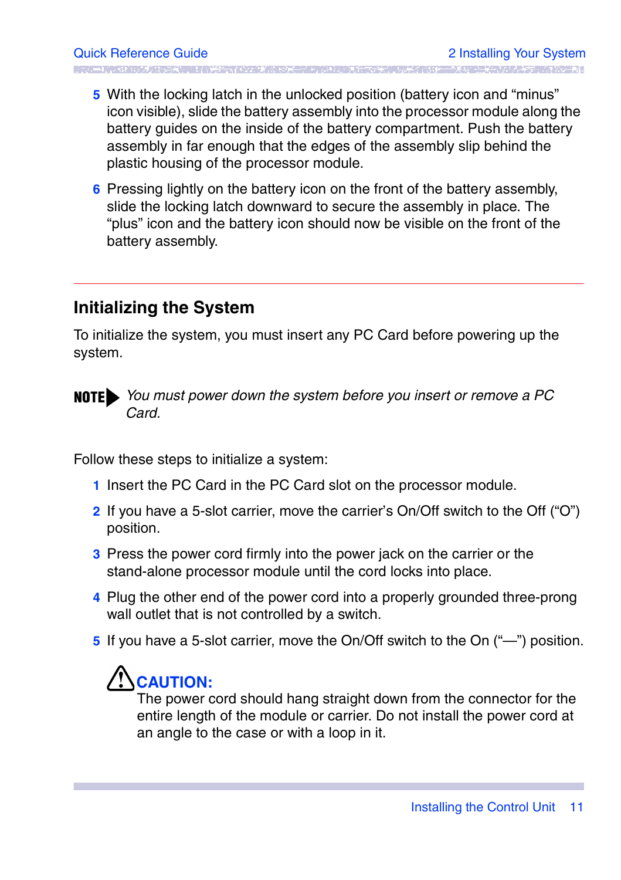5. With the locking latch in the unlocked position (battery icon and "minus" icon visible), slide the battery assembly into the processor module along the battery guides on the inside of the battery compartment. Push the battery assembly in far enough that the edges of the assembly slip behind the plastic housing of the processor module.
6. Pressing lightly on the battery icon on the front of the battery assembly, slide the locking latch downward to secure the assembly in place. The "plus" icon and the battery icon should now be visible on the front of the battery assembly.

---

## Initializing the System

To initialize the system, you must insert any PC Card before powering up the system.

**NOTE** *You must power down the system before you insert or remove a PC Card.*

Follow these steps to initialize a system:

1. Insert the PC Card in the PC Card slot on the processor module.
2. If you have a 5-slot carrier, move the carrier's On/Off switch to the Off ("O") position.
3. Press the power cord firmly into the power jack on the carrier or the stand-alone processor module until the cord locks into place.
4. Plug the other end of the power cord into a properly grounded three-prong wall outlet that is not controlled by a switch.
5. If you have a 5-slot carrier, move the On/Off switch to the On ("—") position.

**CAUTION:**
The power cord should hang straight down from the connector for the entire length of the module or carrier. Do not install the power cord at an angle to the case or with a loop in it.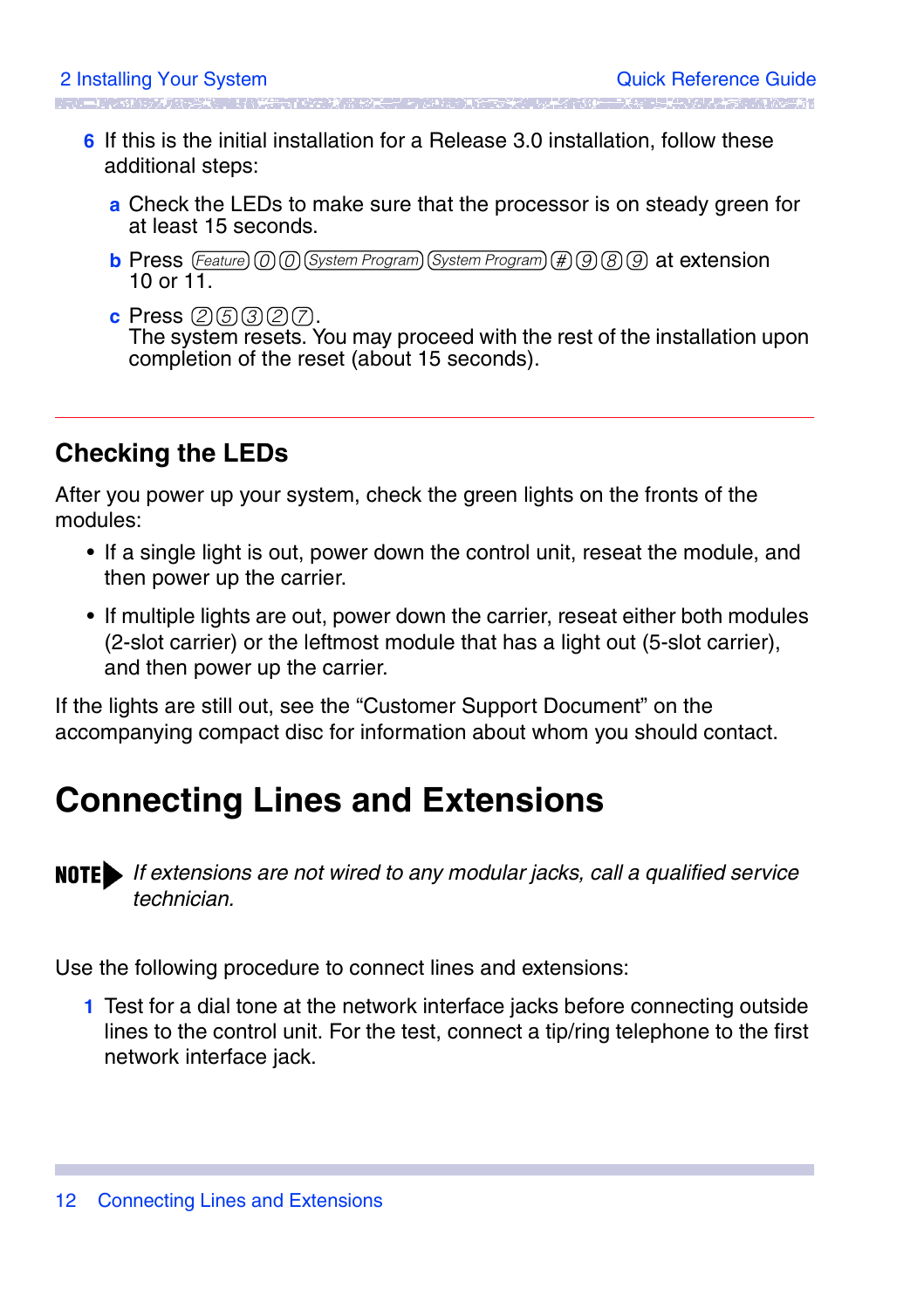6. If this is the initial installation for a Release 3.0 installation, follow these additional steps:

   a. Check the LEDs to make sure that the processor is on steady green for at least 15 seconds.

   b. Press Feature 0 0 System Program System Program # 9 8 9 at extension 10 or 11.

   c. Press 2 5 3 2 7.
      The system resets. You may proceed with the rest of the installation upon completion of the reset (about 15 seconds).

## Checking the LEDs

After you power up your system, check the green lights on the fronts of the modules:

- If a single light is out, power down the control unit, reseat the module, and then power up the carrier.
- If multiple lights are out, power down the carrier, reseat either both modules (2-slot carrier) or the leftmost module that has a light out (5-slot carrier), and then power up the carrier.

If the lights are still out, see the “Customer Support Document” on the accompanying compact disc for information about whom you should contact.

# Connecting Lines and Extensions

**NOTE** *If extensions are not wired to any modular jacks, call a qualified service technician.*

Use the following procedure to connect lines and extensions:

1. Test for a dial tone at the network interface jacks before connecting outside lines to the control unit. For the test, connect a tip/ring telephone to the first network interface jack.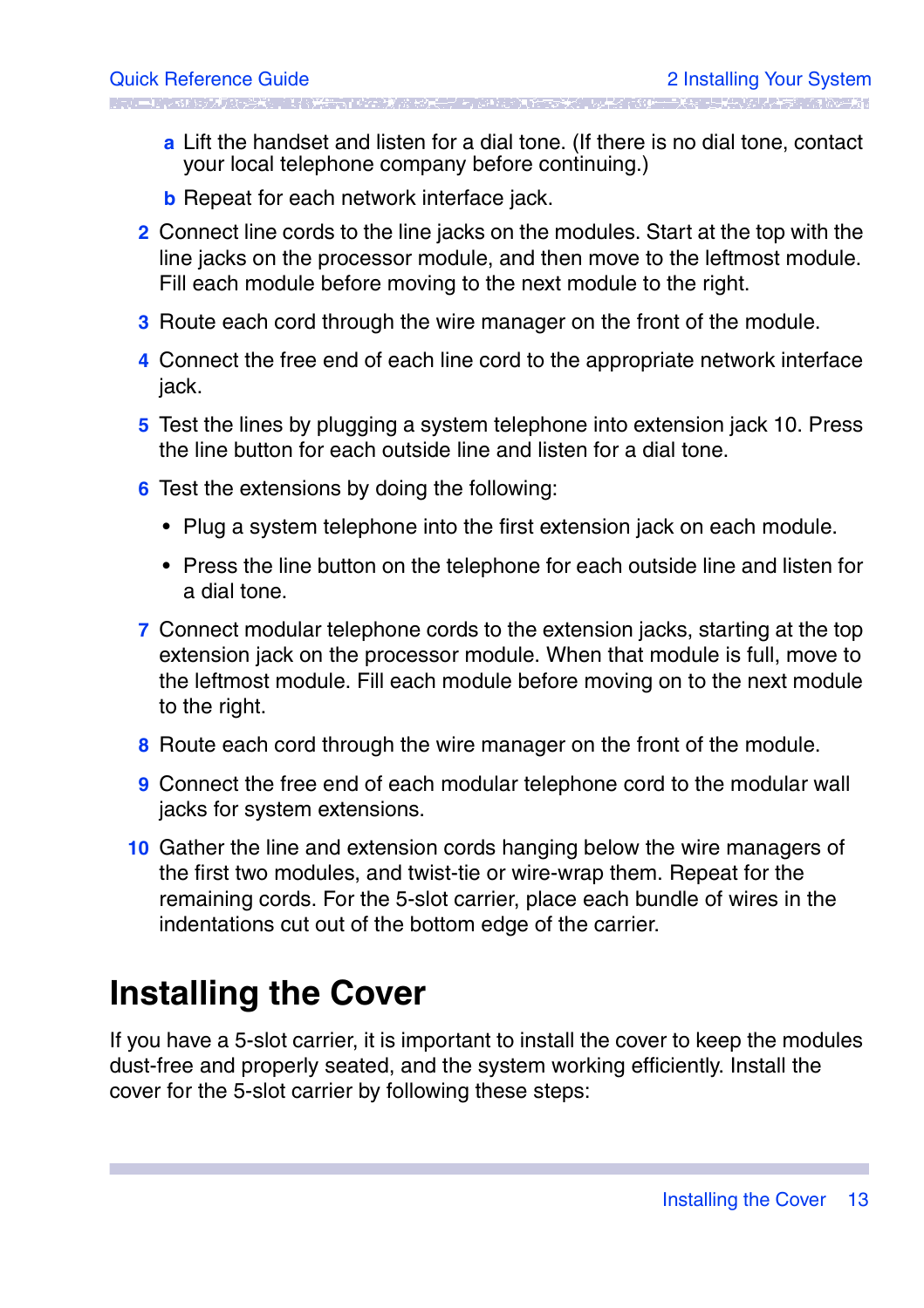a Lift the handset and listen for a dial tone. (If there is no dial tone, contact your local telephone company before continuing.)

b Repeat for each network interface jack.

2. Connect line cords to the line jacks on the modules. Start at the top with the line jacks on the processor module, and then move to the leftmost module. Fill each module before moving to the next module to the right.
3. Route each cord through the wire manager on the front of the module.
4. Connect the free end of each line cord to the appropriate network interface jack.
5. Test the lines by plugging a system telephone into extension jack 10. Press the line button for each outside line and listen for a dial tone.
6. Test the extensions by doing the following:
   - Plug a system telephone into the first extension jack on each module.
   - Press the line button on the telephone for each outside line and listen for a dial tone.
7. Connect modular telephone cords to the extension jacks, starting at the top extension jack on the processor module. When that module is full, move to the leftmost module. Fill each module before moving on to the next module to the right.
8. Route each cord through the wire manager on the front of the module.
9. Connect the free end of each modular telephone cord to the modular wall jacks for system extensions.
10. Gather the line and extension cords hanging below the wire managers of the first two modules, and twist-tie or wire-wrap them. Repeat for the remaining cords. For the 5-slot carrier, place each bundle of wires in the indentations cut out of the bottom edge of the carrier.

# Installing the Cover

If you have a 5-slot carrier, it is important to install the cover to keep the modules dust-free and properly seated, and the system working efficiently. Install the cover for the 5-slot carrier by following these steps: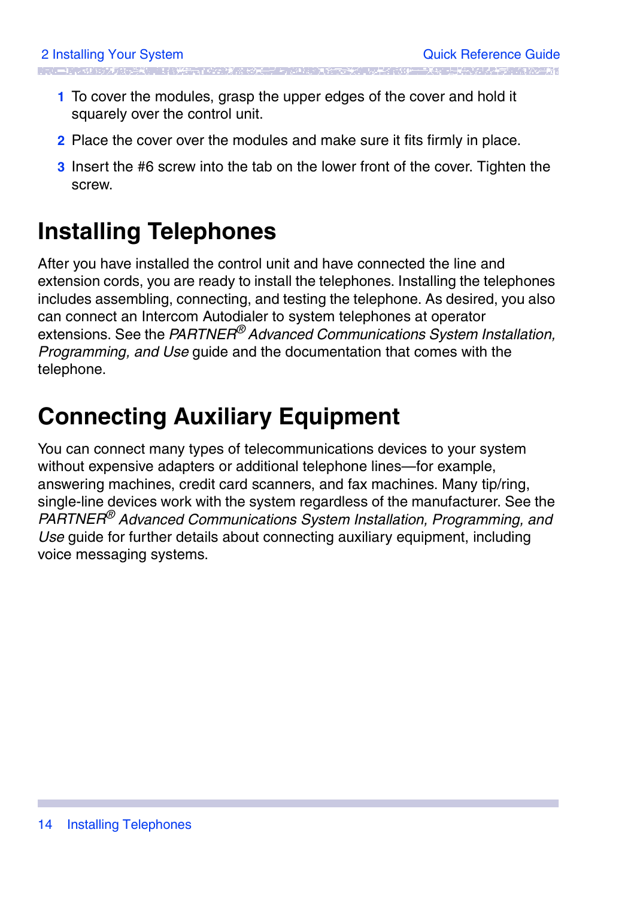1. To cover the modules, grasp the upper edges of the cover and hold it squarely over the control unit.
2. Place the cover over the modules and make sure it fits firmly in place.
3. Insert the #6 screw into the tab on the lower front of the cover. Tighten the screw.

# Installing Telephones

After you have installed the control unit and have connected the line and extension cords, you are ready to install the telephones. Installing the telephones includes assembling, connecting, and testing the telephone. As desired, you also can connect an Intercom Autodialer to system telephones at operator extensions. See the *PARTNER® Advanced Communications System Installation, Programming, and Use* guide and the documentation that comes with the telephone.

# Connecting Auxiliary Equipment

You can connect many types of telecommunications devices to your system without expensive adapters or additional telephone lines—for example, answering machines, credit card scanners, and fax machines. Many tip/ring, single-line devices work with the system regardless of the manufacturer. See the *PARTNER® Advanced Communications System Installation, Programming, and Use* guide for further details about connecting auxiliary equipment, including voice messaging systems.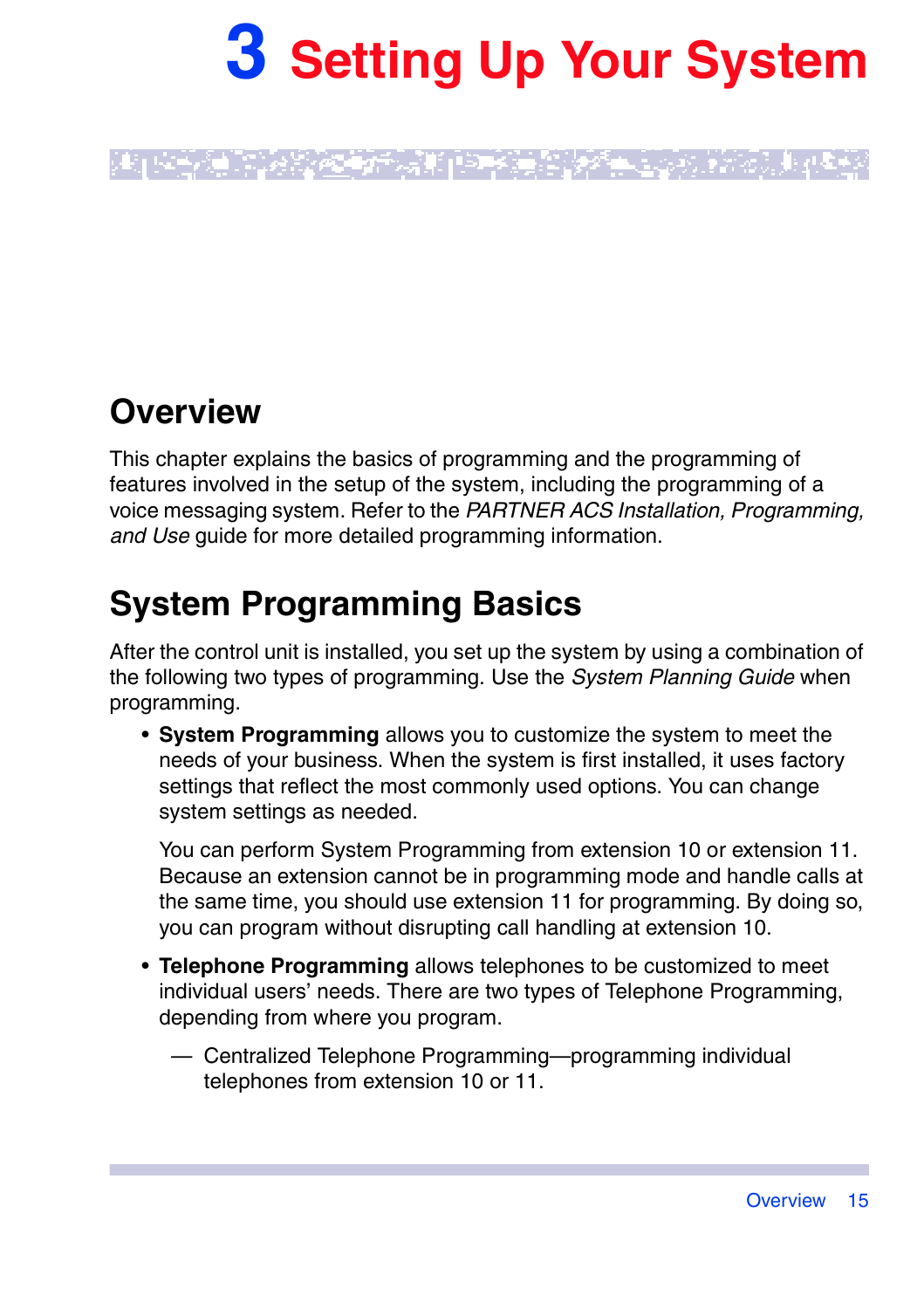# 3 Setting Up Your System

## Overview

This chapter explains the basics of programming and the programming of features involved in the setup of the system, including the programming of a voice messaging system. Refer to the *PARTNER ACS Installation, Programming, and Use* guide for more detailed programming information.

## System Programming Basics

After the control unit is installed, you set up the system by using a combination of the following two types of programming. Use the *System Planning Guide* when programming.

- **System Programming** allows you to customize the system to meet the needs of your business. When the system is first installed, it uses factory settings that reflect the most commonly used options. You can change system settings as needed.

  You can perform System Programming from extension 10 or extension 11. Because an extension cannot be in programming mode and handle calls at the same time, you should use extension 11 for programming. By doing so, you can program without disrupting call handling at extension 10.

- **Telephone Programming** allows telephones to be customized to meet individual users' needs. There are two types of Telephone Programming, depending from where you program.

  — Centralized Telephone Programming—programming individual telephones from extension 10 or 11.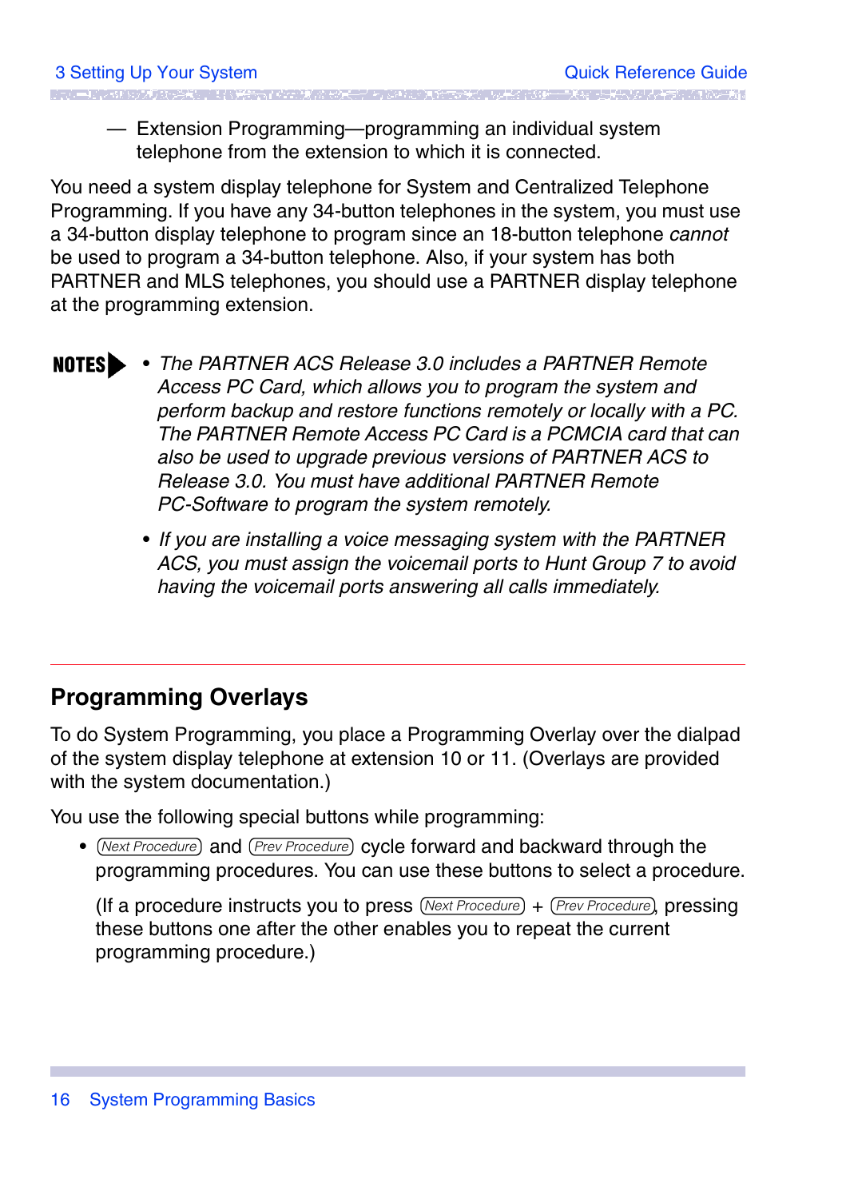— Extension Programming—programming an individual system telephone from the extension to which it is connected.

You need a system display telephone for System and Centralized Telephone Programming. If you have any 34-button telephones in the system, you must use a 34-button display telephone to program since an 18-button telephone *cannot* be used to program a 34-button telephone. Also, if your system has both PARTNER and MLS telephones, you should use a PARTNER display telephone at the programming extension.

**NOTES**

- *The PARTNER ACS Release 3.0 includes a PARTNER Remote Access PC Card, which allows you to program the system and perform backup and restore functions remotely or locally with a PC. The PARTNER Remote Access PC Card is a PCMCIA card that can also be used to upgrade previous versions of PARTNER ACS to Release 3.0. You must have additional PARTNER Remote PC-Software to program the system remotely.*
- *If you are installing a voice messaging system with the PARTNER ACS, you must assign the voicemail ports to Hunt Group 7 to avoid having the voicemail ports answering all calls immediately.*

## Programming Overlays

To do System Programming, you place a Programming Overlay over the dialpad of the system display telephone at extension 10 or 11. (Overlays are provided with the system documentation.)

You use the following special buttons while programming:

- *Next Procedure* and *Prev Procedure* cycle forward and backward through the programming procedures. You can use these buttons to select a procedure.

  (If a procedure instructs you to press *Next Procedure* + *Prev Procedure*, pressing these buttons one after the other enables you to repeat the current programming procedure.)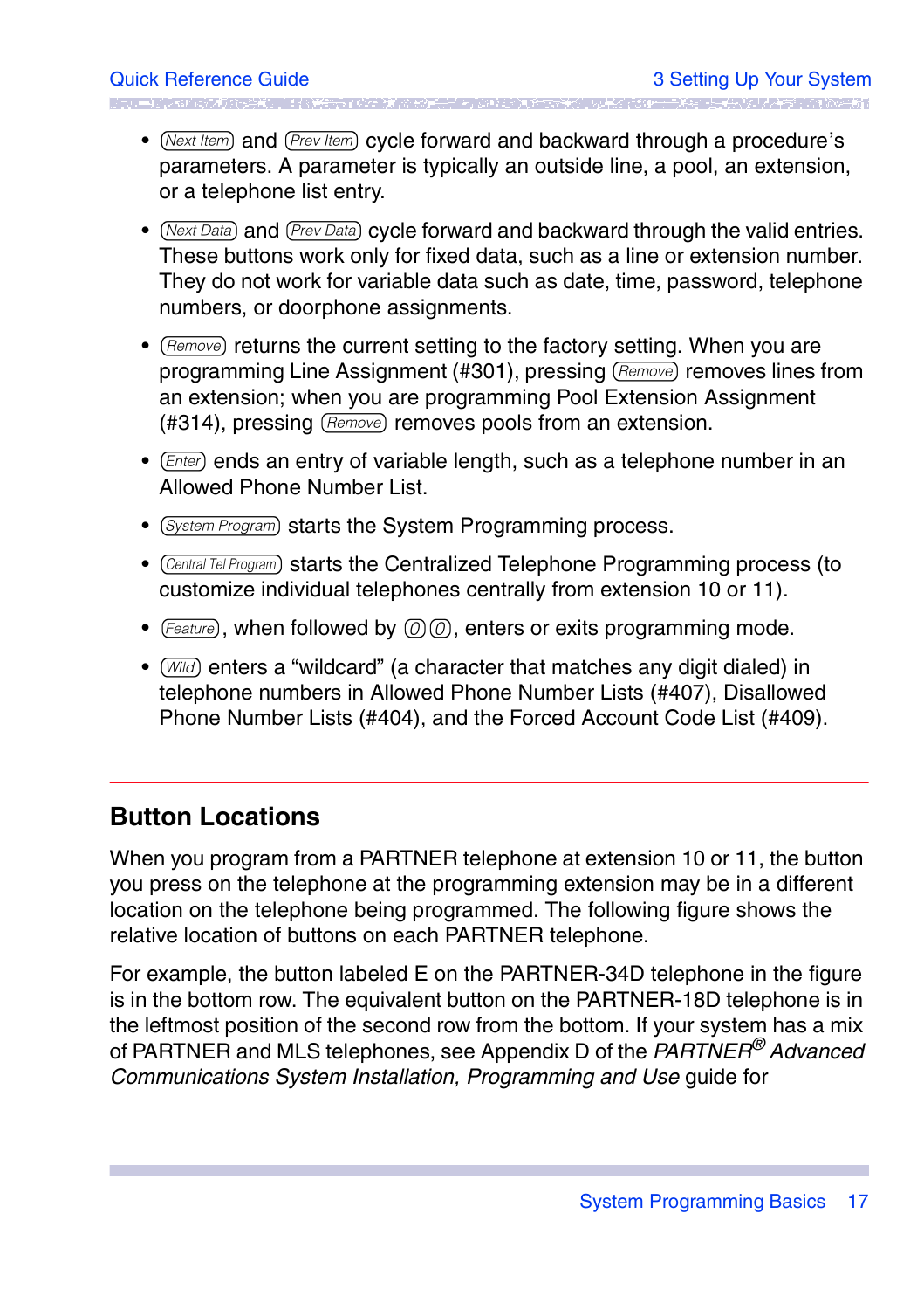- (Next Item) and (Prev Item) cycle forward and backward through a procedure's parameters. A parameter is typically an outside line, a pool, an extension, or a telephone list entry.
- (Next Data) and (Prev Data) cycle forward and backward through the valid entries. These buttons work only for fixed data, such as a line or extension number. They do not work for variable data such as date, time, password, telephone numbers, or doorphone assignments.
- (Remove) returns the current setting to the factory setting. When you are programming Line Assignment (#301), pressing (Remove) removes lines from an extension; when you are programming Pool Extension Assignment (#314), pressing (Remove) removes pools from an extension.
- (Enter) ends an entry of variable length, such as a telephone number in an Allowed Phone Number List.
- (System Program) starts the System Programming process.
- (Central Tel Program) starts the Centralized Telephone Programming process (to customize individual telephones centrally from extension 10 or 11).
- (Feature), when followed by (0)(0), enters or exits programming mode.
- (Wild) enters a "wildcard" (a character that matches any digit dialed) in telephone numbers in Allowed Phone Number Lists (#407), Disallowed Phone Number Lists (#404), and the Forced Account Code List (#409).

## Button Locations

When you program from a PARTNER telephone at extension 10 or 11, the button you press on the telephone at the programming extension may be in a different location on the telephone being programmed. The following figure shows the relative location of buttons on each PARTNER telephone.

For example, the button labeled E on the PARTNER-34D telephone in the figure is in the bottom row. The equivalent button on the PARTNER-18D telephone is in the leftmost position of the second row from the bottom. If your system has a mix of PARTNER and MLS telephones, see Appendix D of the *PARTNER® Advanced Communications System Installation, Programming and Use* guide for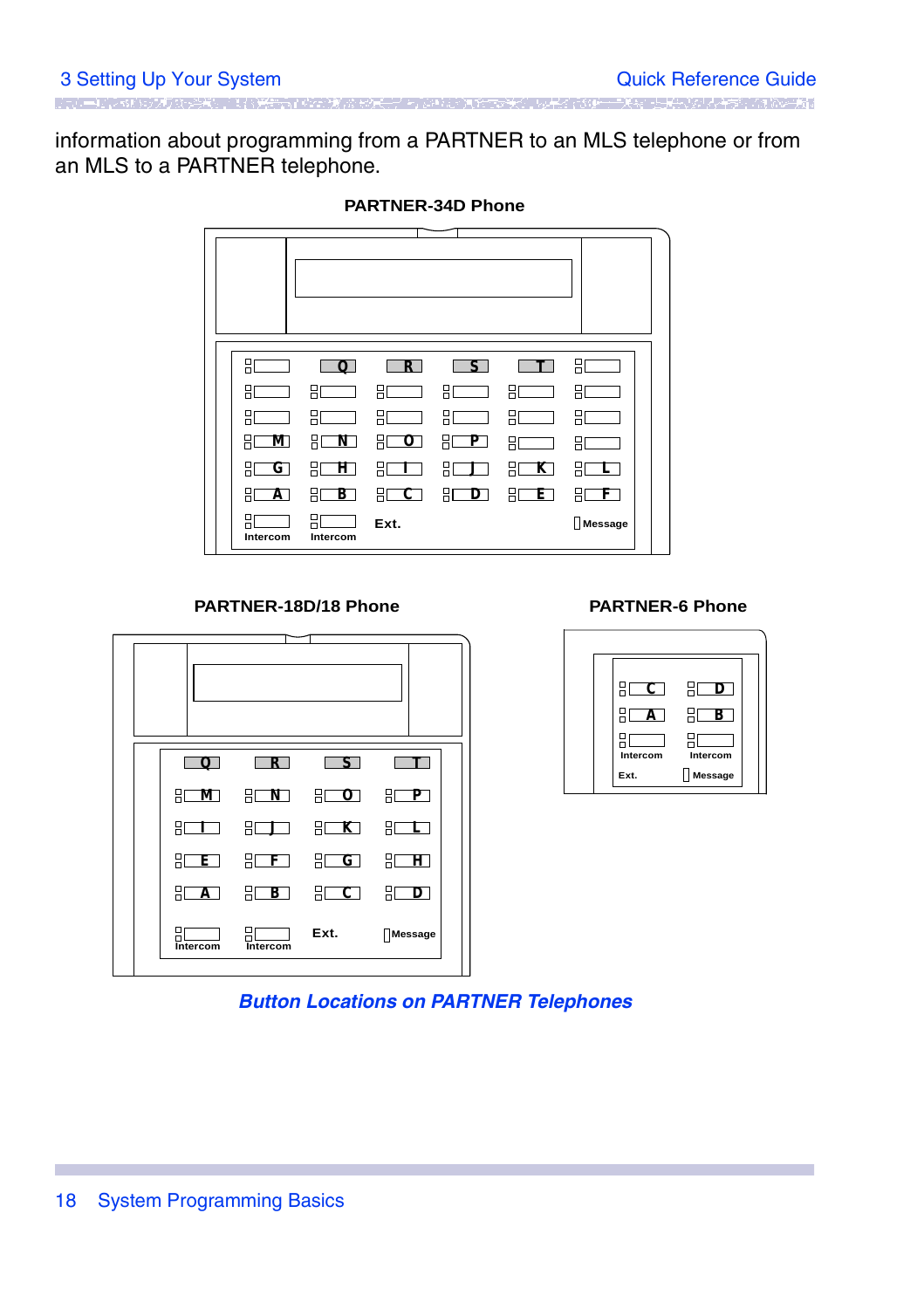information about programming from a PARTNER to an MLS telephone or from an MLS to a PARTNER telephone.

**PARTNER-34D Phone**

| | | | | | |
|---|---|---|---|---|---|
| | Q | R | S | T | |
| | | | | | |
| | | | | | |
| M | N | O | P | | |
| G | H | I | J | K | L |
| A | B | C | D | E | F |
| Intercom | Intercom | Ext. | | | Message |

**PARTNER-18D/18 Phone**

| | | | |
|---|---|---|---|
| Q | R | S | T |
| M | N | O | P |
| I | J | K | L |
| E | F | G | H |
| A | B | C | D |
| Intercom | Intercom | Ext. | Message |

**PARTNER-6 Phone**

| | |
|---|---|
| C | D |
| A | B |
| Intercom | Intercom |
| Ext. | Message |

*Button Locations on PARTNER Telephones*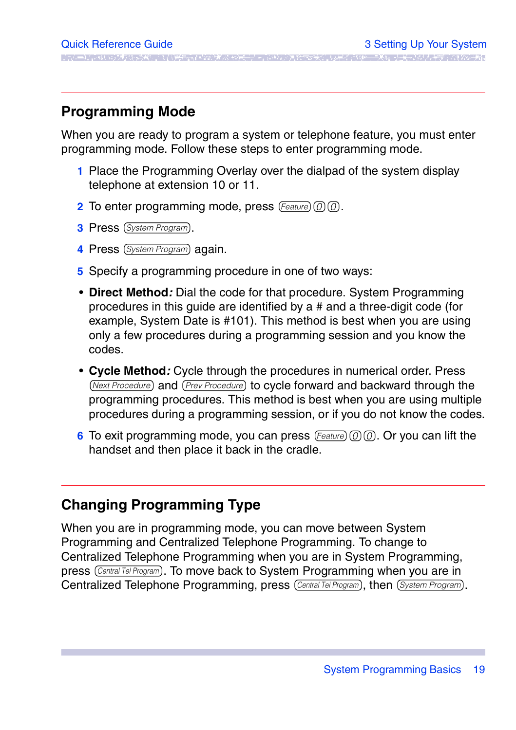## Programming Mode

When you are ready to program a system or telephone feature, you must enter programming mode. Follow these steps to enter programming mode.

1. Place the Programming Overlay over the dialpad of the system display telephone at extension 10 or 11.
2. To enter programming mode, press [Feature] [0] [0].
3. Press [System Program].
4. Press [System Program] again.
5. Specify a programming procedure in one of two ways:

- **Direct Method:** Dial the code for that procedure. System Programming procedures in this guide are identified by a # and a three-digit code (for example, System Date is #101). This method is best when you are using only a few procedures during a programming session and you know the codes.
- **Cycle Method:** Cycle through the procedures in numerical order. Press [Next Procedure] and [Prev Procedure] to cycle forward and backward through the programming procedures. This method is best when you are using multiple procedures during a programming session, or if you do not know the codes.

6. To exit programming mode, you can press [Feature] [0] [0]. Or you can lift the handset and then place it back in the cradle.

## Changing Programming Type

When you are in programming mode, you can move between System Programming and Centralized Telephone Programming. To change to Centralized Telephone Programming when you are in System Programming, press [Central Tel Program]. To move back to System Programming when you are in Centralized Telephone Programming, press [Central Tel Program], then [System Program].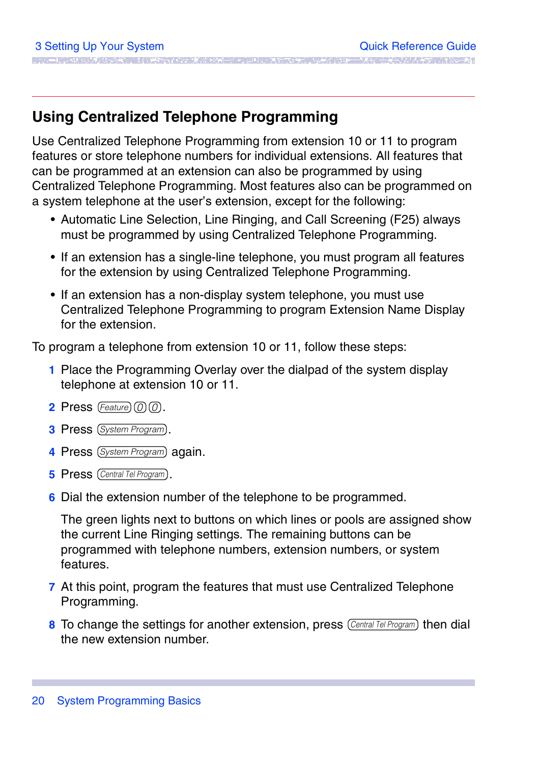## Using Centralized Telephone Programming

Use Centralized Telephone Programming from extension 10 or 11 to program features or store telephone numbers for individual extensions. All features that can be programmed at an extension can also be programmed by using Centralized Telephone Programming. Most features also can be programmed on a system telephone at the user's extension, except for the following:

- Automatic Line Selection, Line Ringing, and Call Screening (F25) always must be programmed by using Centralized Telephone Programming.
- If an extension has a single-line telephone, you must program all features for the extension by using Centralized Telephone Programming.
- If an extension has a non-display system telephone, you must use Centralized Telephone Programming to program Extension Name Display for the extension.

To program a telephone from extension 10 or 11, follow these steps:

1. Place the Programming Overlay over the dialpad of the system display telephone at extension 10 or 11.
2. Press (Feature) (0) (0).
3. Press (System Program).
4. Press (System Program) again.
5. Press (Central Tel Program).
6. Dial the extension number of the telephone to be programmed.

   The green lights next to buttons on which lines or pools are assigned show the current Line Ringing settings. The remaining buttons can be programmed with telephone numbers, extension numbers, or system features.
7. At this point, program the features that must use Centralized Telephone Programming.
8. To change the settings for another extension, press (Central Tel Program) then dial the new extension number.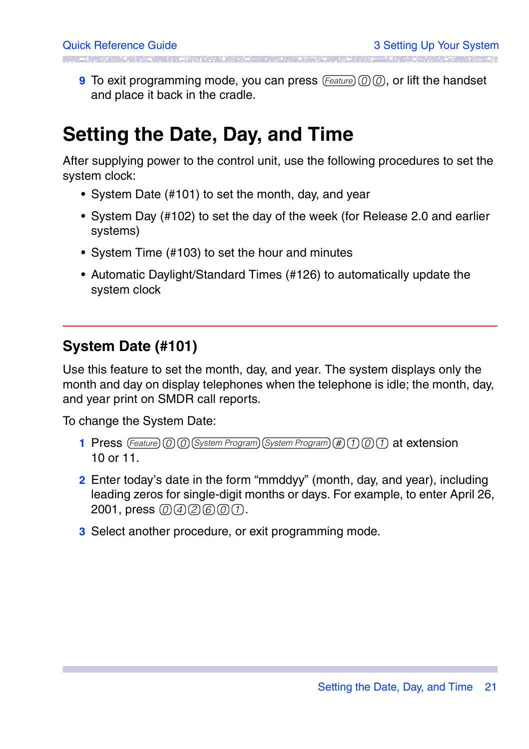9. To exit programming mode, you can press Feature 0 0, or lift the handset and place it back in the cradle.

# Setting the Date, Day, and Time

After supplying power to the control unit, use the following procedures to set the system clock:

- System Date (#101) to set the month, day, and year
- System Day (#102) to set the day of the week (for Release 2.0 and earlier systems)
- System Time (#103) to set the hour and minutes
- Automatic Daylight/Standard Times (#126) to automatically update the system clock

---

## System Date (#101)

Use this feature to set the month, day, and year. The system displays only the month and day on display telephones when the telephone is idle; the month, day, and year print on SMDR call reports.

To change the System Date:

1. Press Feature 0 0 System Program System Program # 1 0 1 at extension 10 or 11.
2. Enter today's date in the form "mmddyy" (month, day, and year), including leading zeros for single-digit months or days. For example, to enter April 26, 2001, press 0 4 2 6 0 1.
3. Select another procedure, or exit programming mode.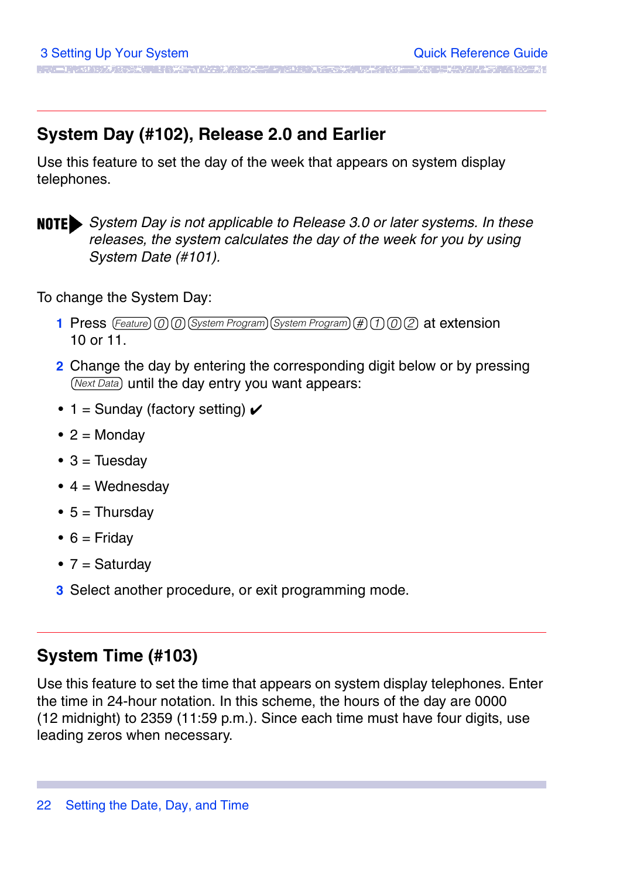## System Day (#102), Release 2.0 and Earlier

Use this feature to set the day of the week that appears on system display telephones.

**NOTE** *System Day is not applicable to Release 3.0 or later systems. In these releases, the system calculates the day of the week for you by using System Date (#101).*

To change the System Day:

1. Press Feature 0 0 System Program System Program # 1 0 2 at extension 10 or 11.
2. Change the day by entering the corresponding digit below or by pressing Next Data until the day entry you want appears:
   - 1 = Sunday (factory setting) ✔
   - 2 = Monday
   - 3 = Tuesday
   - 4 = Wednesday
   - 5 = Thursday
   - 6 = Friday
   - 7 = Saturday
3. Select another procedure, or exit programming mode.

## System Time (#103)

Use this feature to set the time that appears on system display telephones. Enter the time in 24-hour notation. In this scheme, the hours of the day are 0000 (12 midnight) to 2359 (11:59 p.m.). Since each time must have four digits, use leading zeros when necessary.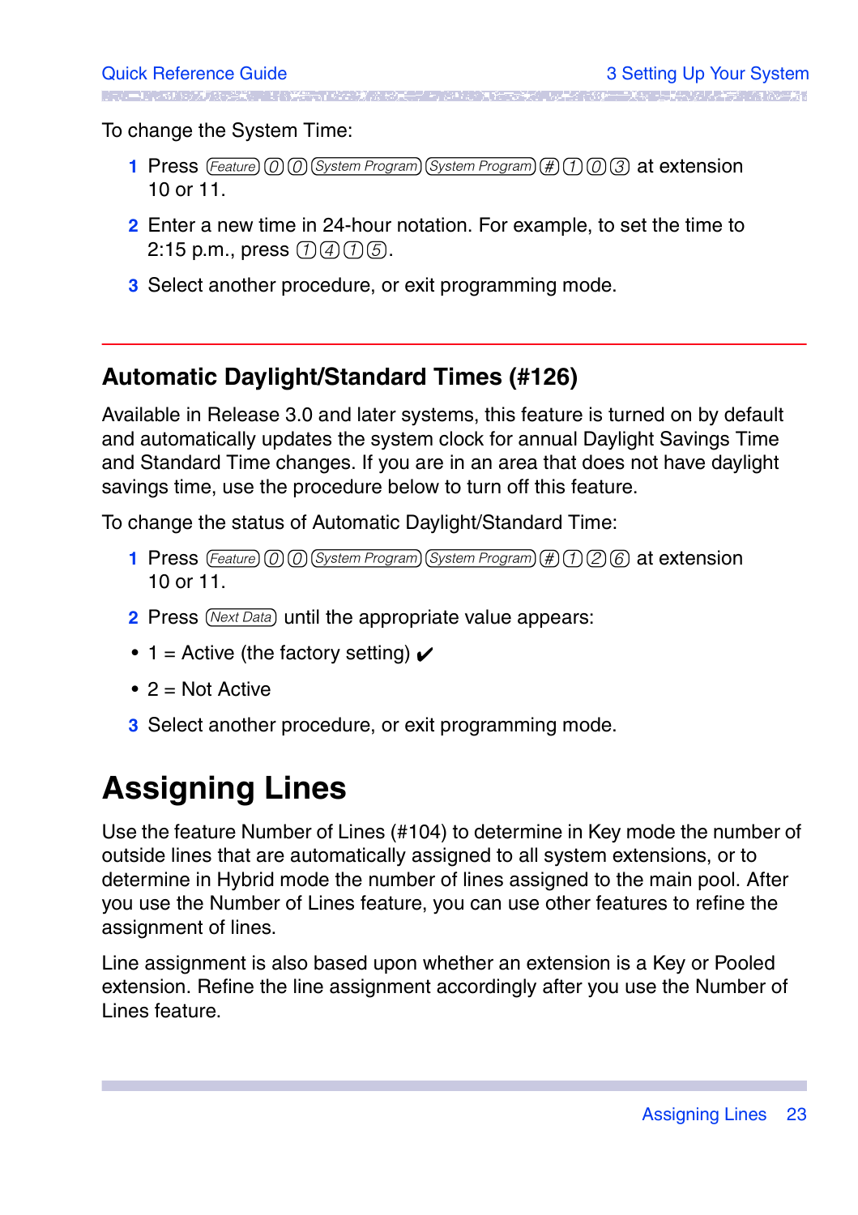To change the System Time:

1. Press [Feature] [0] [0] [System Program] [System Program] [#] [1] [0] [3] at extension 10 or 11.
2. Enter a new time in 24-hour notation. For example, to set the time to 2:15 p.m., press [1] [4] [1] [5].
3. Select another procedure, or exit programming mode.

---

## Automatic Daylight/Standard Times (#126)

Available in Release 3.0 and later systems, this feature is turned on by default and automatically updates the system clock for annual Daylight Savings Time and Standard Time changes. If you are in an area that does not have daylight savings time, use the procedure below to turn off this feature.

To change the status of Automatic Daylight/Standard Time:

1. Press [Feature] [0] [0] [System Program] [System Program] [#] [1] [2] [6] at extension 10 or 11.
2. Press [Next Data] until the appropriate value appears:
   - 1 = Active (the factory setting) ✔
   - 2 = Not Active
3. Select another procedure, or exit programming mode.

# Assigning Lines

Use the feature Number of Lines (#104) to determine in Key mode the number of outside lines that are automatically assigned to all system extensions, or to determine in Hybrid mode the number of lines assigned to the main pool. After you use the Number of Lines feature, you can use other features to refine the assignment of lines.

Line assignment is also based upon whether an extension is a Key or Pooled extension. Refine the line assignment accordingly after you use the Number of Lines feature.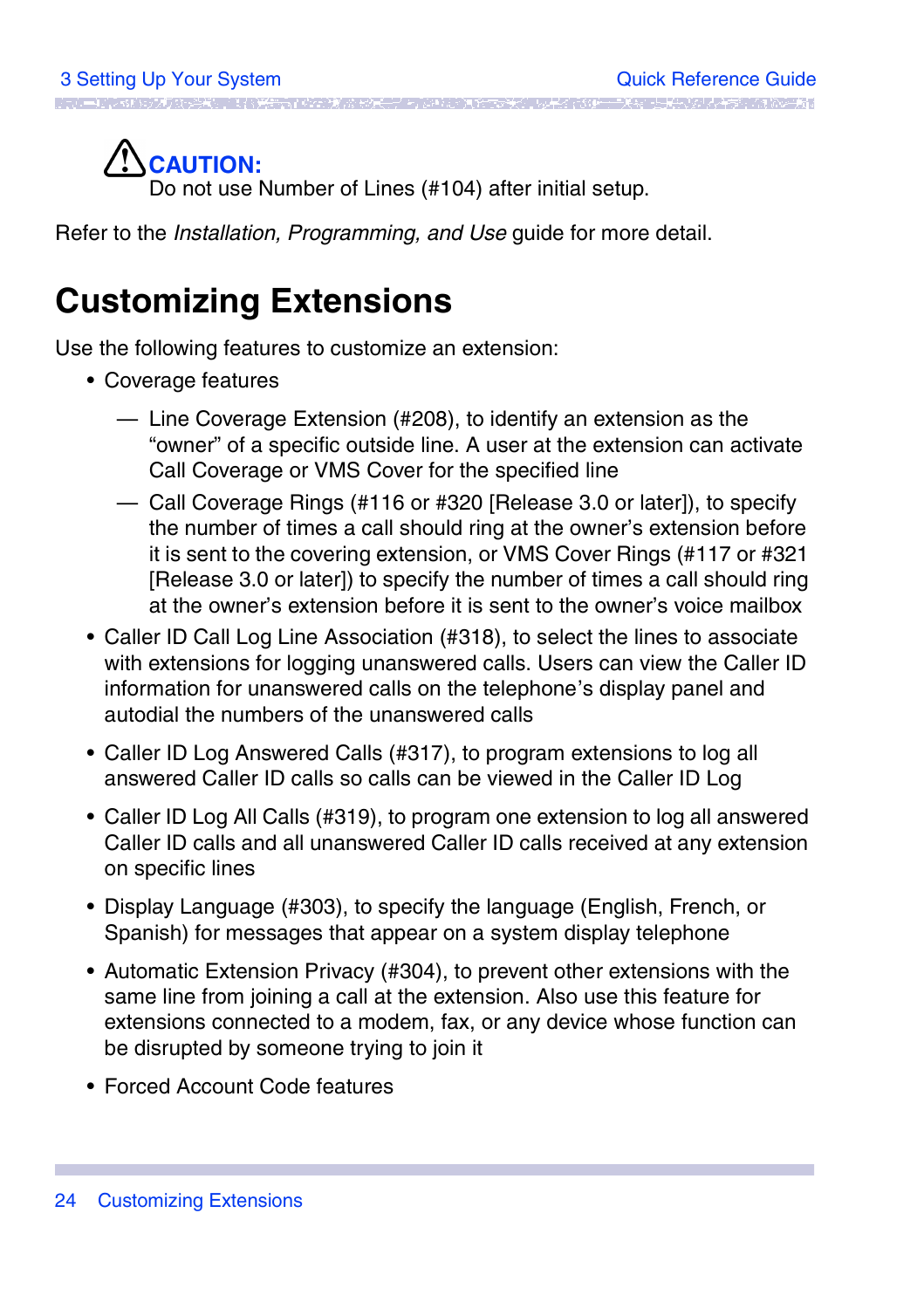**CAUTION:**
Do not use Number of Lines (#104) after initial setup.

Refer to the *Installation, Programming, and Use* guide for more detail.

# Customizing Extensions

Use the following features to customize an extension:

- Coverage features
  - Line Coverage Extension (#208), to identify an extension as the “owner” of a specific outside line. A user at the extension can activate Call Coverage or VMS Cover for the specified line
  - Call Coverage Rings (#116 or #320 [Release 3.0 or later]), to specify the number of times a call should ring at the owner’s extension before it is sent to the covering extension, or VMS Cover Rings (#117 or #321 [Release 3.0 or later]) to specify the number of times a call should ring at the owner’s extension before it is sent to the owner’s voice mailbox
- Caller ID Call Log Line Association (#318), to select the lines to associate with extensions for logging unanswered calls. Users can view the Caller ID information for unanswered calls on the telephone’s display panel and autodial the numbers of the unanswered calls
- Caller ID Log Answered Calls (#317), to program extensions to log all answered Caller ID calls so calls can be viewed in the Caller ID Log
- Caller ID Log All Calls (#319), to program one extension to log all answered Caller ID calls and all unanswered Caller ID calls received at any extension on specific lines
- Display Language (#303), to specify the language (English, French, or Spanish) for messages that appear on a system display telephone
- Automatic Extension Privacy (#304), to prevent other extensions with the same line from joining a call at the extension. Also use this feature for extensions connected to a modem, fax, or any device whose function can be disrupted by someone trying to join it
- Forced Account Code features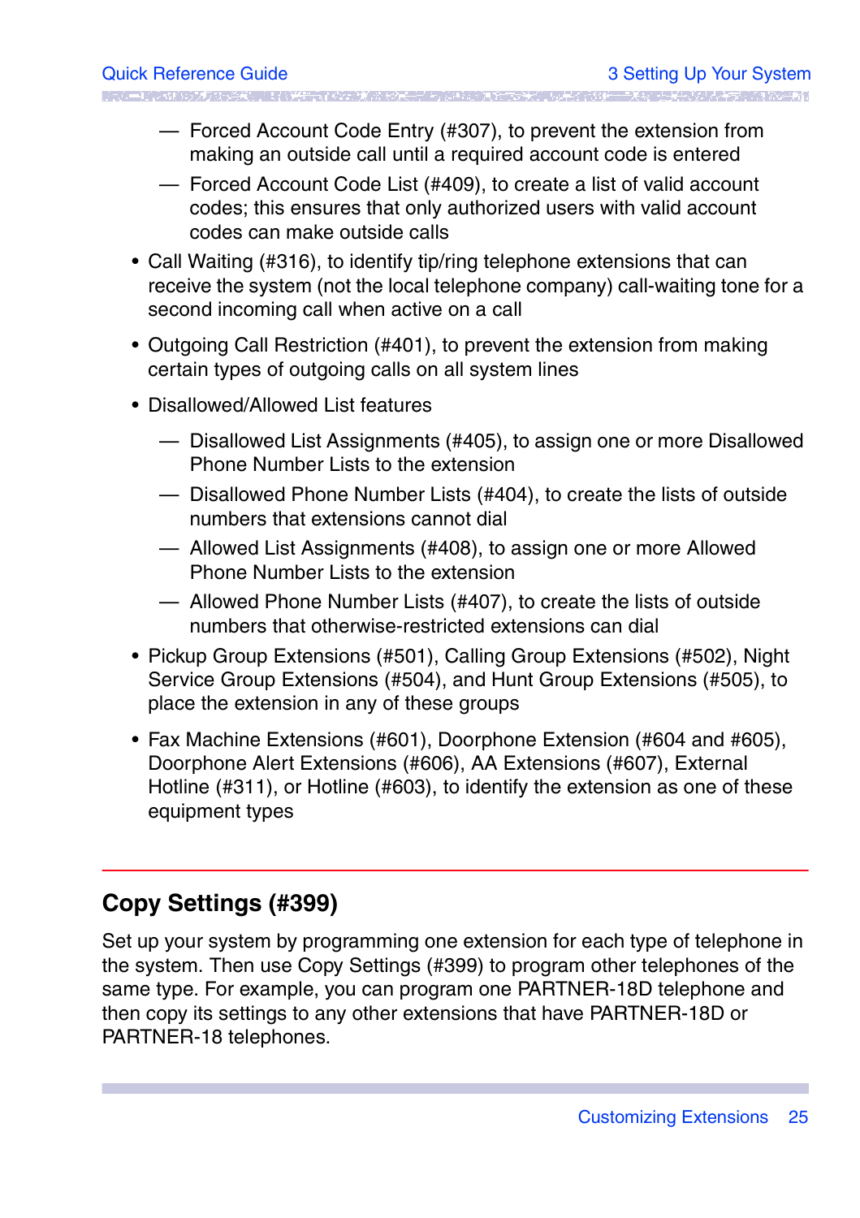- Forced Account Code Entry (#307), to prevent the extension from making an outside call until a required account code is entered
    - Forced Account Code List (#409), to create a list of valid account codes; this ensures that only authorized users with valid account codes can make outside calls
- Call Waiting (#316), to identify tip/ring telephone extensions that can receive the system (not the local telephone company) call-waiting tone for a second incoming call when active on a call
- Outgoing Call Restriction (#401), to prevent the extension from making certain types of outgoing calls on all system lines
- Disallowed/Allowed List features
    - Disallowed List Assignments (#405), to assign one or more Disallowed Phone Number Lists to the extension
    - Disallowed Phone Number Lists (#404), to create the lists of outside numbers that extensions cannot dial
    - Allowed List Assignments (#408), to assign one or more Allowed Phone Number Lists to the extension
    - Allowed Phone Number Lists (#407), to create the lists of outside numbers that otherwise-restricted extensions can dial
- Pickup Group Extensions (#501), Calling Group Extensions (#502), Night Service Group Extensions (#504), and Hunt Group Extensions (#505), to place the extension in any of these groups
- Fax Machine Extensions (#601), Doorphone Extension (#604 and #605), Doorphone Alert Extensions (#606), AA Extensions (#607), External Hotline (#311), or Hotline (#603), to identify the extension as one of these equipment types

## Copy Settings (#399)

Set up your system by programming one extension for each type of telephone in the system. Then use Copy Settings (#399) to program other telephones of the same type. For example, you can program one PARTNER-18D telephone and then copy its settings to any other extensions that have PARTNER-18D or PARTNER-18 telephones.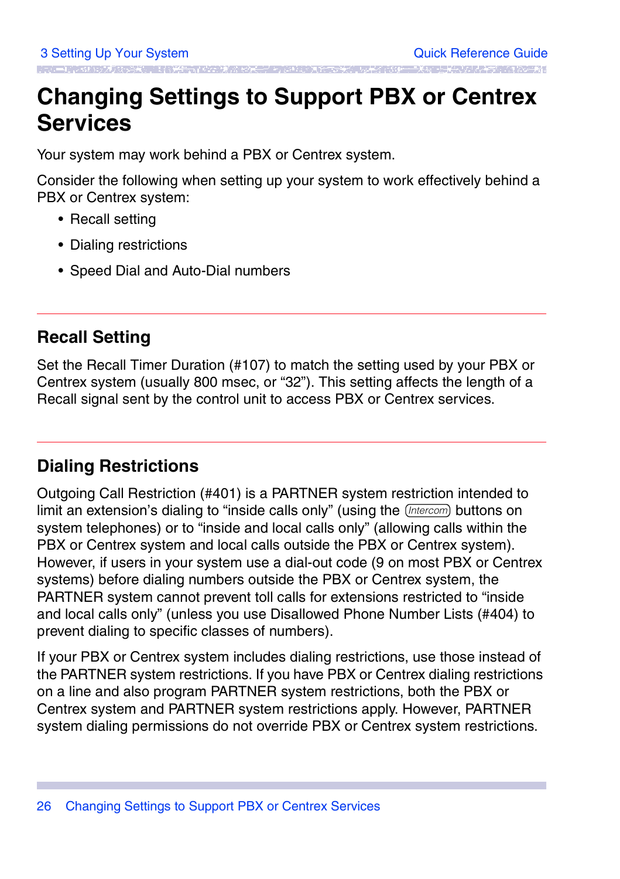# Changing Settings to Support PBX or Centrex Services

Your system may work behind a PBX or Centrex system.

Consider the following when setting up your system to work effectively behind a PBX or Centrex system:

- Recall setting
- Dialing restrictions
- Speed Dial and Auto-Dial numbers

## Recall Setting

Set the Recall Timer Duration (#107) to match the setting used by your PBX or Centrex system (usually 800 msec, or "32"). This setting affects the length of a Recall signal sent by the control unit to access PBX or Centrex services.

## Dialing Restrictions

Outgoing Call Restriction (#401) is a PARTNER system restriction intended to limit an extension's dialing to "inside calls only" (using the *Intercom* buttons on system telephones) or to "inside and local calls only" (allowing calls within the PBX or Centrex system and local calls outside the PBX or Centrex system). However, if users in your system use a dial-out code (9 on most PBX or Centrex systems) before dialing numbers outside the PBX or Centrex system, the PARTNER system cannot prevent toll calls for extensions restricted to "inside and local calls only" (unless you use Disallowed Phone Number Lists (#404) to prevent dialing to specific classes of numbers).

If your PBX or Centrex system includes dialing restrictions, use those instead of the PARTNER system restrictions. If you have PBX or Centrex dialing restrictions on a line and also program PARTNER system restrictions, both the PBX or Centrex system and PARTNER system restrictions apply. However, PARTNER system dialing permissions do not override PBX or Centrex system restrictions.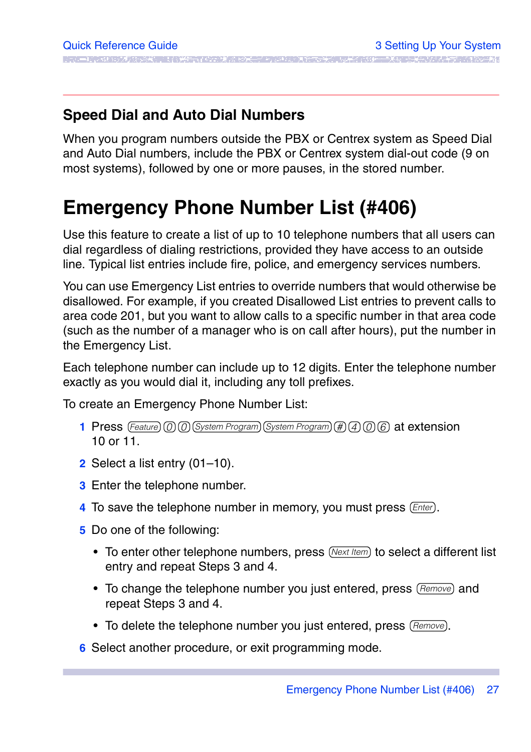## Speed Dial and Auto Dial Numbers

When you program numbers outside the PBX or Centrex system as Speed Dial and Auto Dial numbers, include the PBX or Centrex system dial-out code (9 on most systems), followed by one or more pauses, in the stored number.

# Emergency Phone Number List (#406)

Use this feature to create a list of up to 10 telephone numbers that all users can dial regardless of dialing restrictions, provided they have access to an outside line. Typical list entries include fire, police, and emergency services numbers.

You can use Emergency List entries to override numbers that would otherwise be disallowed. For example, if you created Disallowed List entries to prevent calls to area code 201, but you want to allow calls to a specific number in that area code (such as the number of a manager who is on call after hours), put the number in the Emergency List.

Each telephone number can include up to 12 digits. Enter the telephone number exactly as you would dial it, including any toll prefixes.

To create an Emergency Phone Number List:

1. Press (Feature) (0) (0) (System Program) (System Program) (#) (4) (0) (6) at extension 10 or 11.
2. Select a list entry (01–10).
3. Enter the telephone number.
4. To save the telephone number in memory, you must press (Enter).
5. Do one of the following:
   - To enter other telephone numbers, press (Next Item) to select a different list entry and repeat Steps 3 and 4.
   - To change the telephone number you just entered, press (Remove) and repeat Steps 3 and 4.
   - To delete the telephone number you just entered, press (Remove).
6. Select another procedure, or exit programming mode.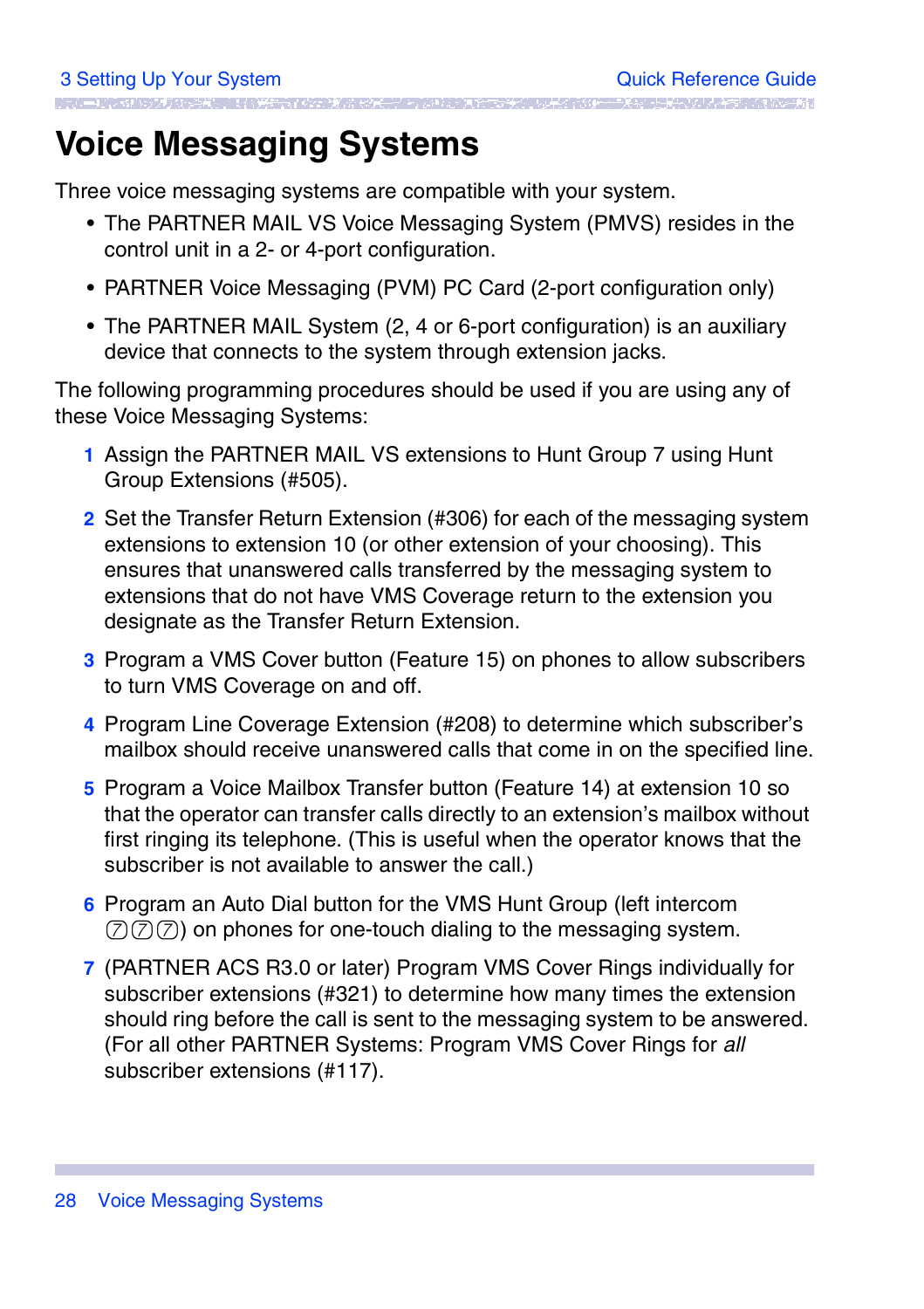# Voice Messaging Systems

Three voice messaging systems are compatible with your system.

- The PARTNER MAIL VS Voice Messaging System (PMVS) resides in the control unit in a 2- or 4-port configuration.
- PARTNER Voice Messaging (PVM) PC Card (2-port configuration only)
- The PARTNER MAIL System (2, 4 or 6-port configuration) is an auxiliary device that connects to the system through extension jacks.

The following programming procedures should be used if you are using any of these Voice Messaging Systems:

1. Assign the PARTNER MAIL VS extensions to Hunt Group 7 using Hunt Group Extensions (#505).
2. Set the Transfer Return Extension (#306) for each of the messaging system extensions to extension 10 (or other extension of your choosing). This ensures that unanswered calls transferred by the messaging system to extensions that do not have VMS Coverage return to the extension you designate as the Transfer Return Extension.
3. Program a VMS Cover button (Feature 15) on phones to allow subscribers to turn VMS Coverage on and off.
4. Program Line Coverage Extension (#208) to determine which subscriber's mailbox should receive unanswered calls that come in on the specified line.
5. Program a Voice Mailbox Transfer button (Feature 14) at extension 10 so that the operator can transfer calls directly to an extension's mailbox without first ringing its telephone. (This is useful when the operator knows that the subscriber is not available to answer the call.)
6. Program an Auto Dial button for the VMS Hunt Group (left intercom 777) on phones for one-touch dialing to the messaging system.
7. (PARTNER ACS R3.0 or later) Program VMS Cover Rings individually for subscriber extensions (#321) to determine how many times the extension should ring before the call is sent to the messaging system to be answered. (For all other PARTNER Systems: Program VMS Cover Rings for *all* subscriber extensions (#117).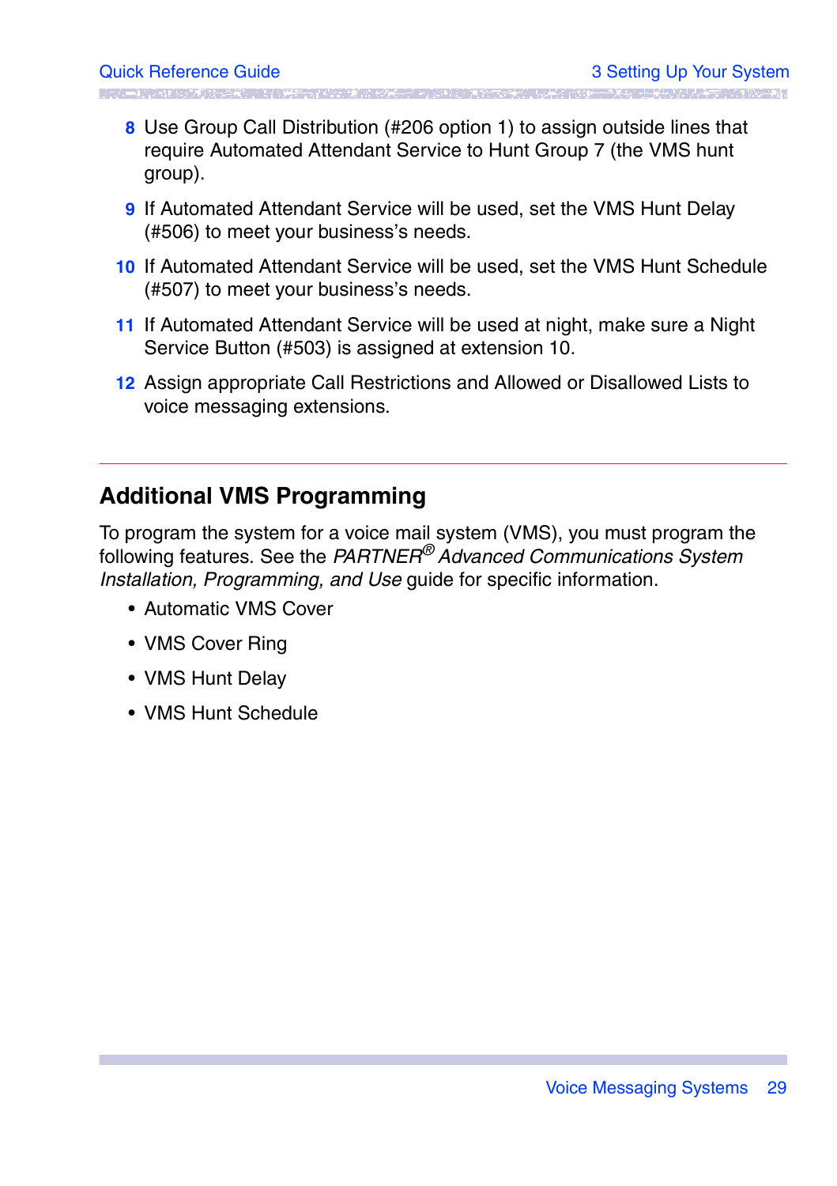8. Use Group Call Distribution (#206 option 1) to assign outside lines that require Automated Attendant Service to Hunt Group 7 (the VMS hunt group).
9. If Automated Attendant Service will be used, set the VMS Hunt Delay (#506) to meet your business's needs.
10. If Automated Attendant Service will be used, set the VMS Hunt Schedule (#507) to meet your business's needs.
11. If Automated Attendant Service will be used at night, make sure a Night Service Button (#503) is assigned at extension 10.
12. Assign appropriate Call Restrictions and Allowed or Disallowed Lists to voice messaging extensions.

## Additional VMS Programming

To program the system for a voice mail system (VMS), you must program the following features. See the *PARTNER® Advanced Communications System Installation, Programming, and Use* guide for specific information.

- Automatic VMS Cover
- VMS Cover Ring
- VMS Hunt Delay
- VMS Hunt Schedule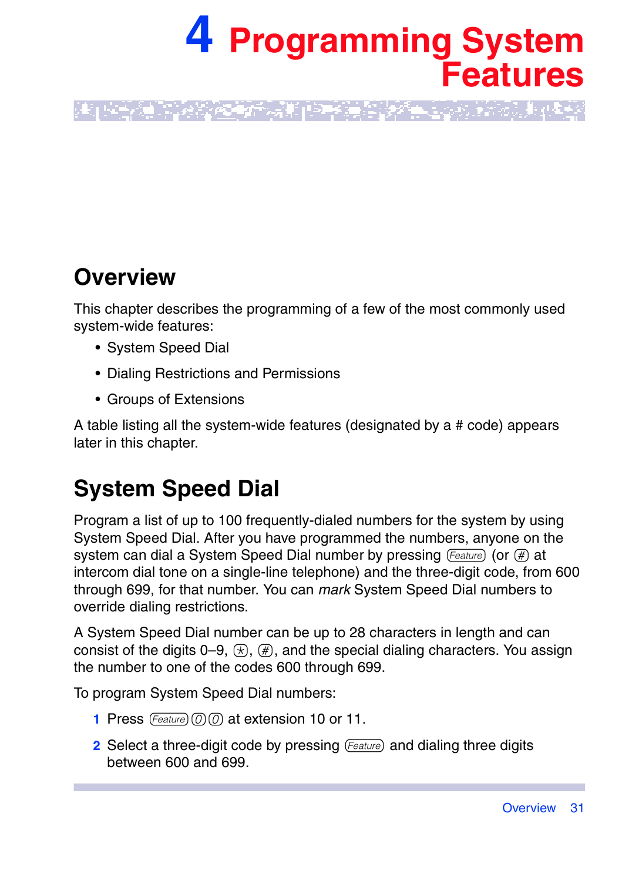# 4 Programming System Features

## Overview

This chapter describes the programming of a few of the most commonly used system-wide features:

- System Speed Dial
- Dialing Restrictions and Permissions
- Groups of Extensions

A table listing all the system-wide features (designated by a # code) appears later in this chapter.

## System Speed Dial

Program a list of up to 100 frequently-dialed numbers for the system by using System Speed Dial. After you have programmed the numbers, anyone on the system can dial a System Speed Dial number by pressing Feature (or # at intercom dial tone on a single-line telephone) and the three-digit code, from 600 through 699, for that number. You can *mark* System Speed Dial numbers to override dialing restrictions.

A System Speed Dial number can be up to 28 characters in length and can consist of the digits 0–9, *, #, and the special dialing characters. You assign the number to one of the codes 600 through 699.

To program System Speed Dial numbers:

1. Press Feature 0 0 at extension 10 or 11.
2. Select a three-digit code by pressing Feature and dialing three digits between 600 and 699.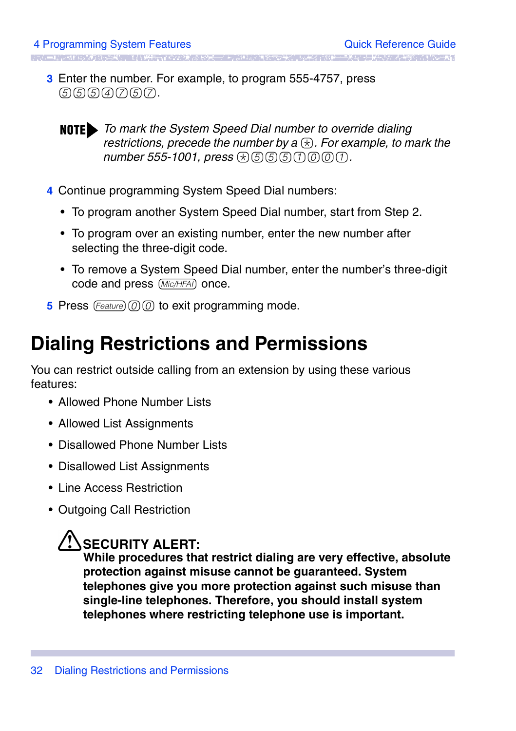3 Enter the number. For example, to program 555-4757, press 5 5 5 4 7 5 7.

**NOTE** *To mark the System Speed Dial number to override dialing restrictions, precede the number by a * . For example, to mark the number 555-1001, press * 5 5 5 1 0 0 1.*

4 Continue programming System Speed Dial numbers:

- To program another System Speed Dial number, start from Step 2.
- To program over an existing number, enter the new number after selecting the three-digit code.
- To remove a System Speed Dial number, enter the number's three-digit code and press Mic/HFAI once.

5 Press Feature 0 0 to exit programming mode.

# Dialing Restrictions and Permissions

You can restrict outside calling from an extension by using these various features:

- Allowed Phone Number Lists
- Allowed List Assignments
- Disallowed Phone Number Lists
- Disallowed List Assignments
- Line Access Restriction
- Outgoing Call Restriction

**SECURITY ALERT:**
**While procedures that restrict dialing are very effective, absolute protection against misuse cannot be guaranteed. System telephones give you more protection against such misuse than single-line telephones. Therefore, you should install system telephones where restricting telephone use is important.**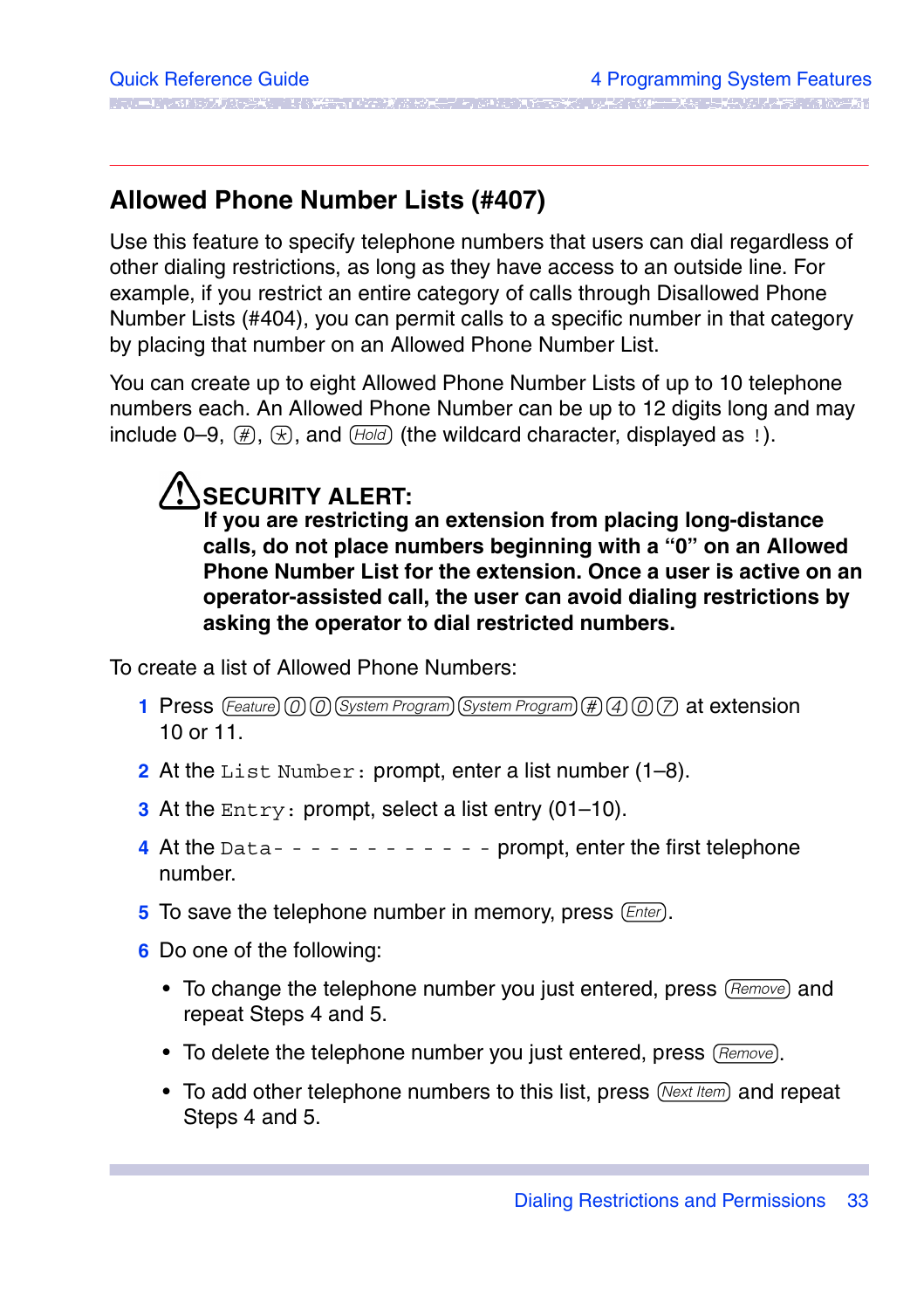## Allowed Phone Number Lists (#407)

Use this feature to specify telephone numbers that users can dial regardless of other dialing restrictions, as long as they have access to an outside line. For example, if you restrict an entire category of calls through Disallowed Phone Number Lists (#404), you can permit calls to a specific number in that category by placing that number on an Allowed Phone Number List.

You can create up to eight Allowed Phone Number Lists of up to 10 telephone numbers each. An Allowed Phone Number can be up to 12 digits long and may include 0–9, #, *, and Hold (the wildcard character, displayed as `!`).

**SECURITY ALERT:**
**If you are restricting an extension from placing long-distance calls, do not place numbers beginning with a "0" on an Allowed Phone Number List for the extension. Once a user is active on an operator-assisted call, the user can avoid dialing restrictions by asking the operator to dial restricted numbers.**

To create a list of Allowed Phone Numbers:

1. Press Feature 0 0 System Program System Program # 4 0 7 at extension 10 or 11.
2. At the `List Number:` prompt, enter a list number (1–8).
3. At the `Entry:` prompt, select a list entry (01–10).
4. At the `Data- - - - - - - - - - - -` prompt, enter the first telephone number.
5. To save the telephone number in memory, press Enter.
6. Do one of the following:
   - To change the telephone number you just entered, press Remove and repeat Steps 4 and 5.
   - To delete the telephone number you just entered, press Remove.
   - To add other telephone numbers to this list, press Next Item and repeat Steps 4 and 5.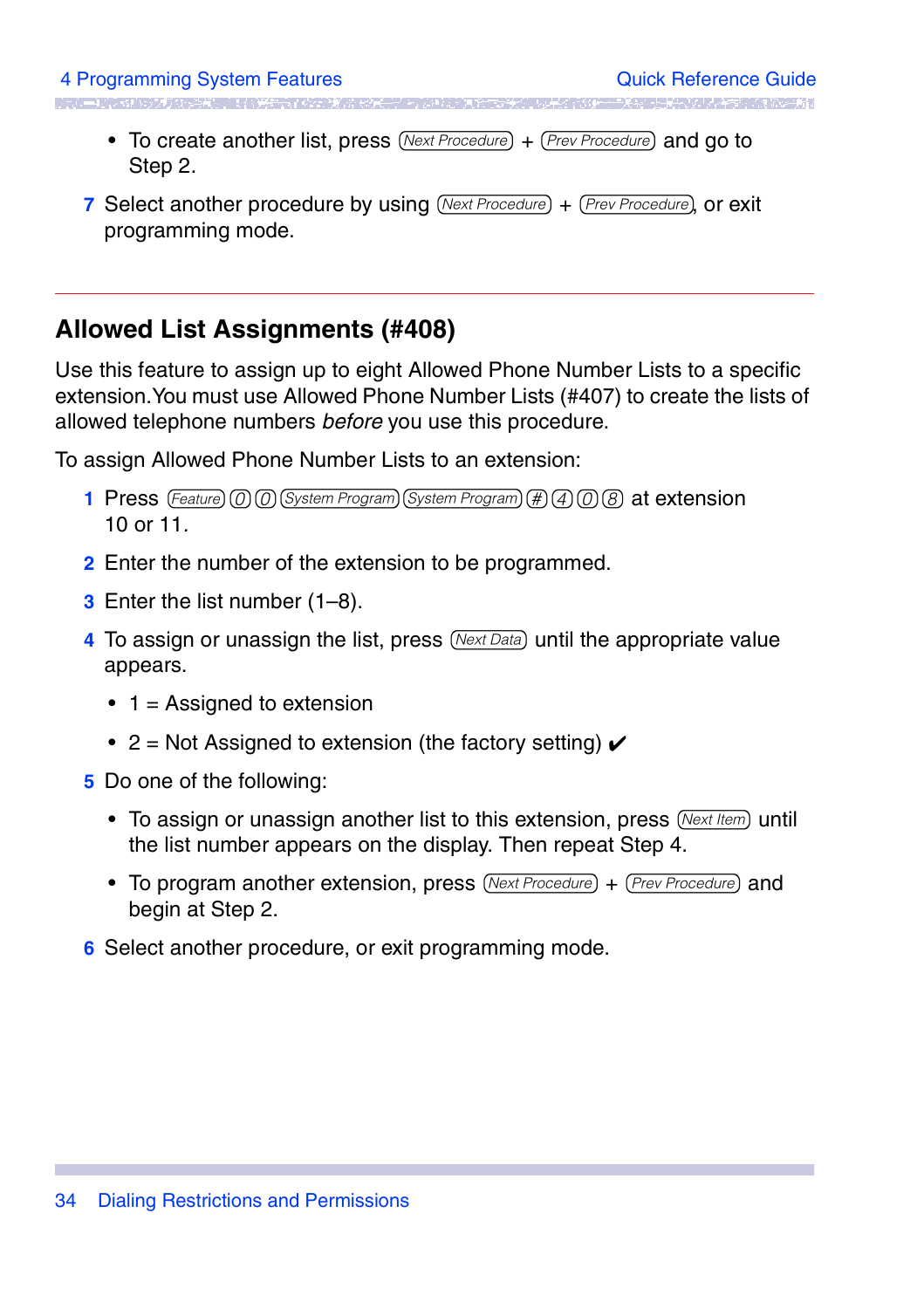- To create another list, press (Next Procedure) + (Prev Procedure) and go to Step 2.

7 Select another procedure by using (Next Procedure) + (Prev Procedure), or exit programming mode.

## Allowed List Assignments (#408)

Use this feature to assign up to eight Allowed Phone Number Lists to a specific extension. You must use Allowed Phone Number Lists (#407) to create the lists of allowed telephone numbers *before* you use this procedure.

To assign Allowed Phone Number Lists to an extension:

1 Press (Feature) (0) (0) (System Program) (System Program) (#) (4) (0) (8) at extension 10 or 11.

2 Enter the number of the extension to be programmed.

3 Enter the list number (1–8).

4 To assign or unassign the list, press (Next Data) until the appropriate value appears.

   - 1 = Assigned to extension
   - 2 = Not Assigned to extension (the factory setting) ✔

5 Do one of the following:

   - To assign or unassign another list to this extension, press (Next Item) until the list number appears on the display. Then repeat Step 4.
   - To program another extension, press (Next Procedure) + (Prev Procedure) and begin at Step 2.

6 Select another procedure, or exit programming mode.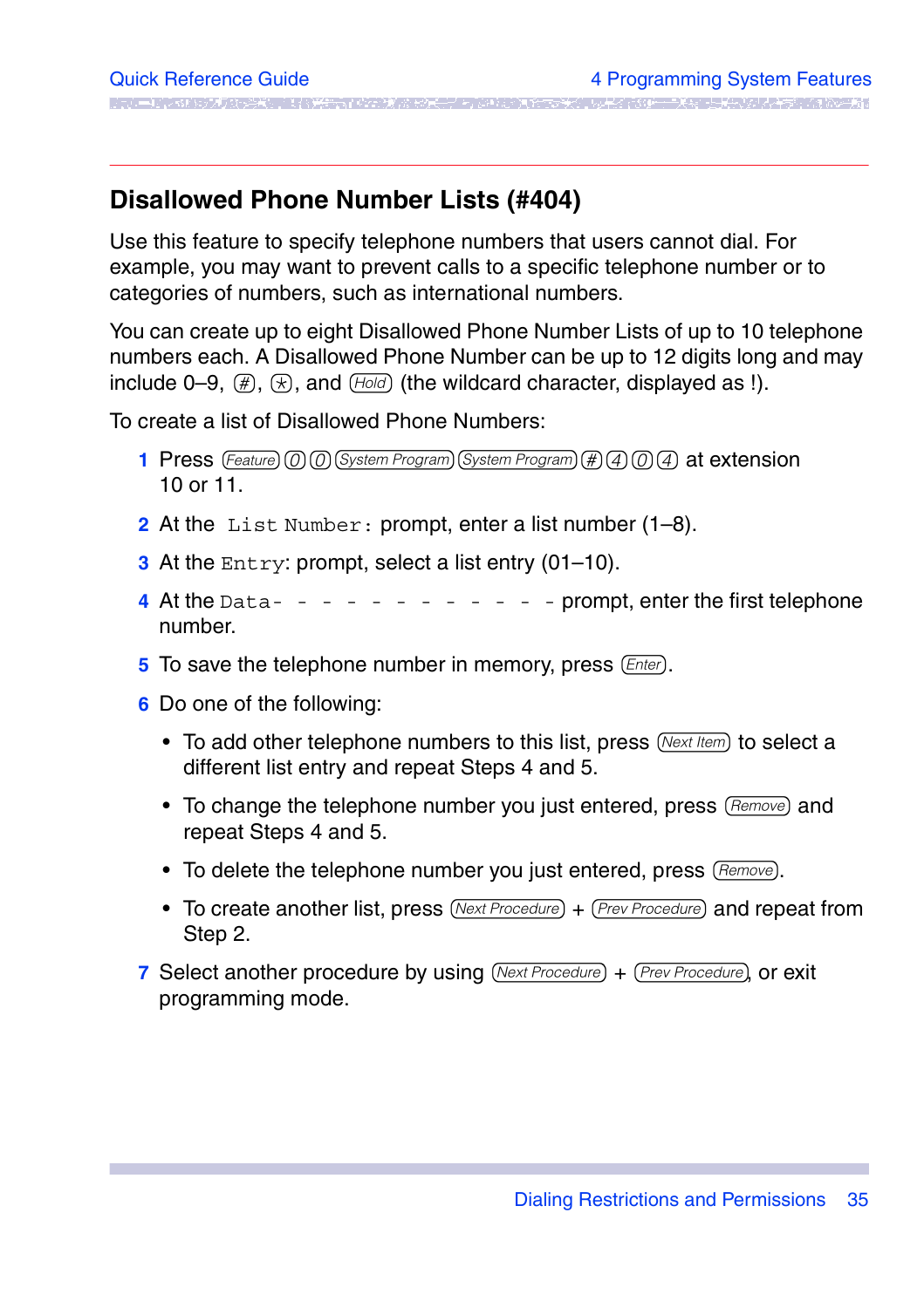## Disallowed Phone Number Lists (#404)

Use this feature to specify telephone numbers that users cannot dial. For example, you may want to prevent calls to a specific telephone number or to categories of numbers, such as international numbers.

You can create up to eight Disallowed Phone Number Lists of up to 10 telephone numbers each. A Disallowed Phone Number can be up to 12 digits long and may include 0–9, (#), (*), and (Hold) (the wildcard character, displayed as !).

To create a list of Disallowed Phone Numbers:

1. Press (Feature) (0) (0) (System Program) (System Program) (#) (4) (0) (4) at extension 10 or 11.
2. At the `List Number:` prompt, enter a list number (1–8).
3. At the `Entry`: prompt, select a list entry (01–10).
4. At the `Data- - - - - - - - - - - -` prompt, enter the first telephone number.
5. To save the telephone number in memory, press (Enter).
6. Do one of the following:
   - To add other telephone numbers to this list, press (Next Item) to select a different list entry and repeat Steps 4 and 5.
   - To change the telephone number you just entered, press (Remove) and repeat Steps 4 and 5.
   - To delete the telephone number you just entered, press (Remove).
   - To create another list, press (Next Procedure) + (Prev Procedure) and repeat from Step 2.
7. Select another procedure by using (Next Procedure) + (Prev Procedure), or exit programming mode.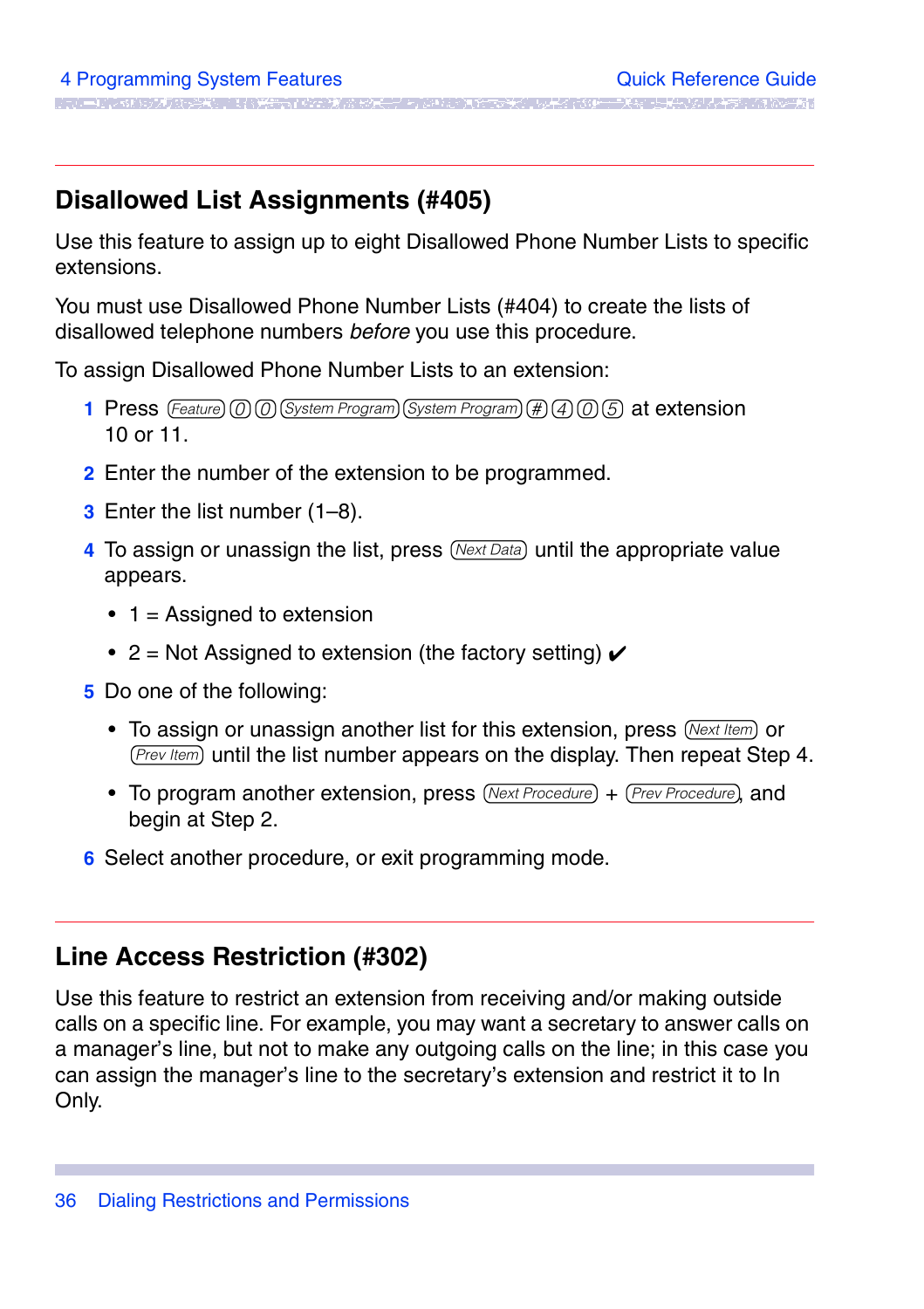## Disallowed List Assignments (#405)

Use this feature to assign up to eight Disallowed Phone Number Lists to specific extensions.

You must use Disallowed Phone Number Lists (#404) to create the lists of disallowed telephone numbers *before* you use this procedure.

To assign Disallowed Phone Number Lists to an extension:

1. Press (Feature) (0) (0) (System Program) (System Program) (#) (4) (0) (5) at extension 10 or 11.
2. Enter the number of the extension to be programmed.
3. Enter the list number (1–8).
4. To assign or unassign the list, press (Next Data) until the appropriate value appears.
   - 1 = Assigned to extension
   - 2 = Not Assigned to extension (the factory setting) ✔
5. Do one of the following:
   - To assign or unassign another list for this extension, press (Next Item) or (Prev Item) until the list number appears on the display. Then repeat Step 4.
   - To program another extension, press (Next Procedure) + (Prev Procedure), and begin at Step 2.
6. Select another procedure, or exit programming mode.

## Line Access Restriction (#302)

Use this feature to restrict an extension from receiving and/or making outside calls on a specific line. For example, you may want a secretary to answer calls on a manager's line, but not to make any outgoing calls on the line; in this case you can assign the manager's line to the secretary's extension and restrict it to In Only.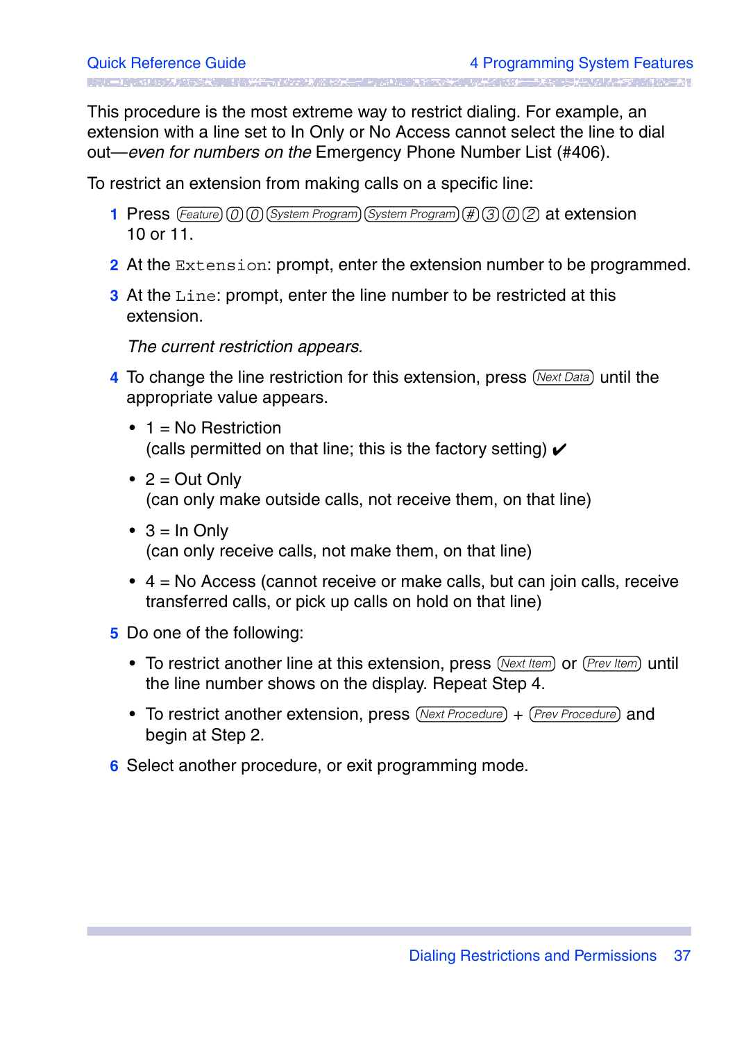This procedure is the most extreme way to restrict dialing. For example, an extension with a line set to In Only or No Access cannot select the line to dial out—*even for numbers on the* Emergency Phone Number List (#406).

To restrict an extension from making calls on a specific line:

1. Press (Feature) (0) (0) (System Program) (System Program) (#) (3) (0) (2) at extension 10 or 11.
2. At the `Extension:` prompt, enter the extension number to be programmed.
3. At the `Line:` prompt, enter the line number to be restricted at this extension.

   *The current restriction appears.*
4. To change the line restriction for this extension, press (Next Data) until the appropriate value appears.
   - 1 = No Restriction
     (calls permitted on that line; this is the factory setting) ✔
   - 2 = Out Only
     (can only make outside calls, not receive them, on that line)
   - 3 = In Only
     (can only receive calls, not make them, on that line)
   - 4 = No Access (cannot receive or make calls, but can join calls, receive transferred calls, or pick up calls on hold on that line)
5. Do one of the following:
   - To restrict another line at this extension, press (Next Item) or (Prev Item) until the line number shows on the display. Repeat Step 4.
   - To restrict another extension, press (Next Procedure) + (Prev Procedure) and begin at Step 2.
6. Select another procedure, or exit programming mode.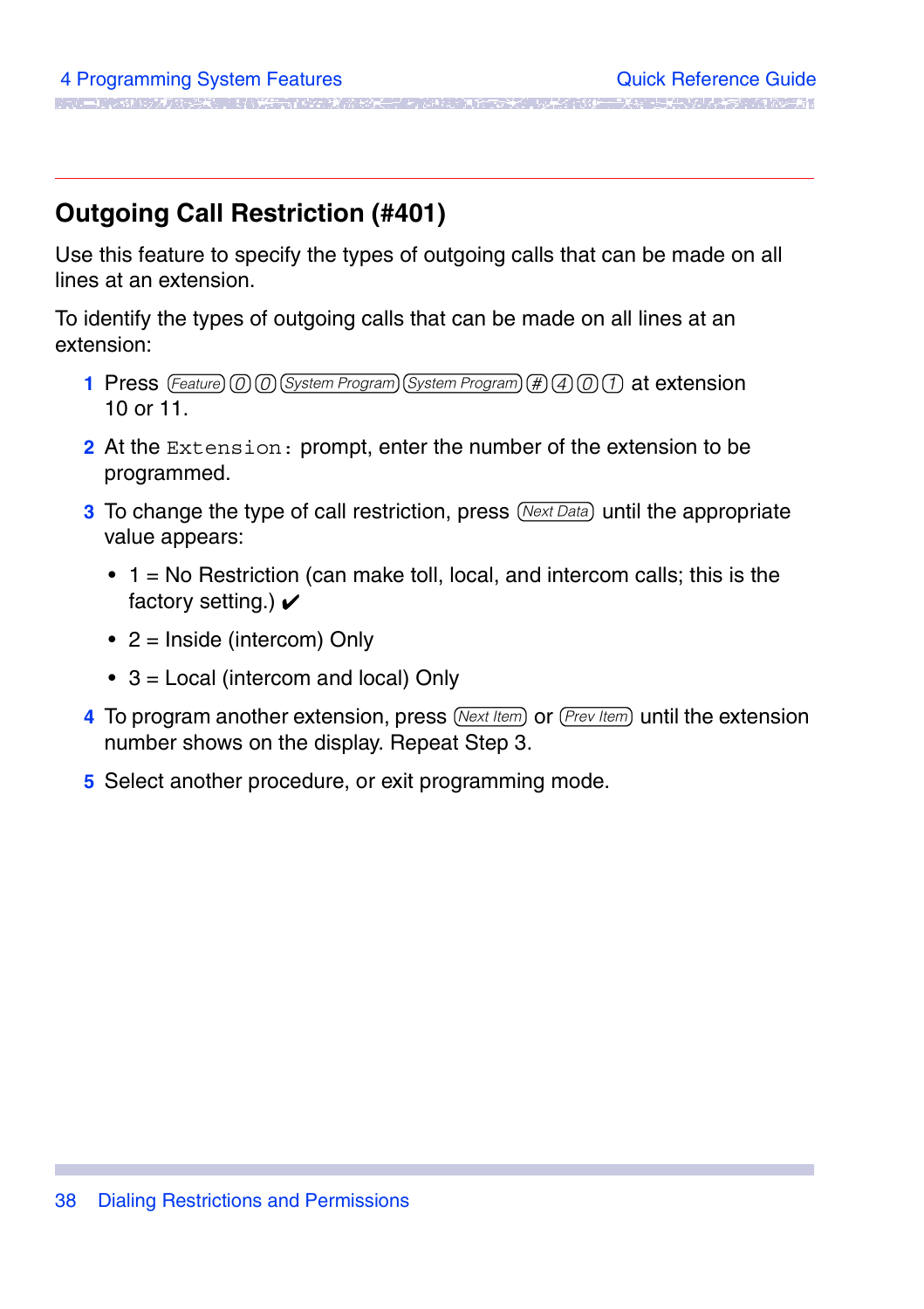## Outgoing Call Restriction (#401)

Use this feature to specify the types of outgoing calls that can be made on all lines at an extension.

To identify the types of outgoing calls that can be made on all lines at an extension:

1. Press Feature 0 0 System Program System Program # 4 0 1 at extension 10 or 11.
2. At the `Extension:` prompt, enter the number of the extension to be programmed.
3. To change the type of call restriction, press Next Data until the appropriate value appears:
   - 1 = No Restriction (can make toll, local, and intercom calls; this is the factory setting.) ✔
   - 2 = Inside (intercom) Only
   - 3 = Local (intercom and local) Only
4. To program another extension, press Next Item or Prev Item until the extension number shows on the display. Repeat Step 3.
5. Select another procedure, or exit programming mode.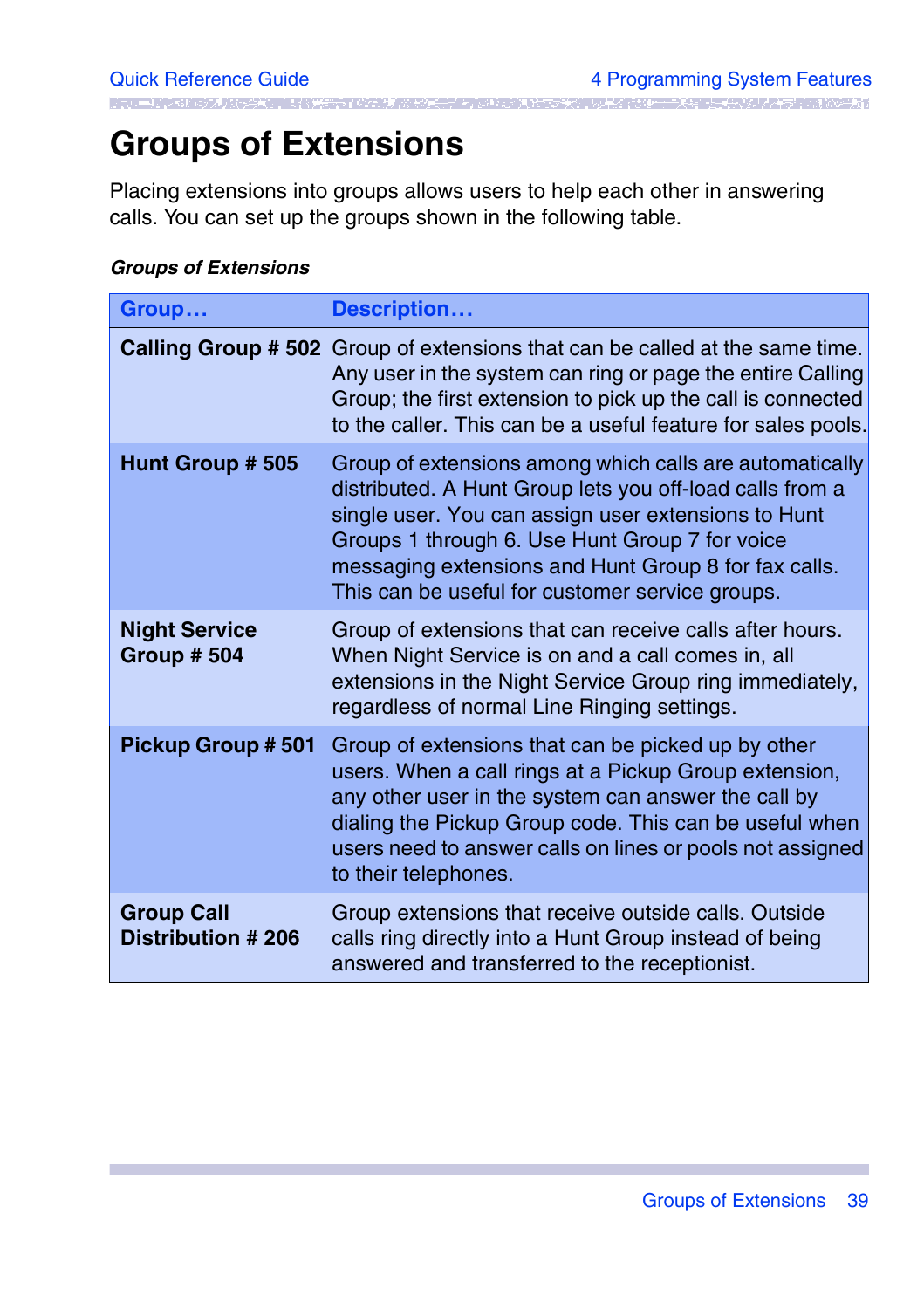# Groups of Extensions

Placing extensions into groups allows users to help each other in answering calls. You can set up the groups shown in the following table.

***Groups of Extensions***

| Group… | Description… |
|---|---|
| **Calling Group # 502** | Group of extensions that can be called at the same time. Any user in the system can ring or page the entire Calling Group; the first extension to pick up the call is connected to the caller. This can be a useful feature for sales pools. |
| **Hunt Group # 505** | Group of extensions among which calls are automatically distributed. A Hunt Group lets you off-load calls from a single user. You can assign user extensions to Hunt Groups 1 through 6. Use Hunt Group 7 for voice messaging extensions and Hunt Group 8 for fax calls. This can be useful for customer service groups. |
| **Night Service Group # 504** | Group of extensions that can receive calls after hours. When Night Service is on and a call comes in, all extensions in the Night Service Group ring immediately, regardless of normal Line Ringing settings. |
| **Pickup Group # 501** | Group of extensions that can be picked up by other users. When a call rings at a Pickup Group extension, any other user in the system can answer the call by dialing the Pickup Group code. This can be useful when users need to answer calls on lines or pools not assigned to their telephones. |
| **Group Call Distribution # 206** | Group extensions that receive outside calls. Outside calls ring directly into a Hunt Group instead of being answered and transferred to the receptionist. |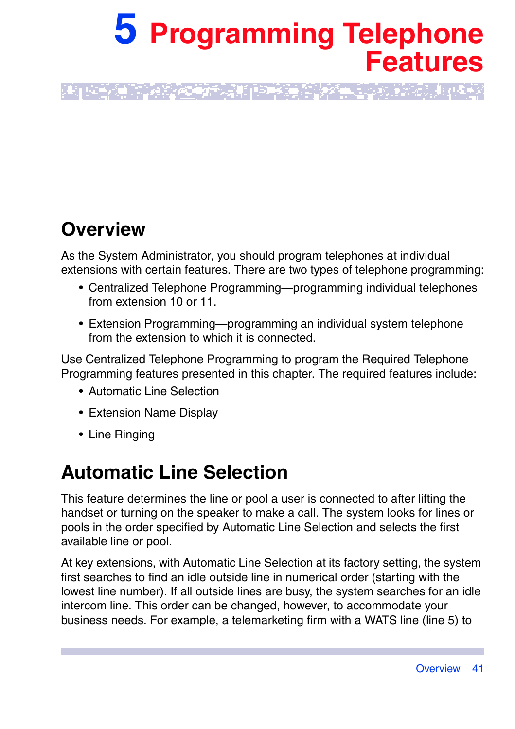# 5 Programming Telephone Features

## Overview

As the System Administrator, you should program telephones at individual extensions with certain features. There are two types of telephone programming:

- Centralized Telephone Programming—programming individual telephones from extension 10 or 11.
- Extension Programming—programming an individual system telephone from the extension to which it is connected.

Use Centralized Telephone Programming to program the Required Telephone Programming features presented in this chapter. The required features include:

- Automatic Line Selection
- Extension Name Display
- Line Ringing

## Automatic Line Selection

This feature determines the line or pool a user is connected to after lifting the handset or turning on the speaker to make a call. The system looks for lines or pools in the order specified by Automatic Line Selection and selects the first available line or pool.

At key extensions, with Automatic Line Selection at its factory setting, the system first searches to find an idle outside line in numerical order (starting with the lowest line number). If all outside lines are busy, the system searches for an idle intercom line. This order can be changed, however, to accommodate your business needs. For example, a telemarketing firm with a WATS line (line 5) to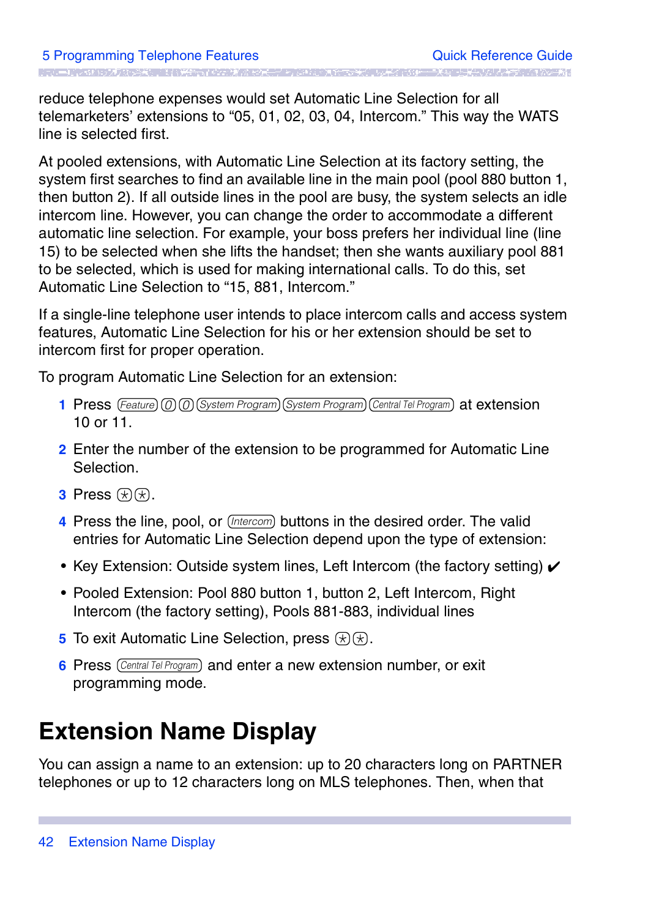reduce telephone expenses would set Automatic Line Selection for all telemarketers' extensions to "05, 01, 02, 03, 04, Intercom." This way the WATS line is selected first.

At pooled extensions, with Automatic Line Selection at its factory setting, the system first searches to find an available line in the main pool (pool 880 button 1, then button 2). If all outside lines in the pool are busy, the system selects an idle intercom line. However, you can change the order to accommodate a different automatic line selection. For example, your boss prefers her individual line (line 15) to be selected when she lifts the handset; then she wants auxiliary pool 881 to be selected, which is used for making international calls. To do this, set Automatic Line Selection to "15, 881, Intercom."

If a single-line telephone user intends to place intercom calls and access system features, Automatic Line Selection for his or her extension should be set to intercom first for proper operation.

To program Automatic Line Selection for an extension:

1. Press (Feature) (0) (0) (System Program) (System Program) (Central Tel Program) at extension 10 or 11.
2. Enter the number of the extension to be programmed for Automatic Line Selection.
3. Press (*) (*).
4. Press the line, pool, or (Intercom) buttons in the desired order. The valid entries for Automatic Line Selection depend upon the type of extension:

- Key Extension: Outside system lines, Left Intercom (the factory setting) ✔
- Pooled Extension: Pool 880 button 1, button 2, Left Intercom, Right Intercom (the factory setting), Pools 881-883, individual lines

5. To exit Automatic Line Selection, press (*) (*).
6. Press (Central Tel Program) and enter a new extension number, or exit programming mode.

# Extension Name Display

You can assign a name to an extension: up to 20 characters long on PARTNER telephones or up to 12 characters long on MLS telephones. Then, when that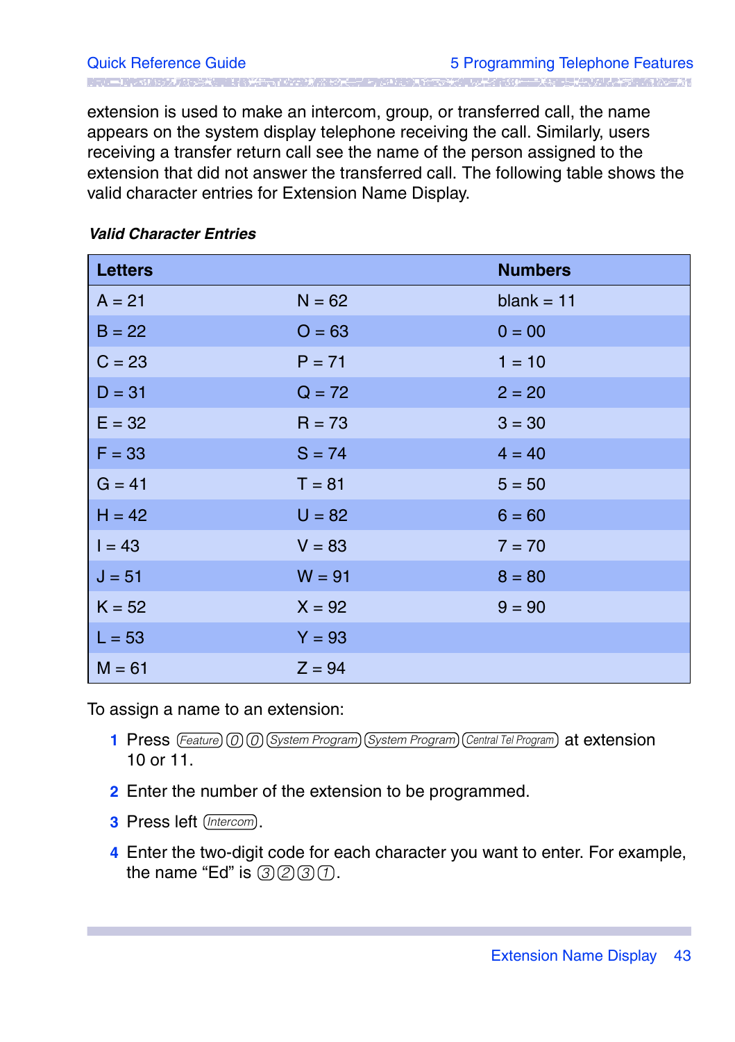extension is used to make an intercom, group, or transferred call, the name appears on the system display telephone receiving the call. Similarly, users receiving a transfer return call see the name of the person assigned to the extension that did not answer the transferred call. The following table shows the valid character entries for Extension Name Display.

***Valid Character Entries***

| Letters | | Numbers |
|---|---|---|
| A = 21 | N = 62 | blank = 11 |
| B = 22 | O = 63 | 0 = 00 |
| C = 23 | P = 71 | 1 = 10 |
| D = 31 | Q = 72 | 2 = 20 |
| E = 32 | R = 73 | 3 = 30 |
| F = 33 | S = 74 | 4 = 40 |
| G = 41 | T = 81 | 5 = 50 |
| H = 42 | U = 82 | 6 = 60 |
| I = 43 | V = 83 | 7 = 70 |
| J = 51 | W = 91 | 8 = 80 |
| K = 52 | X = 92 | 9 = 90 |
| L = 53 | Y = 93 | |
| M = 61 | Z = 94 | |

To assign a name to an extension:

1. Press (Feature) (0) (0) (System Program) (System Program) (Central Tel Program) at extension 10 or 11.
2. Enter the number of the extension to be programmed.
3. Press left (Intercom).
4. Enter the two-digit code for each character you want to enter. For example, the name “Ed” is (3) (2) (3) (1).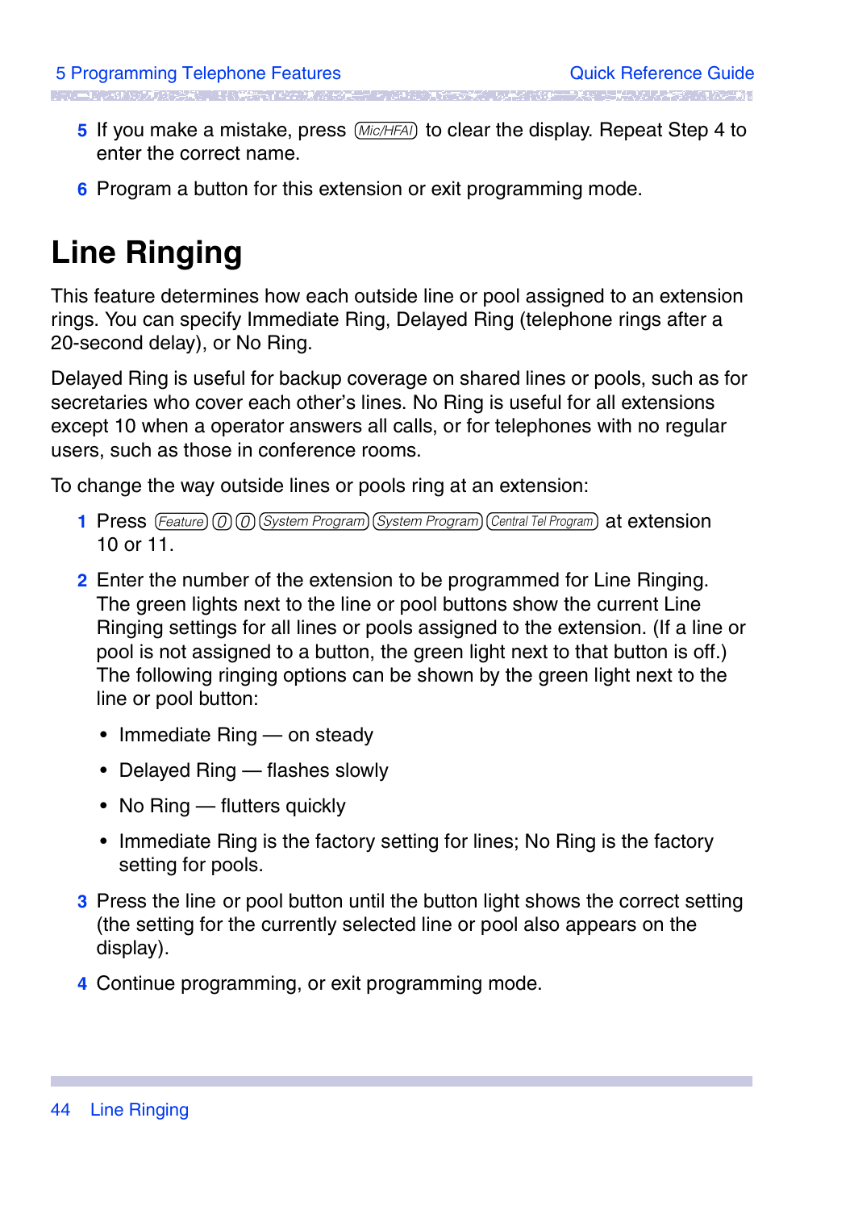5. If you make a mistake, press (Mic/HFAI) to clear the display. Repeat Step 4 to enter the correct name.
6. Program a button for this extension or exit programming mode.

# Line Ringing

This feature determines how each outside line or pool assigned to an extension rings. You can specify Immediate Ring, Delayed Ring (telephone rings after a 20-second delay), or No Ring.

Delayed Ring is useful for backup coverage on shared lines or pools, such as for secretaries who cover each other's lines. No Ring is useful for all extensions except 10 when a operator answers all calls, or for telephones with no regular users, such as those in conference rooms.

To change the way outside lines or pools ring at an extension:

1. Press (Feature) (0) (0) (System Program) (System Program) (Central Tel Program) at extension 10 or 11.
2. Enter the number of the extension to be programmed for Line Ringing. The green lights next to the line or pool buttons show the current Line Ringing settings for all lines or pools assigned to the extension. (If a line or pool is not assigned to a button, the green light next to that button is off.) The following ringing options can be shown by the green light next to the line or pool button:
   - Immediate Ring — on steady
   - Delayed Ring — flashes slowly
   - No Ring — flutters quickly
   - Immediate Ring is the factory setting for lines; No Ring is the factory setting for pools.
3. Press the line or pool button until the button light shows the correct setting (the setting for the currently selected line or pool also appears on the display).
4. Continue programming, or exit programming mode.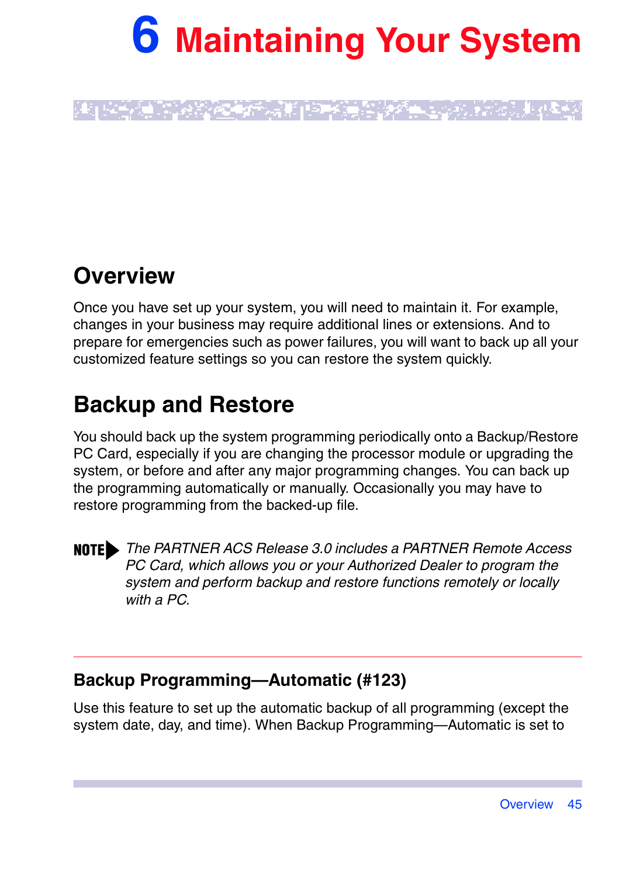# 6 Maintaining Your System

## Overview

Once you have set up your system, you will need to maintain it. For example, changes in your business may require additional lines or extensions. And to prepare for emergencies such as power failures, you will want to back up all your customized feature settings so you can restore the system quickly.

## Backup and Restore

You should back up the system programming periodically onto a Backup/Restore PC Card, especially if you are changing the processor module or upgrading the system, or before and after any major programming changes. You can back up the programming automatically or manually. Occasionally you may have to restore programming from the backed-up file.

**NOTE** *The PARTNER ACS Release 3.0 includes a PARTNER Remote Access PC Card, which allows you or your Authorized Dealer to program the system and perform backup and restore functions remotely or locally with a PC.*

---

### Backup Programming—Automatic (#123)

Use this feature to set up the automatic backup of all programming (except the system date, day, and time). When Backup Programming—Automatic is set to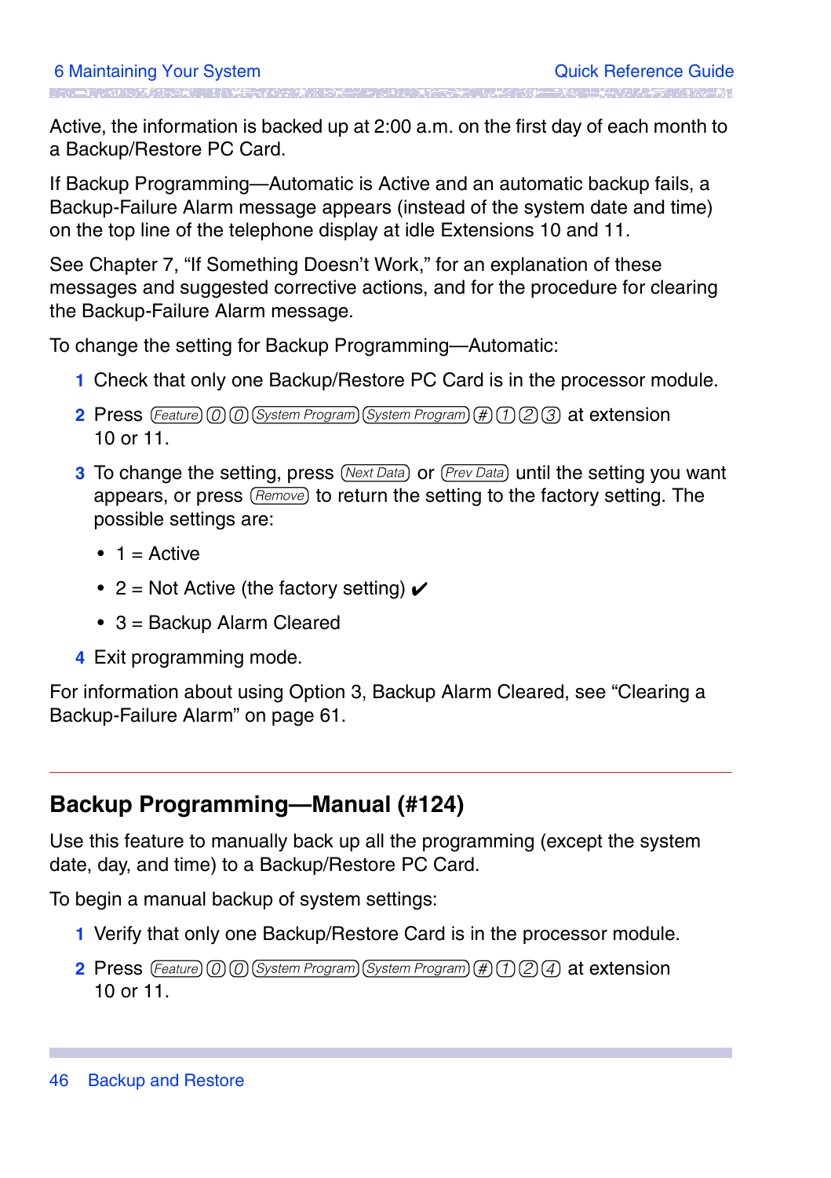Active, the information is backed up at 2:00 a.m. on the first day of each month to a Backup/Restore PC Card.

If Backup Programming—Automatic is Active and an automatic backup fails, a Backup-Failure Alarm message appears (instead of the system date and time) on the top line of the telephone display at idle Extensions 10 and 11.

See Chapter 7, "If Something Doesn't Work," for an explanation of these messages and suggested corrective actions, and for the procedure for clearing the Backup-Failure Alarm message.

To change the setting for Backup Programming—Automatic:

1. Check that only one Backup/Restore PC Card is in the processor module.
2. Press (Feature) (0) (0) (System Program) (System Program) (#) (1) (2) (3) at extension 10 or 11.
3. To change the setting, press (Next Data) or (Prev Data) until the setting you want appears, or press (Remove) to return the setting to the factory setting. The possible settings are:
   - 1 = Active
   - 2 = Not Active (the factory setting) ✔
   - 3 = Backup Alarm Cleared
4. Exit programming mode.

For information about using Option 3, Backup Alarm Cleared, see "Clearing a Backup-Failure Alarm" on page 61.

## Backup Programming—Manual (#124)

Use this feature to manually back up all the programming (except the system date, day, and time) to a Backup/Restore PC Card.

To begin a manual backup of system settings:

1. Verify that only one Backup/Restore Card is in the processor module.
2. Press (Feature) (0) (0) (System Program) (System Program) (#) (1) (2) (4) at extension 10 or 11.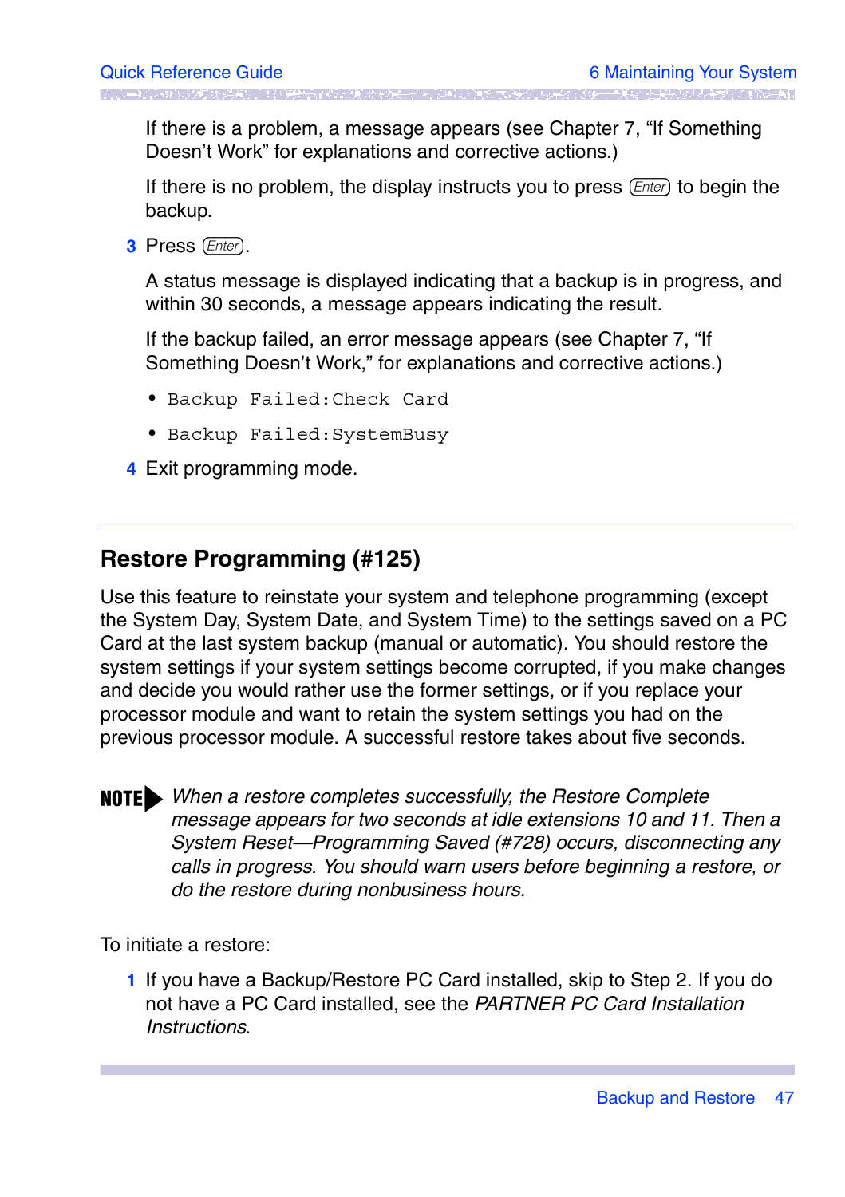If there is a problem, a message appears (see Chapter 7, "If Something Doesn't Work" for explanations and corrective actions.)

If there is no problem, the display instructs you to press (Enter) to begin the backup.

3 Press (Enter).

A status message is displayed indicating that a backup is in progress, and within 30 seconds, a message appears indicating the result.

If the backup failed, an error message appears (see Chapter 7, "If Something Doesn't Work," for explanations and corrective actions.)

- `Backup Failed:Check Card`
- `Backup Failed:SystemBusy`

4 Exit programming mode.

---

## Restore Programming (#125)

Use this feature to reinstate your system and telephone programming (except the System Day, System Date, and System Time) to the settings saved on a PC Card at the last system backup (manual or automatic). You should restore the system settings if your system settings become corrupted, if you make changes and decide you would rather use the former settings, or if you replace your processor module and want to retain the system settings you had on the previous processor module. A successful restore takes about five seconds.

**NOTE** *When a restore completes successfully, the Restore Complete message appears for two seconds at idle extensions 10 and 11. Then a System Reset—Programming Saved (#728) occurs, disconnecting any calls in progress. You should warn users before beginning a restore, or do the restore during nonbusiness hours.*

To initiate a restore:

1 If you have a Backup/Restore PC Card installed, skip to Step 2. If you do not have a PC Card installed, see the *PARTNER PC Card Installation Instructions*.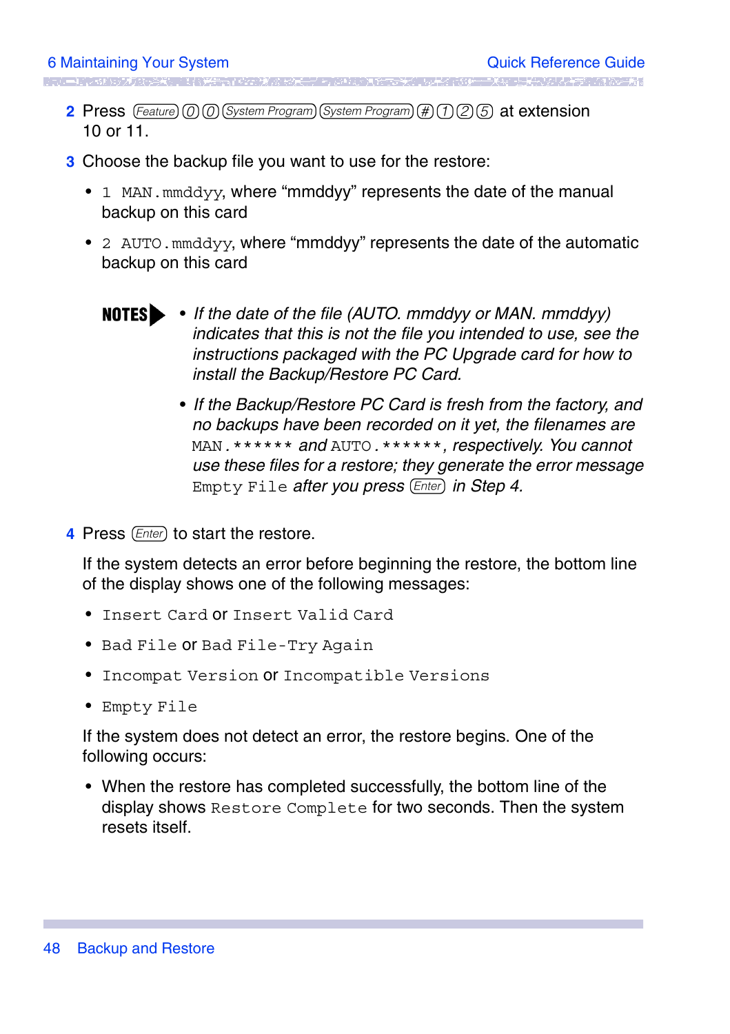2 Press (Feature) (0) (0) (System Program) (System Program) (#) (1) (2) (5) at extension 10 or 11.

3 Choose the backup file you want to use for the restore:

- `1 MAN.mmddyy`, where “mmddyy” represents the date of the manual backup on this card
- `2 AUTO.mmddyy`, where “mmddyy” represents the date of the automatic backup on this card

**NOTES**

- *If the date of the file (AUTO. mmddyy or MAN. mmddyy) indicates that this is not the file you intended to use, see the instructions packaged with the PC Upgrade card for how to install the Backup/Restore PC Card.*
- *If the Backup/Restore PC Card is fresh from the factory, and no backups have been recorded on it yet, the filenames are* `MAN.******` *and* `AUTO.******`*, respectively. You cannot use these files for a restore; they generate the error message* `Empty File` *after you press (Enter) in Step 4.*

4 Press (Enter) to start the restore.

If the system detects an error before beginning the restore, the bottom line of the display shows one of the following messages:

- `Insert Card` or `Insert Valid Card`
- `Bad File` or `Bad File-Try Again`
- `Incompat Version` or `Incompatible Versions`
- `Empty File`

If the system does not detect an error, the restore begins. One of the following occurs:

- When the restore has completed successfully, the bottom line of the display shows `Restore Complete` for two seconds. Then the system resets itself.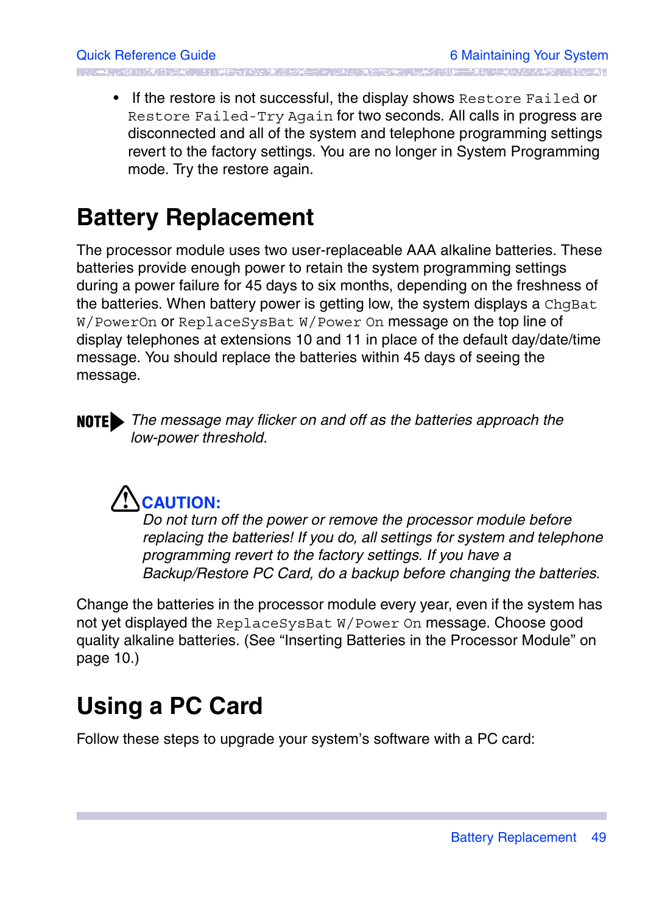- If the restore is not successful, the display shows `Restore Failed` or `Restore Failed-Try Again` for two seconds. All calls in progress are disconnected and all of the system and telephone programming settings revert to the factory settings. You are no longer in System Programming mode. Try the restore again.

# Battery Replacement

The processor module uses two user-replaceable AAA alkaline batteries. These batteries provide enough power to retain the system programming settings during a power failure for 45 days to six months, depending on the freshness of the batteries. When battery power is getting low, the system displays a `ChgBat W/PowerOn` or `ReplaceSysBat W/Power On` message on the top line of display telephones at extensions 10 and 11 in place of the default day/date/time message. You should replace the batteries within 45 days of seeing the message.

**NOTE** *The message may flicker on and off as the batteries approach the low-power threshold.*

**CAUTION:**
*Do not turn off the power or remove the processor module before replacing the batteries! If you do, all settings for system and telephone programming revert to the factory settings. If you have a Backup/Restore PC Card, do a backup before changing the batteries.*

Change the batteries in the processor module every year, even if the system has not yet displayed the `ReplaceSysBat W/Power On` message. Choose good quality alkaline batteries. (See “Inserting Batteries in the Processor Module” on page 10.)

# Using a PC Card

Follow these steps to upgrade your system’s software with a PC card: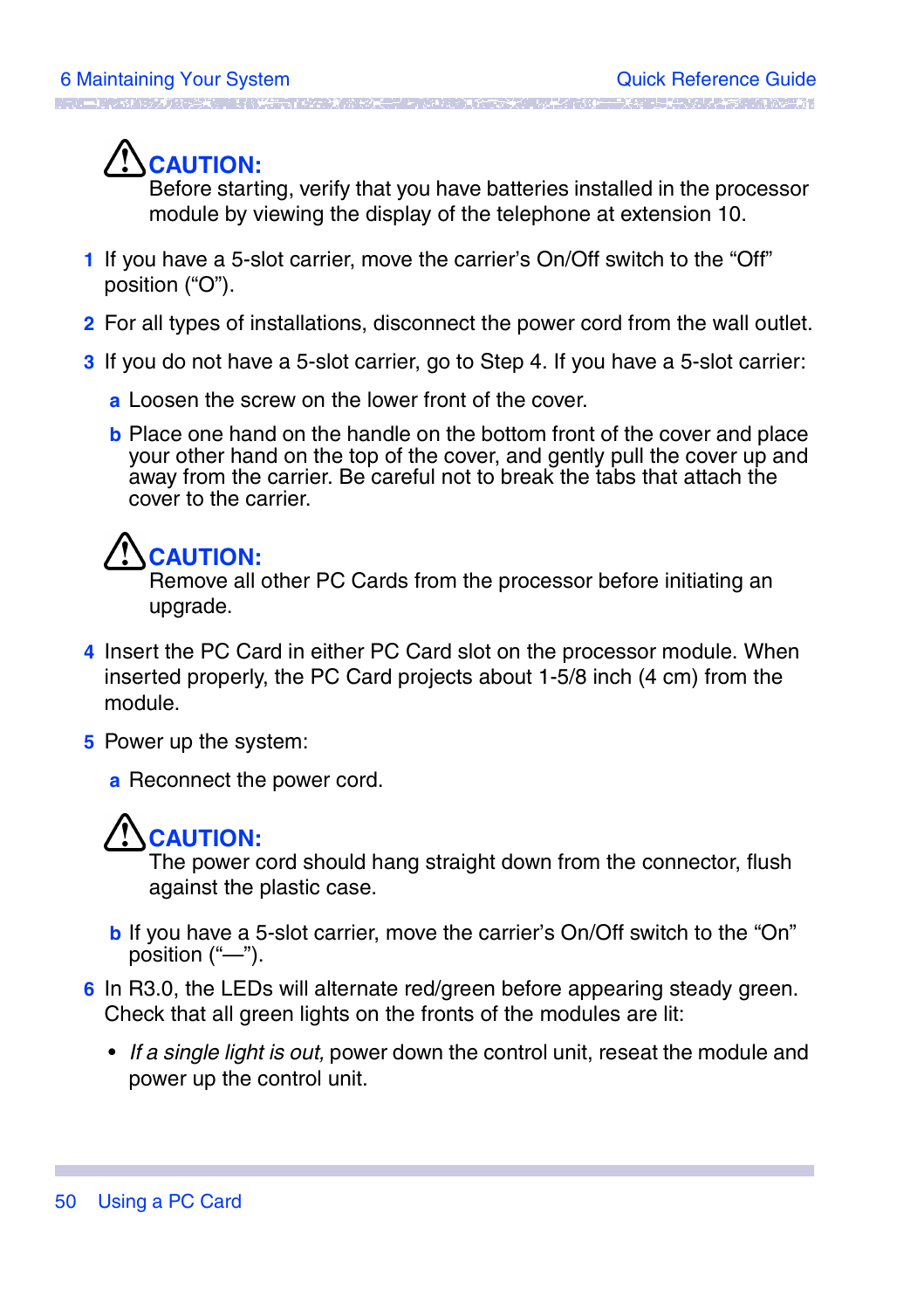**CAUTION:**
Before starting, verify that you have batteries installed in the processor module by viewing the display of the telephone at extension 10.

1. If you have a 5-slot carrier, move the carrier's On/Off switch to the "Off" position ("O").
2. For all types of installations, disconnect the power cord from the wall outlet.
3. If you do not have a 5-slot carrier, go to Step 4. If you have a 5-slot carrier:
   a. Loosen the screw on the lower front of the cover.
   b. Place one hand on the handle on the bottom front of the cover and place your other hand on the top of the cover, and gently pull the cover up and away from the carrier. Be careful not to break the tabs that attach the cover to the carrier.

**CAUTION:**
Remove all other PC Cards from the processor before initiating an upgrade.

4. Insert the PC Card in either PC Card slot on the processor module. When inserted properly, the PC Card projects about 1-5/8 inch (4 cm) from the module.
5. Power up the system:
   a. Reconnect the power cord.

**CAUTION:**
The power cord should hang straight down from the connector, flush against the plastic case.

   b. If you have a 5-slot carrier, move the carrier's On/Off switch to the "On" position ("—").
6. In R3.0, the LEDs will alternate red/green before appearing steady green. Check that all green lights on the fronts of the modules are lit:
   - *If a single light is out,* power down the control unit, reseat the module and power up the control unit.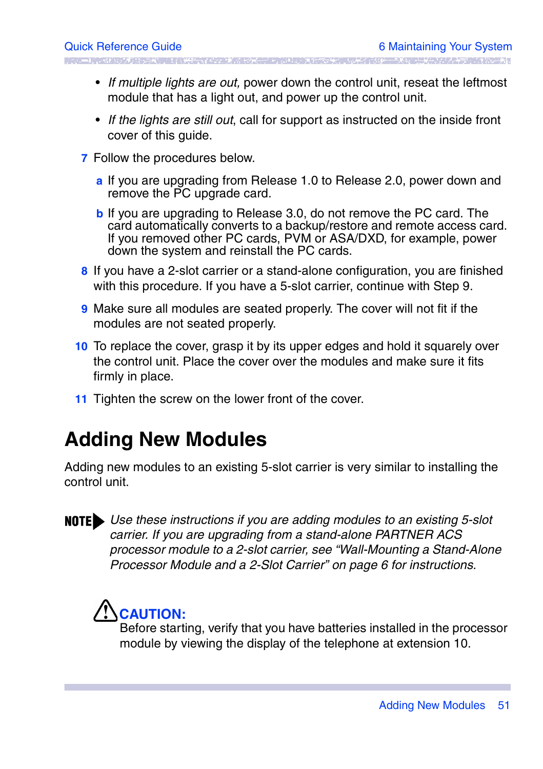- *If multiple lights are out,* power down the control unit, reseat the leftmost module that has a light out, and power up the control unit.
- *If the lights are still out*, call for support as instructed on the inside front cover of this guide.

7 Follow the procedures below.

   a If you are upgrading from Release 1.0 to Release 2.0, power down and remove the PC upgrade card.

   b If you are upgrading to Release 3.0, do not remove the PC card. The card automatically converts to a backup/restore and remote access card. If you removed other PC cards, PVM or ASA/DXD, for example, power down the system and reinstall the PC cards.

8 If you have a 2-slot carrier or a stand-alone configuration, you are finished with this procedure. If you have a 5-slot carrier, continue with Step 9.

9 Make sure all modules are seated properly. The cover will not fit if the modules are not seated properly.

10 To replace the cover, grasp it by its upper edges and hold it squarely over the control unit. Place the cover over the modules and make sure it fits firmly in place.

11 Tighten the screw on the lower front of the cover.

# Adding New Modules

Adding new modules to an existing 5-slot carrier is very similar to installing the control unit.

**NOTE** *Use these instructions if you are adding modules to an existing 5-slot carrier. If you are upgrading from a stand-alone PARTNER ACS processor module to a 2-slot carrier, see "Wall-Mounting a Stand-Alone Processor Module and a 2-Slot Carrier" on page 6 for instructions.*

**CAUTION:**
Before starting, verify that you have batteries installed in the processor module by viewing the display of the telephone at extension 10.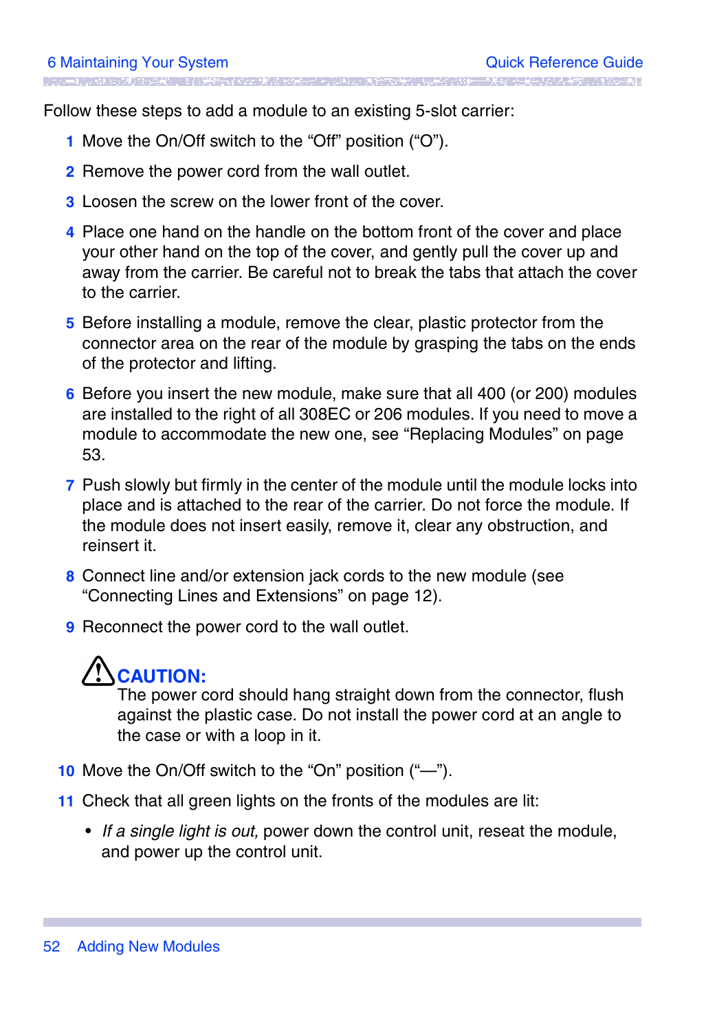Follow these steps to add a module to an existing 5-slot carrier:

1. Move the On/Off switch to the “Off” position (“O”).
2. Remove the power cord from the wall outlet.
3. Loosen the screw on the lower front of the cover.
4. Place one hand on the handle on the bottom front of the cover and place your other hand on the top of the cover, and gently pull the cover up and away from the carrier. Be careful not to break the tabs that attach the cover to the carrier.
5. Before installing a module, remove the clear, plastic protector from the connector area on the rear of the module by grasping the tabs on the ends of the protector and lifting.
6. Before you insert the new module, make sure that all 400 (or 200) modules are installed to the right of all 308EC or 206 modules. If you need to move a module to accommodate the new one, see “Replacing Modules” on page 53.
7. Push slowly but firmly in the center of the module until the module locks into place and is attached to the rear of the carrier. Do not force the module. If the module does not insert easily, remove it, clear any obstruction, and reinsert it.
8. Connect line and/or extension jack cords to the new module (see “Connecting Lines and Extensions” on page 12).
9. Reconnect the power cord to the wall outlet.

   **CAUTION:**
   The power cord should hang straight down from the connector, flush against the plastic case. Do not install the power cord at an angle to the case or with a loop in it.

10. Move the On/Off switch to the “On” position (“—”).
11. Check that all green lights on the fronts of the modules are lit:
    - *If a single light is out,* power down the control unit, reseat the module, and power up the control unit.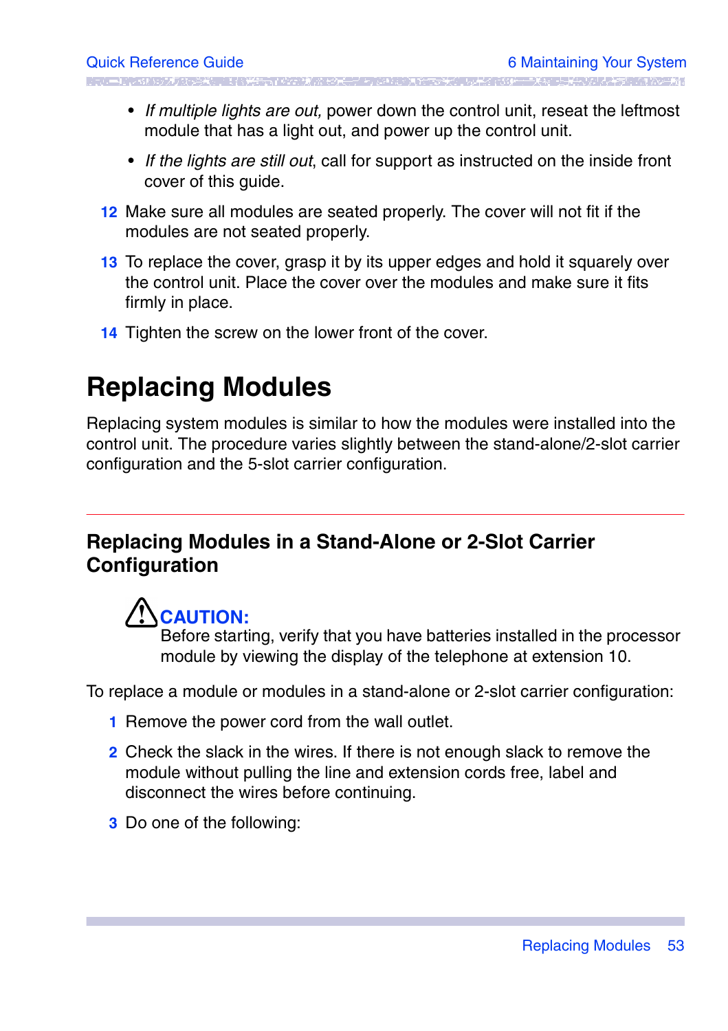- *If multiple lights are out,* power down the control unit, reseat the leftmost module that has a light out, and power up the control unit.
- *If the lights are still out*, call for support as instructed on the inside front cover of this guide.

12 Make sure all modules are seated properly. The cover will not fit if the modules are not seated properly.

13 To replace the cover, grasp it by its upper edges and hold it squarely over the control unit. Place the cover over the modules and make sure it fits firmly in place.

14 Tighten the screw on the lower front of the cover.

# Replacing Modules

Replacing system modules is similar to how the modules were installed into the control unit. The procedure varies slightly between the stand-alone/2-slot carrier configuration and the 5-slot carrier configuration.

## Replacing Modules in a Stand-Alone or 2-Slot Carrier Configuration

**CAUTION:**
Before starting, verify that you have batteries installed in the processor module by viewing the display of the telephone at extension 10.

To replace a module or modules in a stand-alone or 2-slot carrier configuration:

1 Remove the power cord from the wall outlet.

2 Check the slack in the wires. If there is not enough slack to remove the module without pulling the line and extension cords free, label and disconnect the wires before continuing.

3 Do one of the following: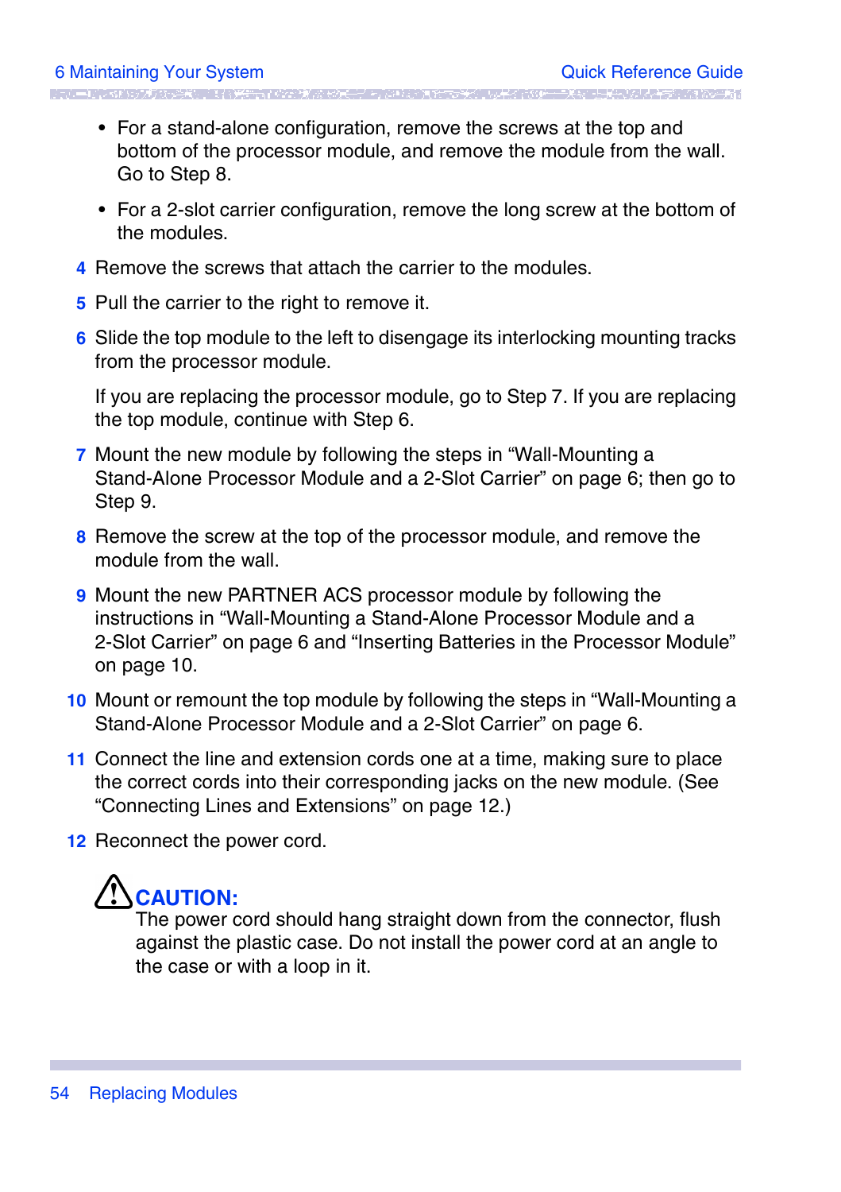- For a stand-alone configuration, remove the screws at the top and bottom of the processor module, and remove the module from the wall. Go to Step 8.
- For a 2-slot carrier configuration, remove the long screw at the bottom of the modules.

4 Remove the screws that attach the carrier to the modules.

5 Pull the carrier to the right to remove it.

6 Slide the top module to the left to disengage its interlocking mounting tracks from the processor module.

   If you are replacing the processor module, go to Step 7. If you are replacing the top module, continue with Step 6.

7 Mount the new module by following the steps in “Wall-Mounting a Stand-Alone Processor Module and a 2-Slot Carrier” on page 6; then go to Step 9.

8 Remove the screw at the top of the processor module, and remove the module from the wall.

9 Mount the new PARTNER ACS processor module by following the instructions in “Wall-Mounting a Stand-Alone Processor Module and a 2-Slot Carrier” on page 6 and “Inserting Batteries in the Processor Module” on page 10.

10 Mount or remount the top module by following the steps in “Wall-Mounting a Stand-Alone Processor Module and a 2-Slot Carrier” on page 6.

11 Connect the line and extension cords one at a time, making sure to place the correct cords into their corresponding jacks on the new module. (See “Connecting Lines and Extensions” on page 12.)

12 Reconnect the power cord.

**CAUTION:**
The power cord should hang straight down from the connector, flush against the plastic case. Do not install the power cord at an angle to the case or with a loop in it.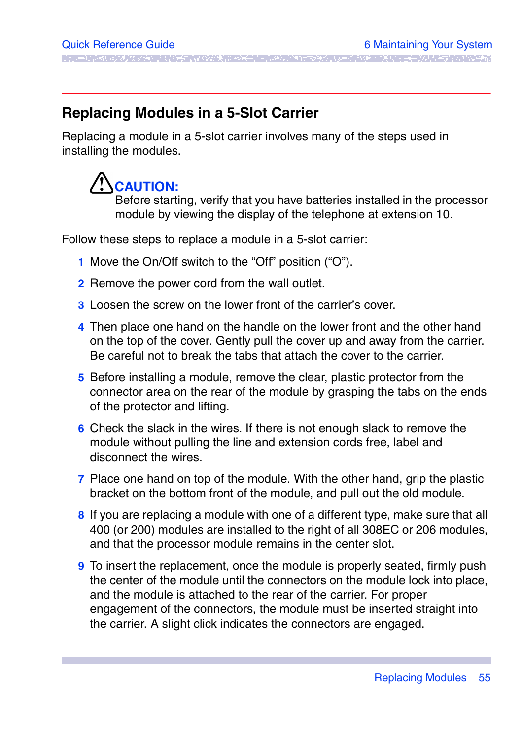## Replacing Modules in a 5-Slot Carrier

Replacing a module in a 5-slot carrier involves many of the steps used in installing the modules.

> **CAUTION:**
> Before starting, verify that you have batteries installed in the processor module by viewing the display of the telephone at extension 10.

Follow these steps to replace a module in a 5-slot carrier:

1. Move the On/Off switch to the “Off” position (“O”).
2. Remove the power cord from the wall outlet.
3. Loosen the screw on the lower front of the carrier’s cover.
4. Then place one hand on the handle on the lower front and the other hand on the top of the cover. Gently pull the cover up and away from the carrier. Be careful not to break the tabs that attach the cover to the carrier.
5. Before installing a module, remove the clear, plastic protector from the connector area on the rear of the module by grasping the tabs on the ends of the protector and lifting.
6. Check the slack in the wires. If there is not enough slack to remove the module without pulling the line and extension cords free, label and disconnect the wires.
7. Place one hand on top of the module. With the other hand, grip the plastic bracket on the bottom front of the module, and pull out the old module.
8. If you are replacing a module with one of a different type, make sure that all 400 (or 200) modules are installed to the right of all 308EC or 206 modules, and that the processor module remains in the center slot.
9. To insert the replacement, once the module is properly seated, firmly push the center of the module until the connectors on the module lock into place, and the module is attached to the rear of the carrier. For proper engagement of the connectors, the module must be inserted straight into the carrier. A slight click indicates the connectors are engaged.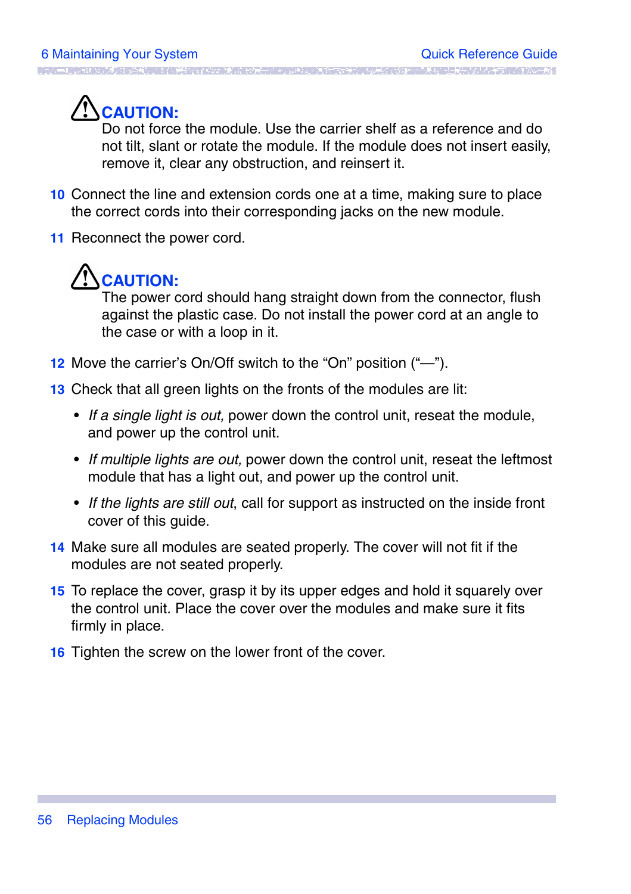⚠ **CAUTION:**
Do not force the module. Use the carrier shelf as a reference and do not tilt, slant or rotate the module. If the module does not insert easily, remove it, clear any obstruction, and reinsert it.

10 Connect the line and extension cords one at a time, making sure to place the correct cords into their corresponding jacks on the new module.

11 Reconnect the power cord.

⚠ **CAUTION:**
The power cord should hang straight down from the connector, flush against the plastic case. Do not install the power cord at an angle to the case or with a loop in it.

12 Move the carrier's On/Off switch to the "On" position ("—").

13 Check that all green lights on the fronts of the modules are lit:

- *If a single light is out,* power down the control unit, reseat the module, and power up the control unit.
- *If multiple lights are out,* power down the control unit, reseat the leftmost module that has a light out, and power up the control unit.
- *If the lights are still out*, call for support as instructed on the inside front cover of this guide.

14 Make sure all modules are seated properly. The cover will not fit if the modules are not seated properly.

15 To replace the cover, grasp it by its upper edges and hold it squarely over the control unit. Place the cover over the modules and make sure it fits firmly in place.

16 Tighten the screw on the lower front of the cover.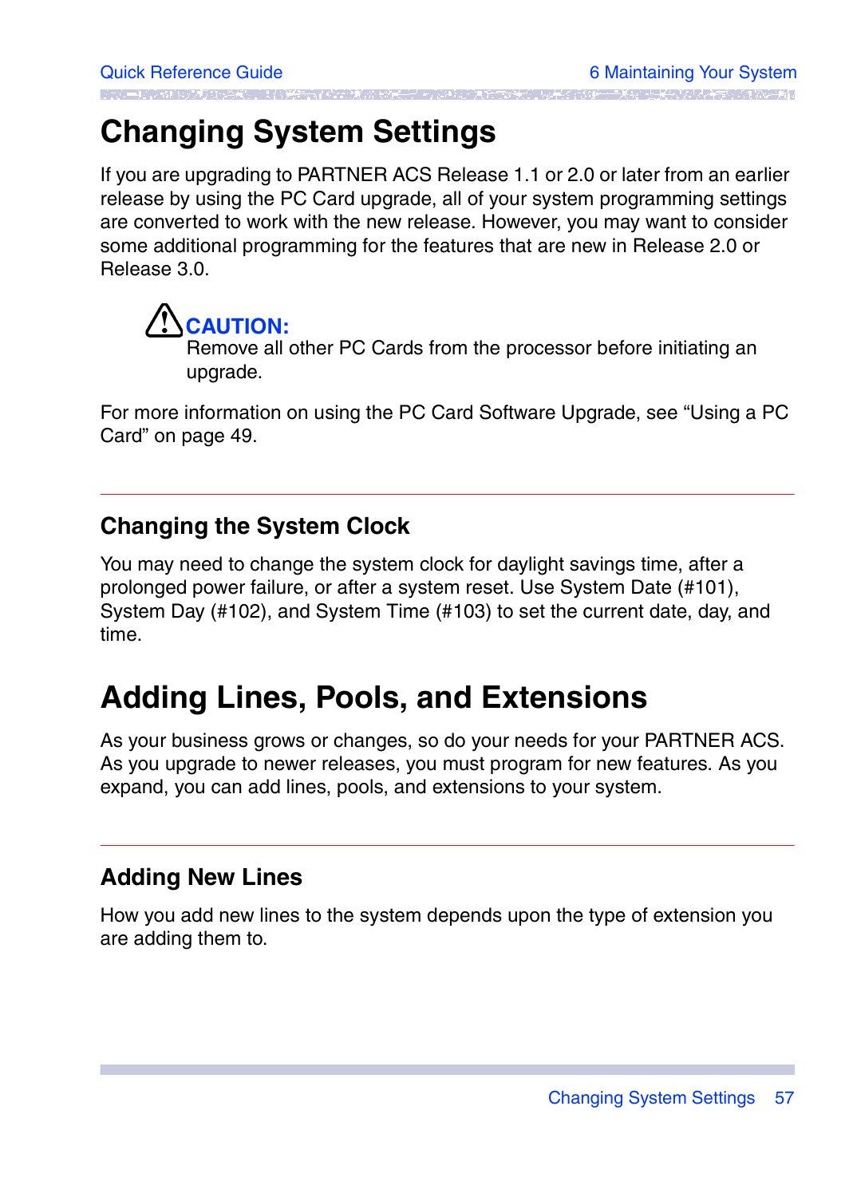# Changing System Settings

If you are upgrading to PARTNER ACS Release 1.1 or 2.0 or later from an earlier release by using the PC Card upgrade, all of your system programming settings are converted to work with the new release. However, you may want to consider some additional programming for the features that are new in Release 2.0 or Release 3.0.

> **CAUTION:**
> Remove all other PC Cards from the processor before initiating an upgrade.

For more information on using the PC Card Software Upgrade, see "Using a PC Card" on page 49.

---

## Changing the System Clock

You may need to change the system clock for daylight savings time, after a prolonged power failure, or after a system reset. Use System Date (#101), System Day (#102), and System Time (#103) to set the current date, day, and time.

# Adding Lines, Pools, and Extensions

As your business grows or changes, so do your needs for your PARTNER ACS. As you upgrade to newer releases, you must program for new features. As you expand, you can add lines, pools, and extensions to your system.

---

## Adding New Lines

How you add new lines to the system depends upon the type of extension you are adding them to.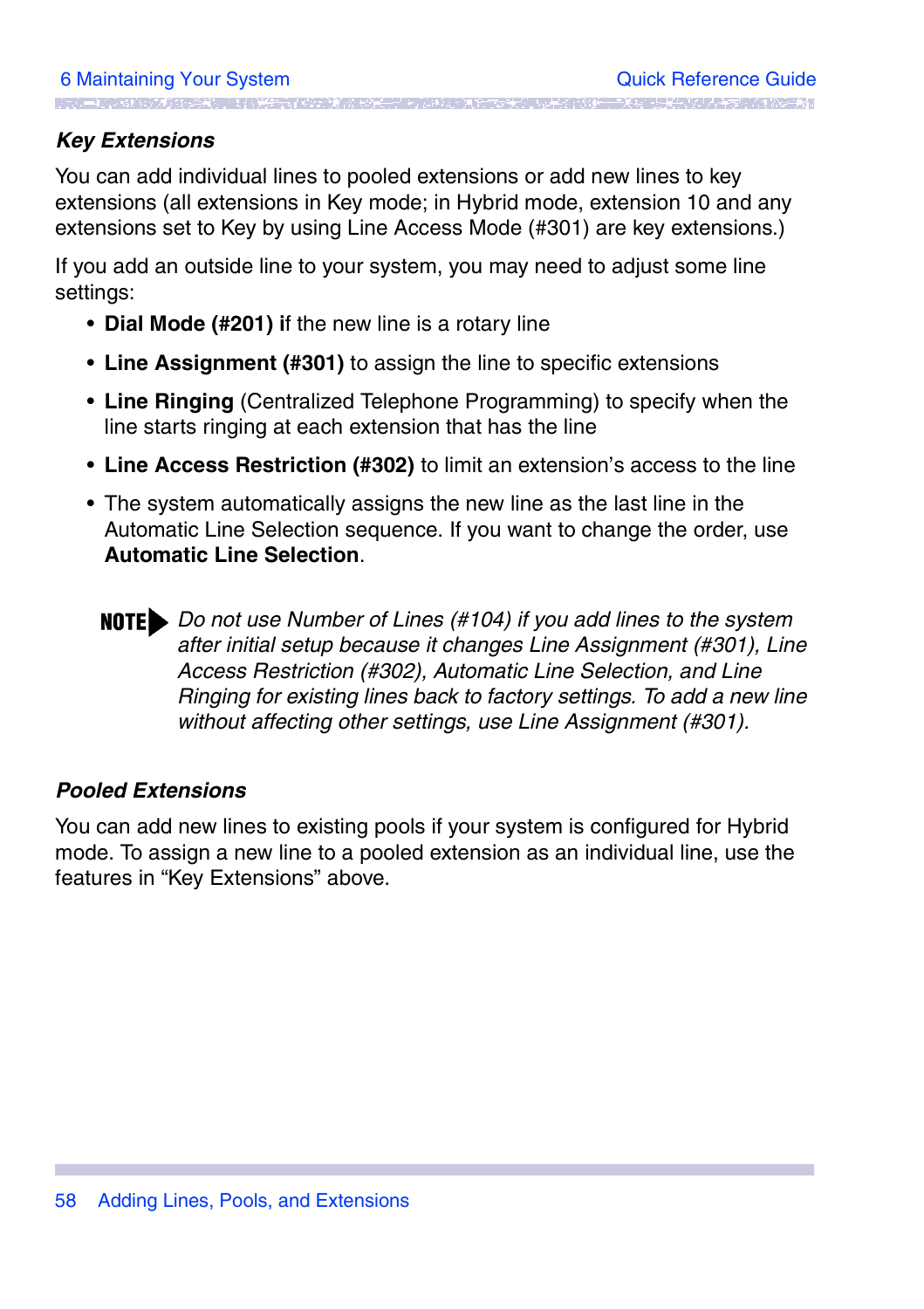### *Key Extensions*

You can add individual lines to pooled extensions or add new lines to key extensions (all extensions in Key mode; in Hybrid mode, extension 10 and any extensions set to Key by using Line Access Mode (#301) are key extensions.)

If you add an outside line to your system, you may need to adjust some line settings:

- **Dial Mode (#201)** if the new line is a rotary line
- **Line Assignment (#301)** to assign the line to specific extensions
- **Line Ringing** (Centralized Telephone Programming) to specify when the line starts ringing at each extension that has the line
- **Line Access Restriction (#302)** to limit an extension's access to the line
- The system automatically assigns the new line as the last line in the Automatic Line Selection sequence. If you want to change the order, use **Automatic Line Selection**.

**NOTE** *Do not use Number of Lines (#104) if you add lines to the system after initial setup because it changes Line Assignment (#301), Line Access Restriction (#302), Automatic Line Selection, and Line Ringing for existing lines back to factory settings. To add a new line without affecting other settings, use Line Assignment (#301).*

### *Pooled Extensions*

You can add new lines to existing pools if your system is configured for Hybrid mode. To assign a new line to a pooled extension as an individual line, use the features in "Key Extensions" above.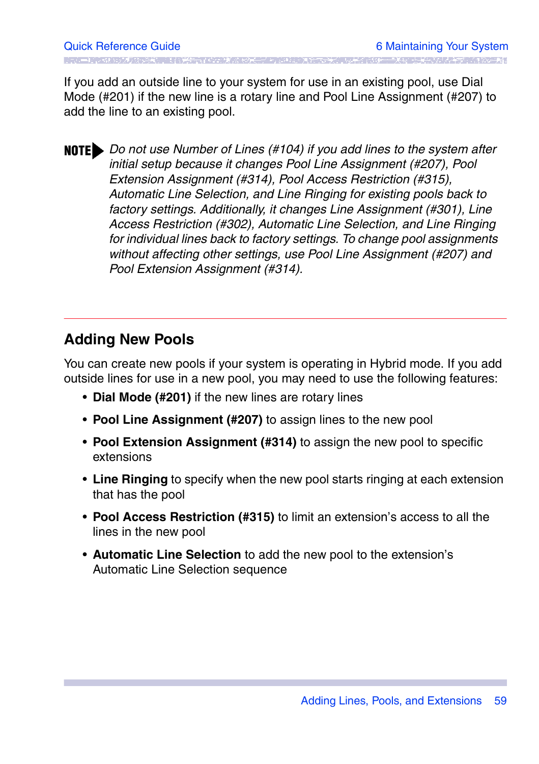If you add an outside line to your system for use in an existing pool, use Dial Mode (#201) if the new line is a rotary line and Pool Line Assignment (#207) to add the line to an existing pool.

**NOTE** *Do not use Number of Lines (#104) if you add lines to the system after initial setup because it changes Pool Line Assignment (#207), Pool Extension Assignment (#314), Pool Access Restriction (#315), Automatic Line Selection, and Line Ringing for existing pools back to factory settings. Additionally, it changes Line Assignment (#301), Line Access Restriction (#302), Automatic Line Selection, and Line Ringing for individual lines back to factory settings. To change pool assignments without affecting other settings, use Pool Line Assignment (#207) and Pool Extension Assignment (#314).*

---

## Adding New Pools

You can create new pools if your system is operating in Hybrid mode. If you add outside lines for use in a new pool, you may need to use the following features:

- **Dial Mode (#201)** if the new lines are rotary lines
- **Pool Line Assignment (#207)** to assign lines to the new pool
- **Pool Extension Assignment (#314)** to assign the new pool to specific extensions
- **Line Ringing** to specify when the new pool starts ringing at each extension that has the pool
- **Pool Access Restriction (#315)** to limit an extension's access to all the lines in the new pool
- **Automatic Line Selection** to add the new pool to the extension's Automatic Line Selection sequence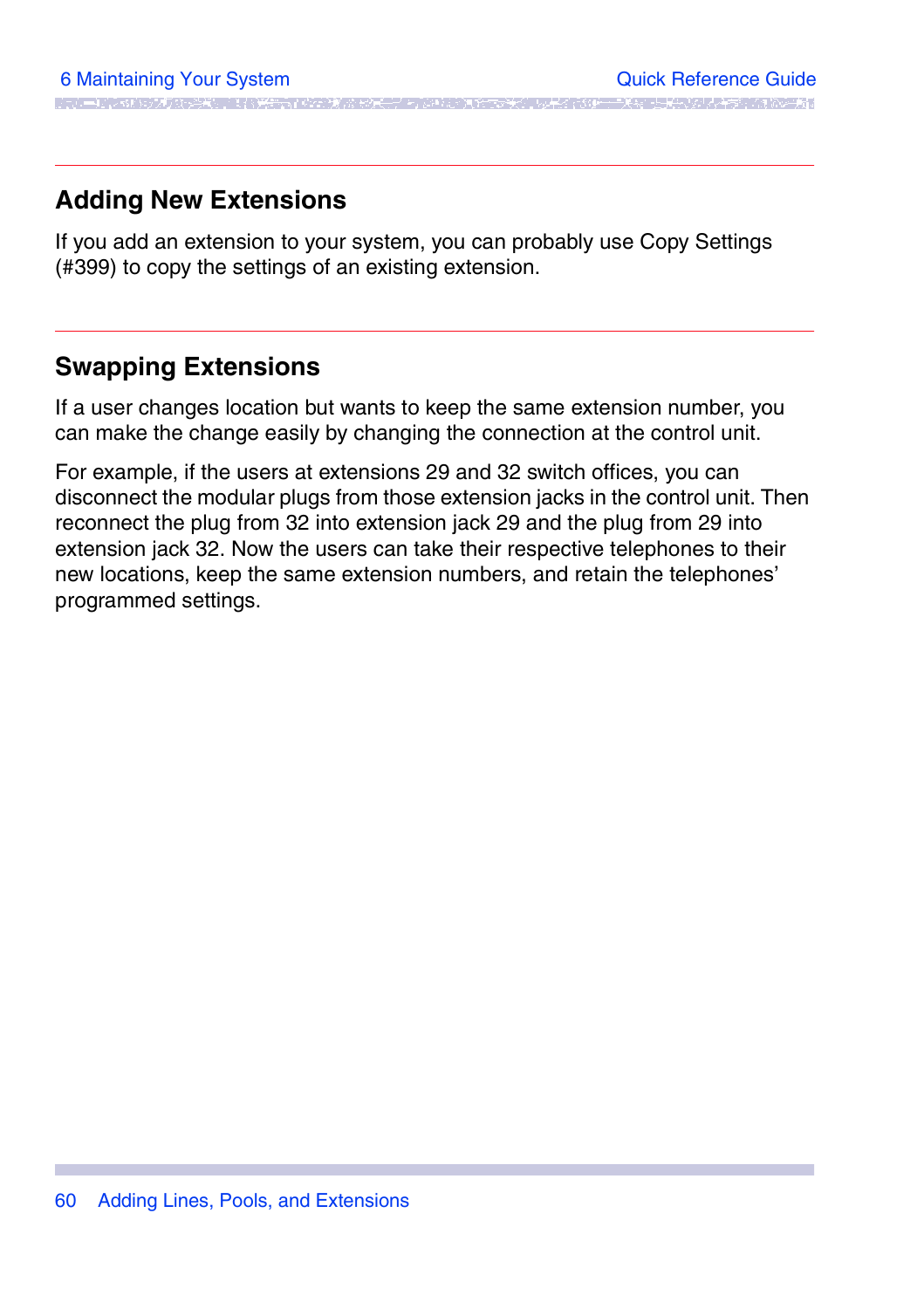## Adding New Extensions

If you add an extension to your system, you can probably use Copy Settings (#399) to copy the settings of an existing extension.

## Swapping Extensions

If a user changes location but wants to keep the same extension number, you can make the change easily by changing the connection at the control unit.

For example, if the users at extensions 29 and 32 switch offices, you can disconnect the modular plugs from those extension jacks in the control unit. Then reconnect the plug from 32 into extension jack 29 and the plug from 29 into extension jack 32. Now the users can take their respective telephones to their new locations, keep the same extension numbers, and retain the telephones' programmed settings.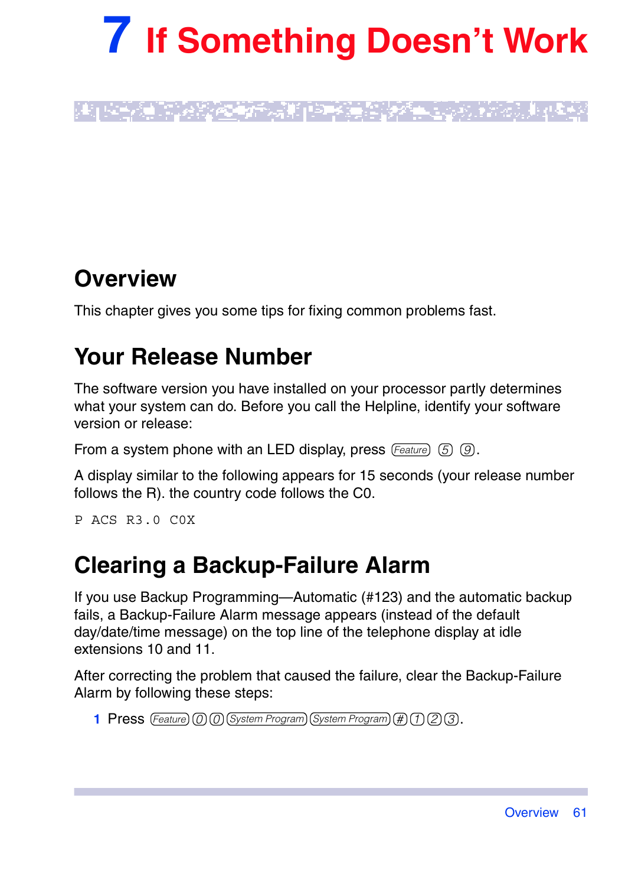# 7 If Something Doesn't Work

## Overview

This chapter gives you some tips for fixing common problems fast.

## Your Release Number

The software version you have installed on your processor partly determines what your system can do. Before you call the Helpline, identify your software version or release:

From a system phone with an LED display, press Feature 5 9.

A display similar to the following appears for 15 seconds (your release number follows the R). the country code follows the C0.

```
P ACS R3.0 C0X
```

## Clearing a Backup-Failure Alarm

If you use Backup Programming—Automatic (#123) and the automatic backup fails, a Backup-Failure Alarm message appears (instead of the default day/date/time message) on the top line of the telephone display at idle extensions 10 and 11.

After correcting the problem that caused the failure, clear the Backup-Failure Alarm by following these steps:

1 Press Feature 0 0 System Program System Program # 1 2 3.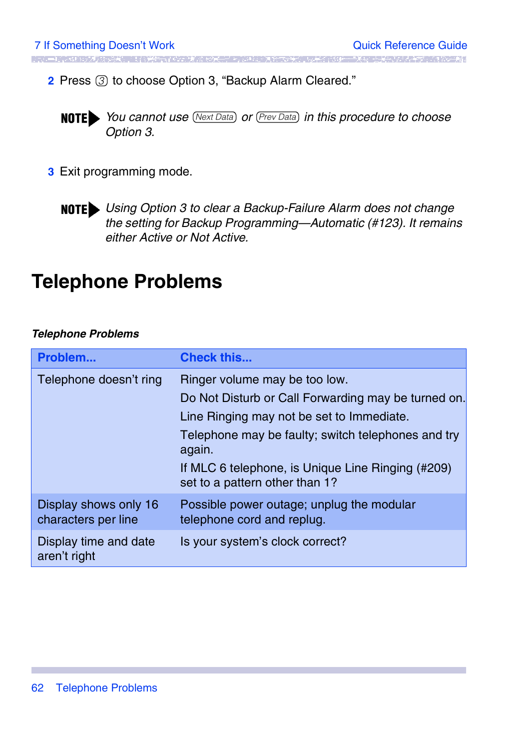2 Press ③ to choose Option 3, “Backup Alarm Cleared.”

**NOTE** *You cannot use* (Next Data) *or* (Prev Data) *in this procedure to choose Option 3.*

3 Exit programming mode.

**NOTE** *Using Option 3 to clear a Backup-Failure Alarm does not change the setting for Backup Programming—Automatic (#123). It remains either Active or Not Active.*

# Telephone Problems

***Telephone Problems***

| Problem... | Check this... |
| --- | --- |
| Telephone doesn’t ring | Ringer volume may be too low.<br>Do Not Disturb or Call Forwarding may be turned on.<br>Line Ringing may not be set to Immediate.<br>Telephone may be faulty; switch telephones and try again.<br>If MLC 6 telephone, is Unique Line Ringing (#209) set to a pattern other than 1? |
| Display shows only 16 characters per line | Possible power outage; unplug the modular telephone cord and replug. |
| Display time and date aren’t right | Is your system’s clock correct? |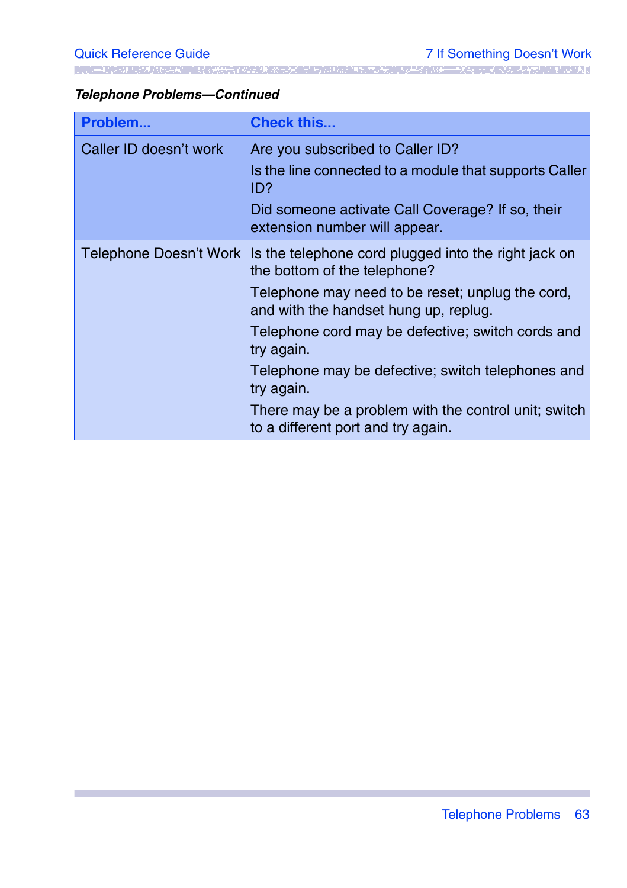***Telephone Problems—Continued***

| Problem... | Check this... |
|---|---|
| Caller ID doesn't work | Are you subscribed to Caller ID?<br>Is the line connected to a module that supports Caller ID?<br>Did someone activate Call Coverage? If so, their extension number will appear. |
| Telephone Doesn't Work | Is the telephone cord plugged into the right jack on the bottom of the telephone?<br>Telephone may need to be reset; unplug the cord, and with the handset hung up, replug.<br>Telephone cord may be defective; switch cords and try again.<br>Telephone may be defective; switch telephones and try again.<br>There may be a problem with the control unit; switch to a different port and try again. |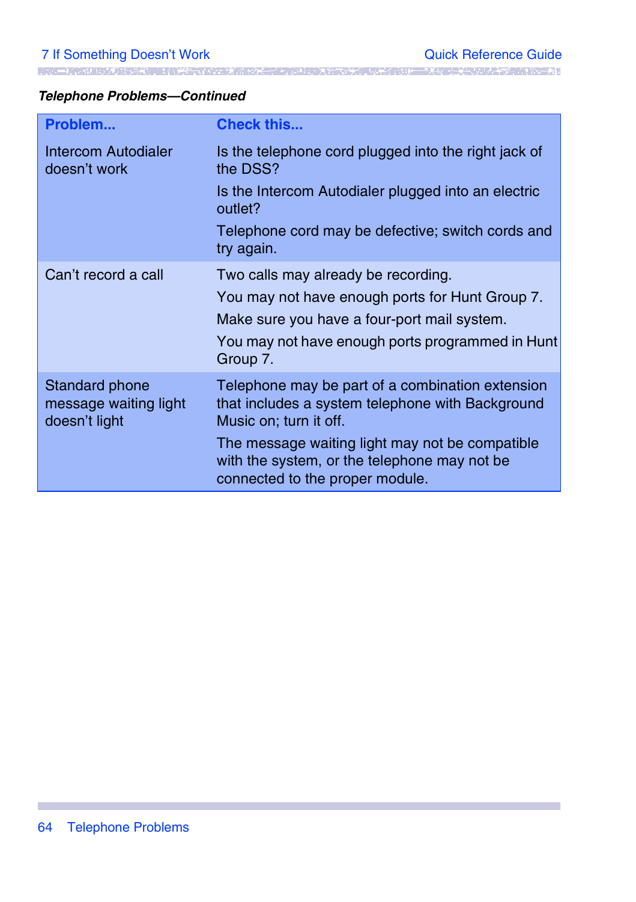*Telephone Problems—Continued*

| Problem... | Check this... |
|---|---|
| Intercom Autodialer doesn't work | Is the telephone cord plugged into the right jack of the DSS?<br>Is the Intercom Autodialer plugged into an electric outlet?<br>Telephone cord may be defective; switch cords and try again. |
| Can't record a call | Two calls may already be recording.<br>You may not have enough ports for Hunt Group 7.<br>Make sure you have a four-port mail system.<br>You may not have enough ports programmed in Hunt Group 7. |
| Standard phone message waiting light doesn't light | Telephone may be part of a combination extension that includes a system telephone with Background Music on; turn it off.<br>The message waiting light may not be compatible with the system, or the telephone may not be connected to the proper module. |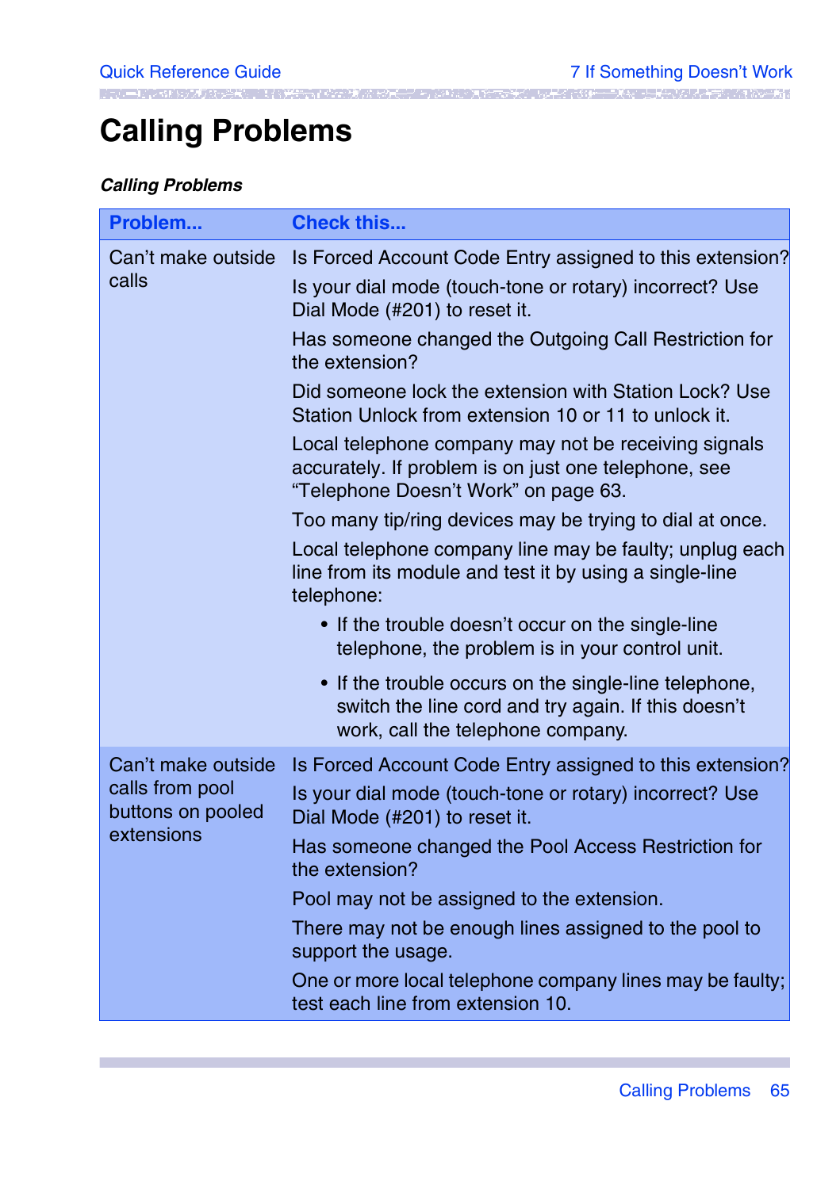# Calling Problems

***Calling Problems***

| Problem... | Check this... |
|---|---|
| Can't make outside calls | Is Forced Account Code Entry assigned to this extension?<br>Is your dial mode (touch-tone or rotary) incorrect? Use Dial Mode (#201) to reset it.<br>Has someone changed the Outgoing Call Restriction for the extension?<br>Did someone lock the extension with Station Lock? Use Station Unlock from extension 10 or 11 to unlock it.<br>Local telephone company may not be receiving signals accurately. If problem is on just one telephone, see "Telephone Doesn't Work" on page 63.<br>Too many tip/ring devices may be trying to dial at once.<br>Local telephone company line may be faulty; unplug each line from its module and test it by using a single-line telephone:<br>• If the trouble doesn't occur on the single-line telephone, the problem is in your control unit.<br>• If the trouble occurs on the single-line telephone, switch the line cord and try again. If this doesn't work, call the telephone company. |
| Can't make outside calls from pool buttons on pooled extensions | Is Forced Account Code Entry assigned to this extension?<br>Is your dial mode (touch-tone or rotary) incorrect? Use Dial Mode (#201) to reset it.<br>Has someone changed the Pool Access Restriction for the extension?<br>Pool may not be assigned to the extension.<br>There may not be enough lines assigned to the pool to support the usage.<br>One or more local telephone company lines may be faulty; test each line from extension 10. |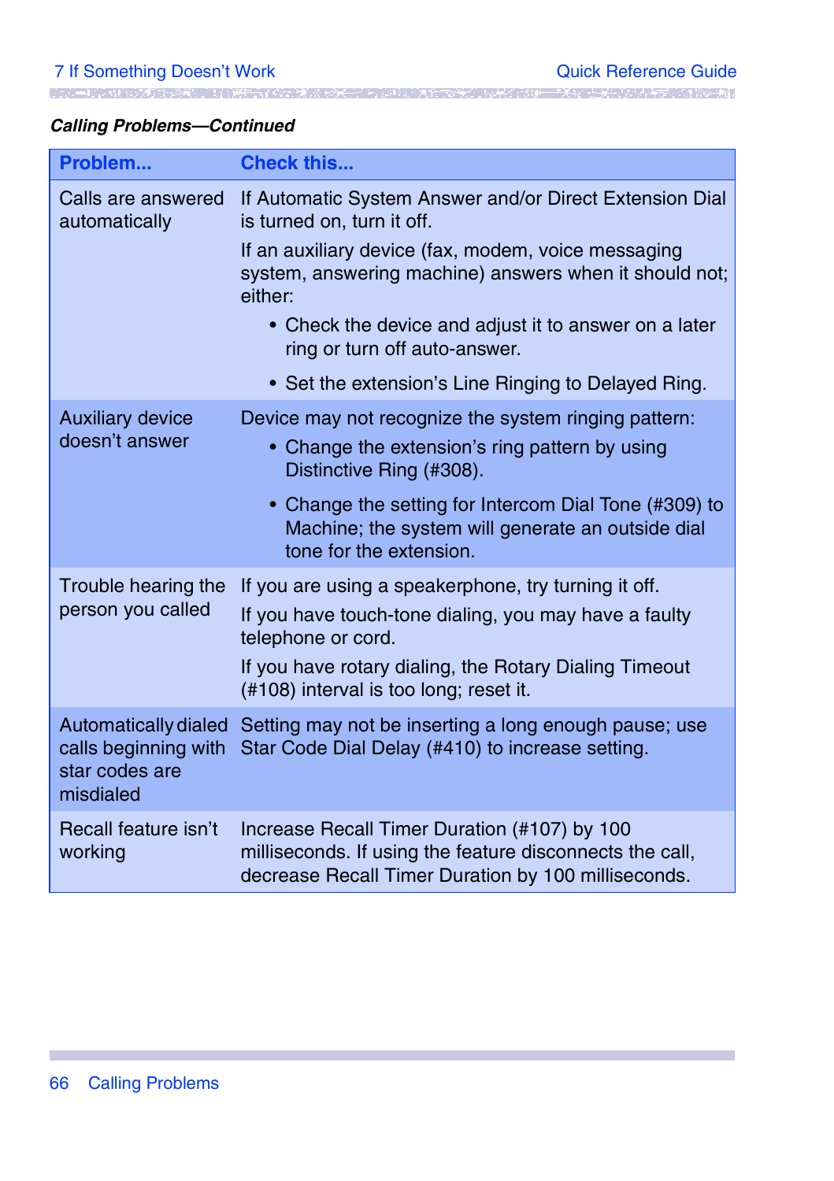*Calling Problems—Continued*

| Problem... | Check this... |
|---|---|
| Calls are answered automatically | If Automatic System Answer and/or Direct Extension Dial is turned on, turn it off.<br>If an auxiliary device (fax, modem, voice messaging system, answering machine) answers when it should not; either:<br>• Check the device and adjust it to answer on a later ring or turn off auto-answer.<br>• Set the extension's Line Ringing to Delayed Ring. |
| Auxiliary device doesn't answer | Device may not recognize the system ringing pattern:<br>• Change the extension's ring pattern by using Distinctive Ring (#308).<br>• Change the setting for Intercom Dial Tone (#309) to Machine; the system will generate an outside dial tone for the extension. |
| Trouble hearing the person you called | If you are using a speakerphone, try turning it off.<br>If you have touch-tone dialing, you may have a faulty telephone or cord.<br>If you have rotary dialing, the Rotary Dialing Timeout (#108) interval is too long; reset it. |
| Automatically dialed calls beginning with star codes are misdialed | Setting may not be inserting a long enough pause; use Star Code Dial Delay (#410) to increase setting. |
| Recall feature isn't working | Increase Recall Timer Duration (#107) by 100 milliseconds. If using the feature disconnects the call, decrease Recall Timer Duration by 100 milliseconds. |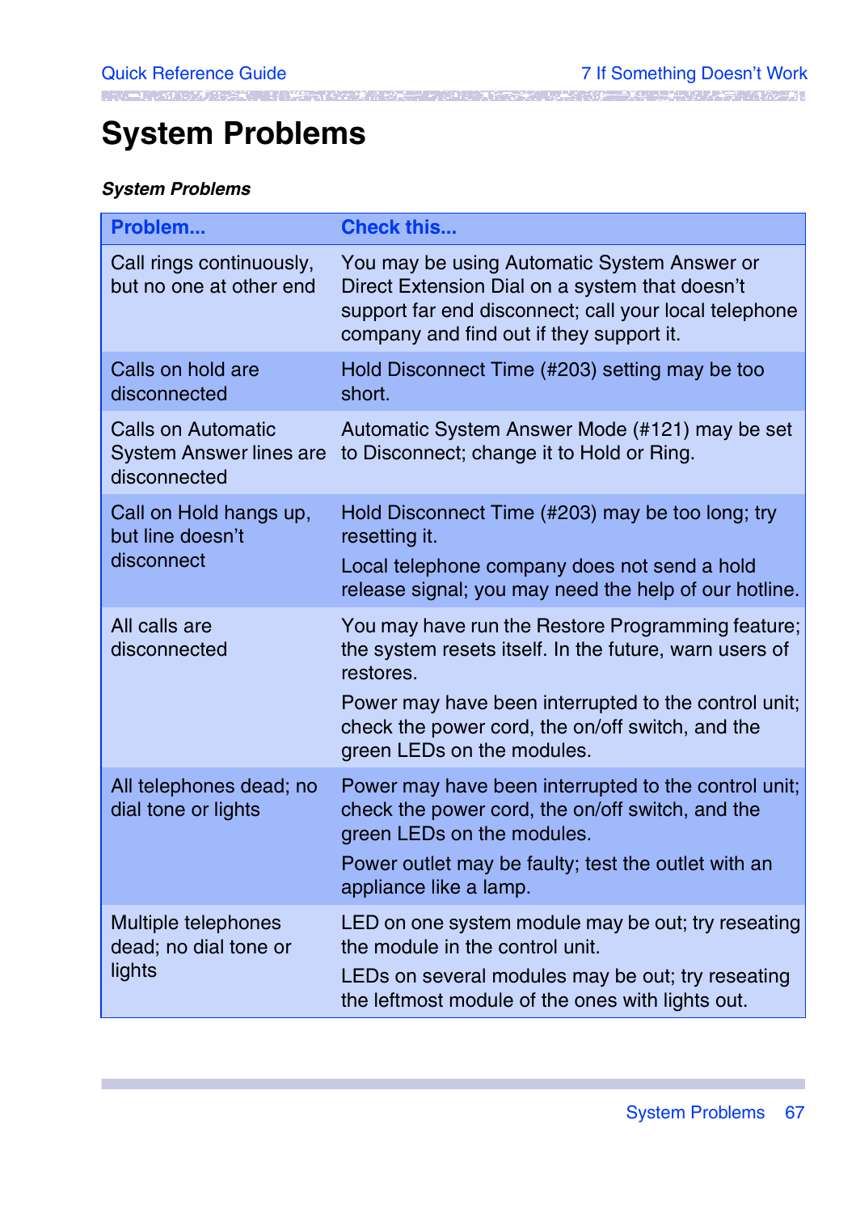# System Problems

***System Problems***

| Problem... | Check this... |
|---|---|
| Call rings continuously, but no one at other end | You may be using Automatic System Answer or Direct Extension Dial on a system that doesn't support far end disconnect; call your local telephone company and find out if they support it. |
| Calls on hold are disconnected | Hold Disconnect Time (#203) setting may be too short. |
| Calls on Automatic System Answer lines are disconnected | Automatic System Answer Mode (#121) may be set to Disconnect; change it to Hold or Ring. |
| Call on Hold hangs up, but line doesn't disconnect | Hold Disconnect Time (#203) may be too long; try resetting it.<br>Local telephone company does not send a hold release signal; you may need the help of our hotline. |
| All calls are disconnected | You may have run the Restore Programming feature; the system resets itself. In the future, warn users of restores.<br>Power may have been interrupted to the control unit; check the power cord, the on/off switch, and the green LEDs on the modules. |
| All telephones dead; no dial tone or lights | Power may have been interrupted to the control unit; check the power cord, the on/off switch, and the green LEDs on the modules.<br>Power outlet may be faulty; test the outlet with an appliance like a lamp. |
| Multiple telephones dead; no dial tone or lights | LED on one system module may be out; try reseating the module in the control unit.<br>LEDs on several modules may be out; try reseating the leftmost module of the ones with lights out. |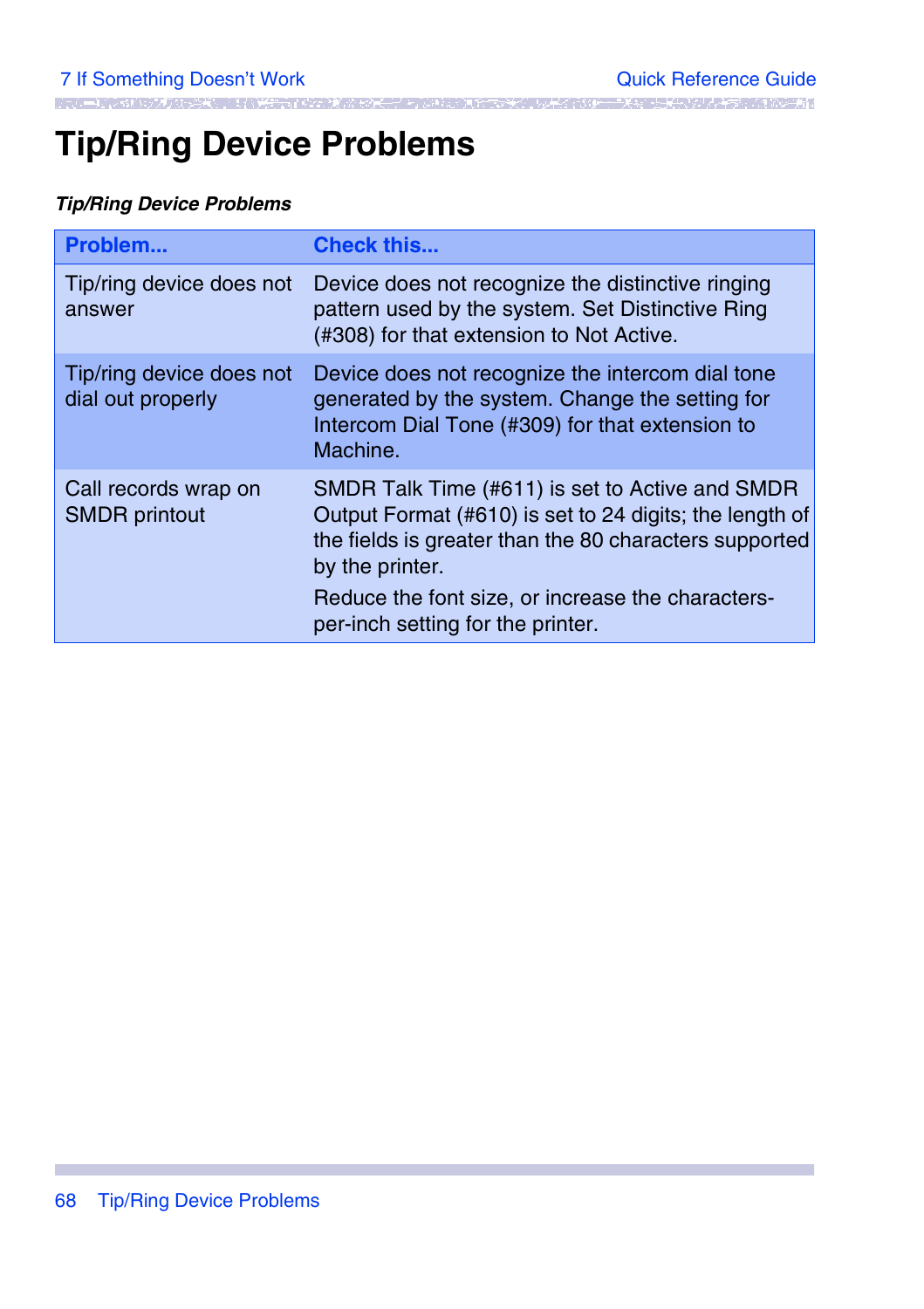# Tip/Ring Device Problems

***Tip/Ring Device Problems***

| Problem... | Check this... |
|---|---|
| Tip/ring device does not answer | Device does not recognize the distinctive ringing pattern used by the system. Set Distinctive Ring (#308) for that extension to Not Active. |
| Tip/ring device does not dial out properly | Device does not recognize the intercom dial tone generated by the system. Change the setting for Intercom Dial Tone (#309) for that extension to Machine. |
| Call records wrap on SMDR printout | SMDR Talk Time (#611) is set to Active and SMDR Output Format (#610) is set to 24 digits; the length of the fields is greater than the 80 characters supported by the printer.<br><br>Reduce the font size, or increase the characters-per-inch setting for the printer. |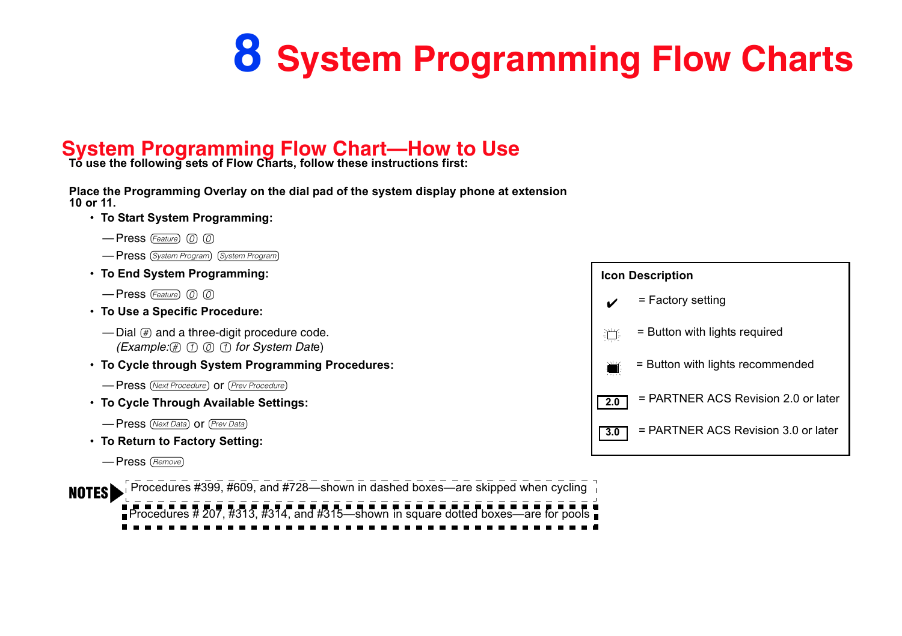# 8 System Programming Flow Charts

## System Programming Flow Chart—How to Use

**To use the following sets of Flow Charts, follow these instructions first:**

**Place the Programming Overlay on the dial pad of the system display phone at extension 10 or 11.**

- **To Start System Programming:**
  - —Press Feature 0 0
  - —Press System Program System Program
- **To End System Programming:**
  - —Press Feature 0 0
- **To Use a Specific Procedure:**
  - —Dial # and a three-digit procedure code.
    *(Example:# 1 0 1 for System Date)*
- **To Cycle through System Programming Procedures:**
  - —Press Next Procedure or Prev Procedure
- **To Cycle Through Available Settings:**
  - —Press Next Data or Prev Data
- **To Return to Factory Setting:**
  - —Press Remove

| Icon Description | |
|---|---|
| ✔ | = Factory setting |
| (button outline with lights) | = Button with lights required |
| (filled button with lights) | = Button with lights recommended |
| 2.0 | = PARTNER ACS Revision 2.0 or later |
| 3.0 | = PARTNER ACS Revision 3.0 or later |

**NOTES**

Procedures #399, #609, and #728—shown in dashed boxes—are skipped when cycling

Procedures # 207, #313, #314, and #315—shown in square dotted boxes—are for pools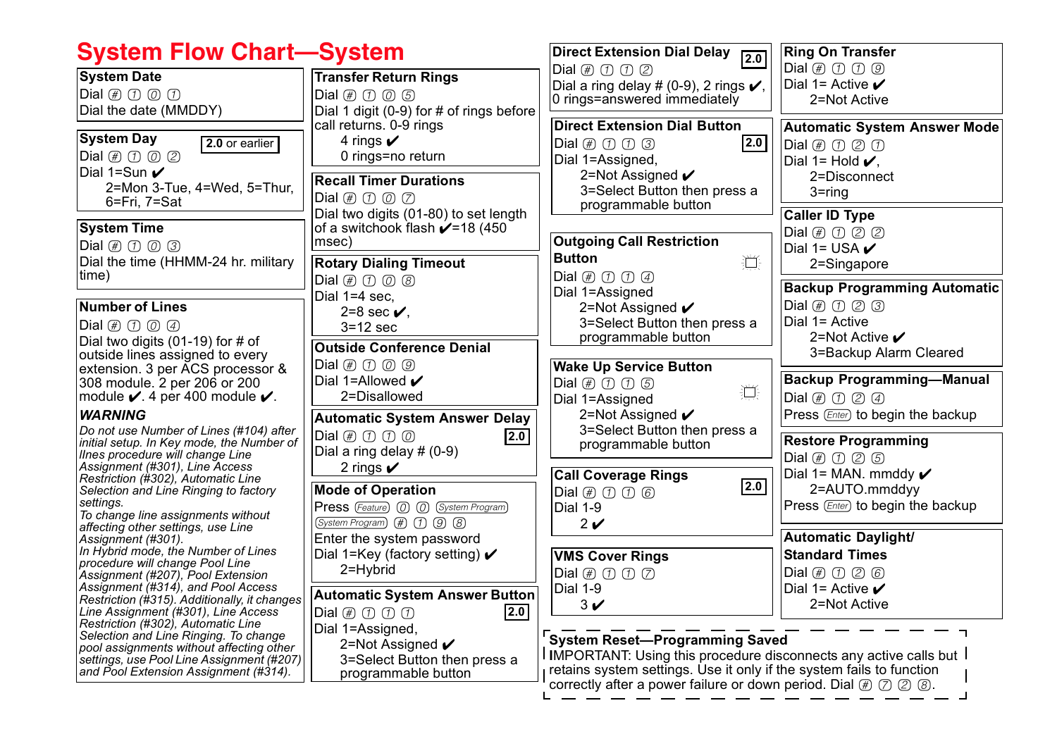# System Flow Chart—System

### System Date

Dial # 1 0 1

Dial the date (MMDDY)

### System Day

**2.0 or earlier**

Dial # 1 0 2

Dial 1=Sun ✔

2=Mon 3-Tue, 4=Wed, 5=Thur, 6=Fri, 7=Sat

### System Time

Dial # 1 0 3

Dial the time (HHMM-24 hr. military time)

### Number of Lines

Dial # 1 0 4

Dial two digits (01-19) for # of outside lines assigned to every extension. 3 per ACS processor & 308 module. 2 per 206 or 200 module ✔. 4 per 400 module ✔.

***WARNING***

*Do not use Number of Lines (#104) after initial setup. In Key mode, the Number of lines procedure will change Line Assignment (#301), Line Access Restriction (#302), Automatic Line Selection and Line Ringing to factory settings.*

*To change line assignments without affecting other settings, use Line Assignment (#301).*

*In Hybrid mode, the Number of Lines procedure will change Pool Line Assignment (#207), Pool Extension Assignment (#314), and Pool Access Restriction (#315). Additionally, it changes Line Assignment (#301), Line Access Restriction (#302), Automatic Line Selection and Line Ringing. To change pool assignments without affecting other settings, use Pool Line Assignment (#207) and Pool Extension Assignment (#314).*

### Transfer Return Rings

Dial # 1 0 5

Dial 1 digit (0-9) for # of rings before call returns. 0-9 rings

4 rings ✔

0 rings=no return

### Recall Timer Durations

Dial # 1 0 7

Dial two digits (01-80) to set length of a switchook flash ✔=18 (450 msec)

### Rotary Dialing Timeout

Dial # 1 0 8

Dial 1=4 sec,

2=8 sec ✔,

3=12 sec

### Outside Conference Denial

Dial # 1 0 9

Dial 1=Allowed ✔

2=Disallowed

### Automatic System Answer Delay

**2.0**

Dial # 1 1 0

Dial a ring delay # (0-9)

2 rings ✔

### Mode of Operation

Press Feature 0 0 System Program

System Program # 1 9 8

Enter the system password

Dial 1=Key (factory setting) ✔

2=Hybrid

### Automatic System Answer Button

**2.0**

Dial # 1 1 1

Dial 1=Assigned,

2=Not Assigned ✔

3=Select Button then press a programmable button

### Direct Extension Dial Delay

**2.0**

Dial # 1 1 2

Dial a ring delay # (0-9), 2 rings ✔,

0 rings=answered immediately

### Direct Extension Dial Button

**2.0**

Dial # 1 1 3

Dial 1=Assigned,

2=Not Assigned ✔

3=Select Button then press a programmable button

### Outgoing Call Restriction Button

Dial # 1 1 4

Dial 1=Assigned

2=Not Assigned ✔

3=Select Button then press a programmable button

### Wake Up Service Button

Dial # 1 1 5

Dial 1=Assigned

2=Not Assigned ✔

3=Select Button then press a programmable button

### Call Coverage Rings

**2.0**

Dial # 1 1 6

Dial 1-9

2 ✔

### VMS Cover Rings

Dial # 1 1 7

Dial 1-9

3 ✔

### Ring On Transfer

Dial # 1 1 9

Dial 1= Active ✔

2=Not Active

### Automatic System Answer Mode

Dial # 1 2 1

Dial 1= Hold ✔,

2=Disconnect

3=ring

### Caller ID Type

Dial # 1 2 2

Dial 1= USA ✔

2=Singapore

### Backup Programming Automatic

Dial # 1 2 3

Dial 1= Active

2=Not Active ✔

3=Backup Alarm Cleared

### Backup Programming—Manual

Dial # 1 2 4

Press Enter to begin the backup

### Restore Programming

Dial # 1 2 5

Dial 1= MAN. mmddy ✔

2=AUTO.mmddyy

Press Enter to begin the backup

### Automatic Daylight/ Standard Times

Dial # 1 2 6

Dial 1= Active ✔

2=Not Active

### System Reset—Programming Saved

IMPORTANT: Using this procedure disconnects any active calls but retains system settings. Use it only if the system fails to function correctly after a power failure or down period. Dial # 7 2 8.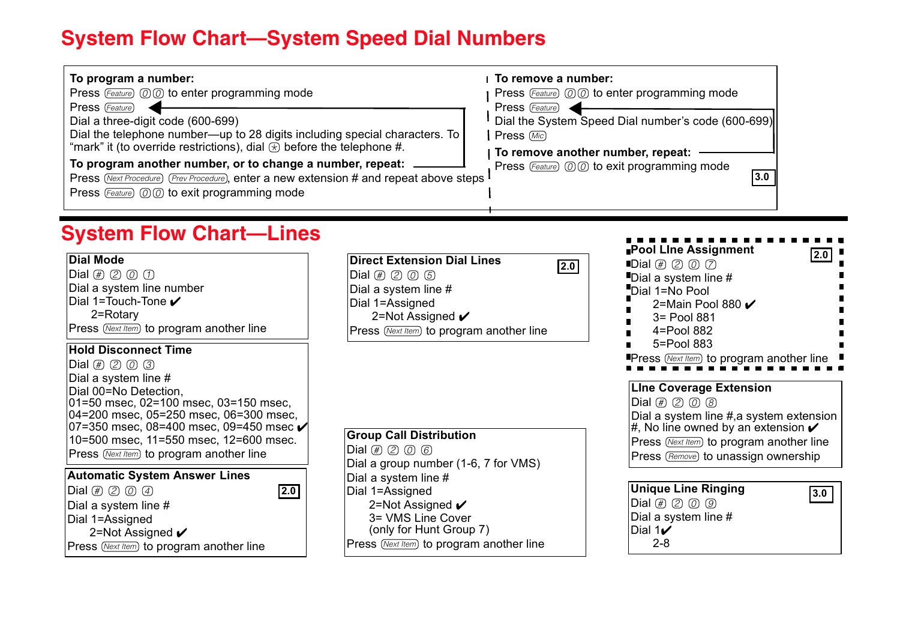# System Flow Chart—System Speed Dial Numbers

**To program a number:**

Press (Feature) 0 0 to enter programming mode

Press (Feature)

Dial a three-digit code (600-699)

Dial the telephone number—up to 28 digits including special characters. To "mark" it (to override restrictions), dial * before the telephone #.

**To program another number, or to change a number, repeat:**

Press (Next Procedure) (Prev Procedure), enter a new extension # and repeat above steps

Press (Feature) 0 0 to exit programming mode

**To remove a number:**

Press (Feature) 0 0 to enter programming mode

Press (Feature)

Dial the System Speed Dial number's code (600-699)

Press (Mic)

**To remove another number, repeat:**

Press (Feature) 0 0 to exit programming mode

3.0

# System Flow Chart—Lines

**Dial Mode**

Dial # 2 0 1

Dial a system line number

Dial 1=Touch-Tone ✔

2=Rotary

Press (Next Item) to program another line

**Hold Disconnect Time**

Dial # 2 0 3

Dial a system line #

Dial 00=No Detection,

01=50 msec, 02=100 msec, 03=150 msec,

04=200 msec, 05=250 msec, 06=300 msec,

07=350 msec, 08=400 msec, 09=450 msec ✔

10=500 msec, 11=550 msec, 12=600 msec.

Press (Next Item) to program another line

**Automatic System Answer Lines** 2.0

Dial # 2 0 4

Dial a system line #

Dial 1=Assigned

2=Not Assigned ✔

Press (Next Item) to program another line

**Direct Extension Dial Lines** 2.0

Dial # 2 0 5

Dial a system line #

Dial 1=Assigned

2=Not Assigned ✔

Press (Next Item) to program another line

**Group Call Distribution**

Dial # 2 0 6

Dial a group number (1-6, 7 for VMS)

Dial a system line #

Dial 1=Assigned

2=Not Assigned ✔

3= VMS Line Cover

(only for Hunt Group 7)

Press (Next Item) to program another line

**Pool LIne Assignment** 2.0

Dial # 2 0 7

Dial a system line #

Dial 1=No Pool

2=Main Pool 880 ✔

3= Pool 881

4=Pool 882

5=Pool 883

Press (Next Item) to program another line

**LIne Coverage Extension**

Dial # 2 0 8

Dial a system line #,a system extension #, No line owned by an extension ✔

Press (Next Item) to program another line

Press (Remove) to unassign ownership

**Unique Line Ringing** 3.0

Dial # 2 0 9

Dial a system line #

Dial 1✔

2-8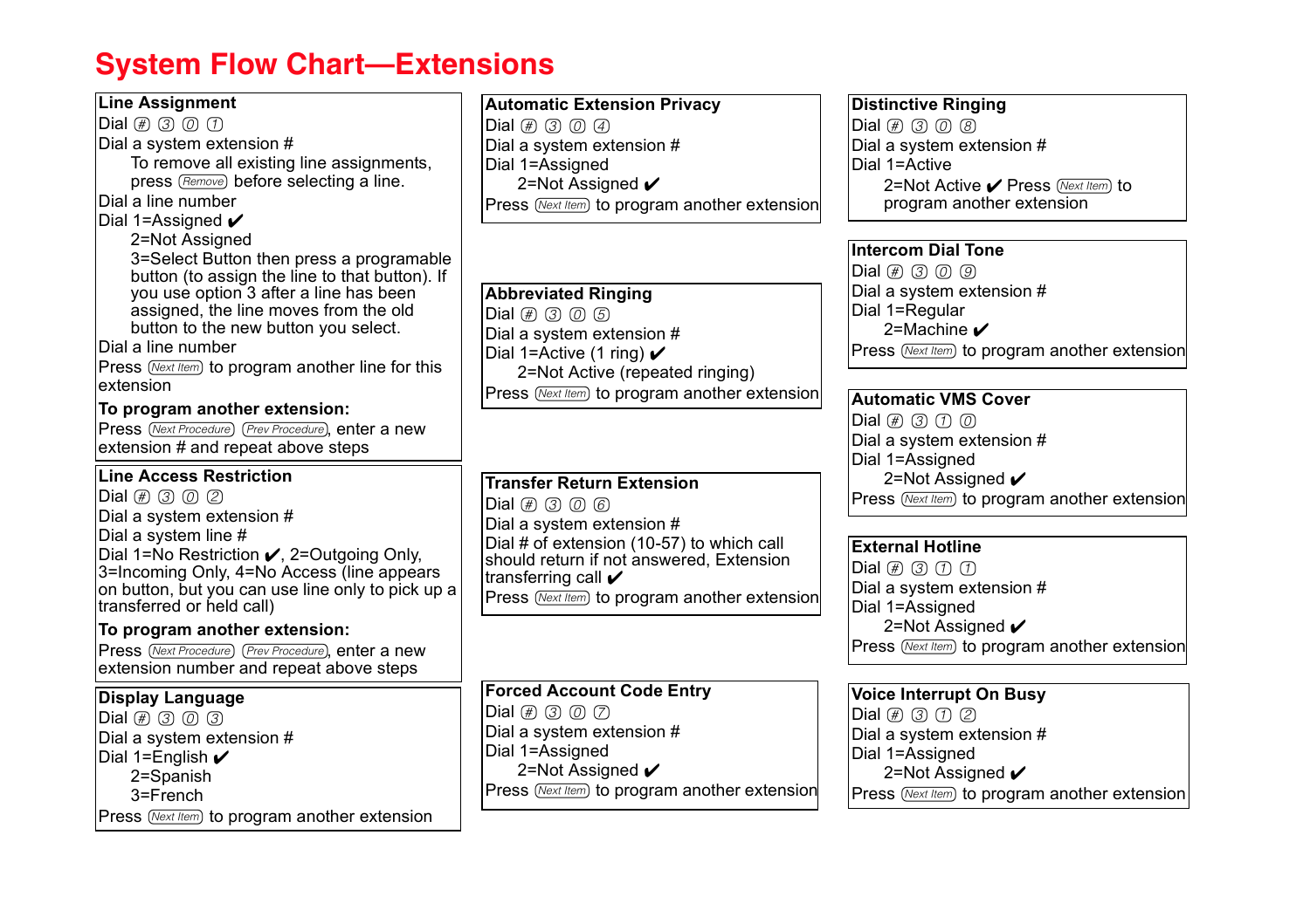# System Flow Chart—Extensions

### Line Assignment

Dial # 3 0 1
Dial a system extension #
To remove all existing line assignments, press Remove before selecting a line.
Dial a line number
Dial 1=Assigned ✔
2=Not Assigned
3=Select Button then press a programable button (to assign the line to that button). If you use option 3 after a line has been assigned, the line moves from the old button to the new button you select.
Dial a line number
Press Next Item to program another line for this extension

**To program another extension:**
Press Next Procedure Prev Procedure, enter a new extension # and repeat above steps

### Line Access Restriction

Dial # 3 0 2
Dial a system extension #
Dial a system line #
Dial 1=No Restriction ✔, 2=Outgoing Only, 3=Incoming Only, 4=No Access (line appears on button, but you can use line only to pick up a transferred or held call)

**To program another extension:**
Press Next Procedure Prev Procedure, enter a new extension number and repeat above steps

### Display Language

Dial # 3 0 3
Dial a system extension #
Dial 1=English ✔
2=Spanish
3=French
Press Next Item to program another extension

### Automatic Extension Privacy

Dial # 3 0 4
Dial a system extension #
Dial 1=Assigned
2=Not Assigned ✔
Press Next Item to program another extension

### Abbreviated Ringing

Dial # 3 0 5
Dial a system extension #
Dial 1=Active (1 ring) ✔
2=Not Active (repeated ringing)
Press Next Item to program another extension

### Transfer Return Extension

Dial # 3 0 6
Dial a system extension #
Dial # of extension (10-57) to which call should return if not answered, Extension transferring call ✔
Press Next Item to program another extension

### Forced Account Code Entry

Dial # 3 0 7
Dial a system extension #
Dial 1=Assigned
2=Not Assigned ✔
Press Next Item to program another extension

### Distinctive Ringing

Dial # 3 0 8
Dial a system extension #
Dial 1=Active
2=Not Active ✔ Press Next Item to program another extension

### Intercom Dial Tone

Dial # 3 0 9
Dial a system extension #
Dial 1=Regular
2=Machine ✔
Press Next Item to program another extension

### Automatic VMS Cover

Dial # 3 1 0
Dial a system extension #
Dial 1=Assigned
2=Not Assigned ✔
Press Next Item to program another extension

### External Hotline

Dial # 3 1 1
Dial a system extension #
Dial 1=Assigned
2=Not Assigned ✔
Press Next Item to program another extension

### Voice Interrupt On Busy

Dial # 3 1 2
Dial a system extension #
Dial 1=Assigned
2=Not Assigned ✔
Press Next Item to program another extension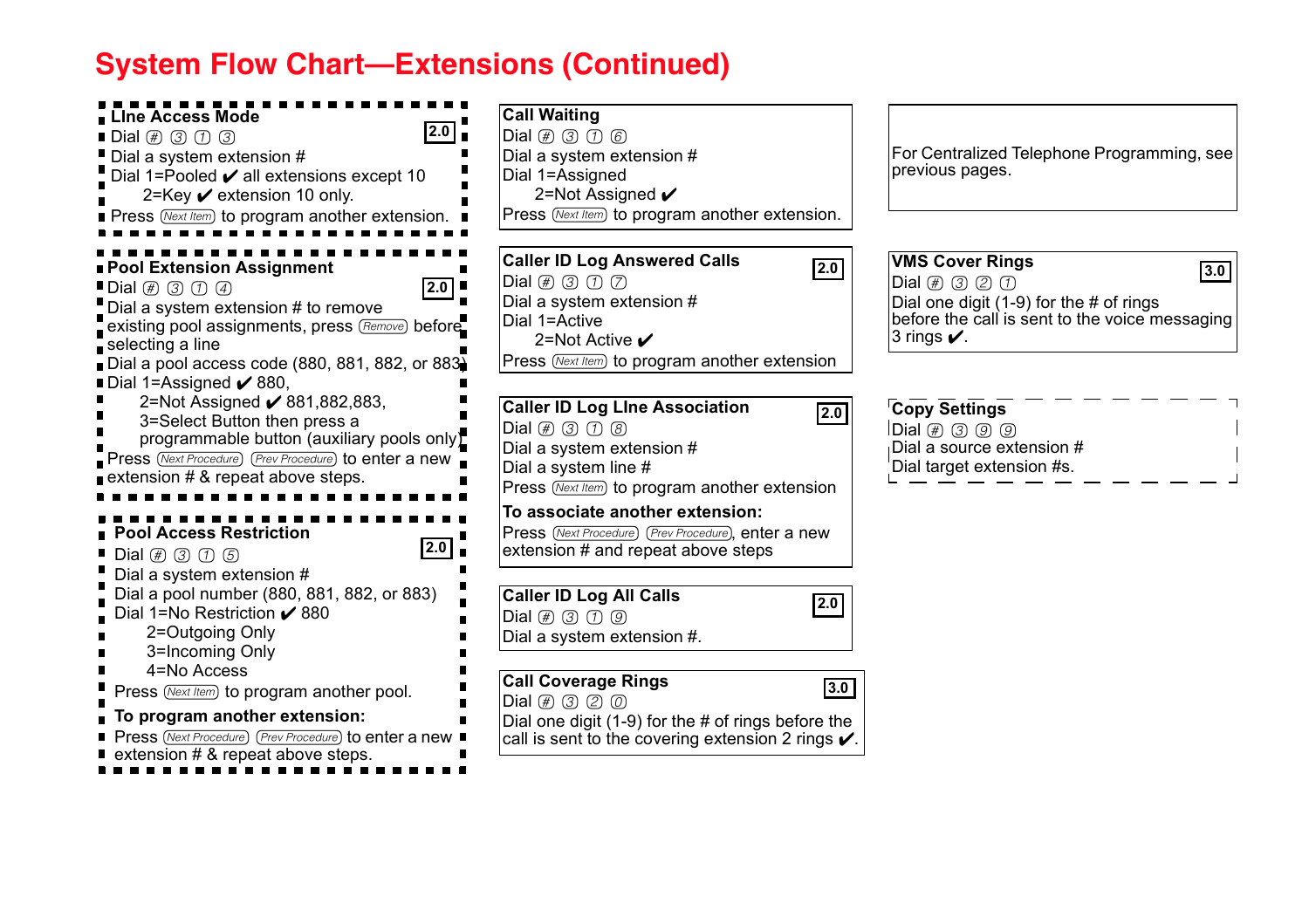# System Flow Chart—Extensions (Continued)

### LIne Access Mode

**2.0**

Dial # 3 1 3
Dial a system extension #
Dial 1=Pooled ✔ all extensions except 10
2=Key ✔ extension 10 only.
Press (Next Item) to program another extension.

### Pool Extension Assignment

**2.0**

Dial # 3 1 4
Dial a system extension # to remove existing pool assignments, press (Remove) before selecting a line
Dial a pool access code (880, 881, 882, or 883)
Dial 1=Assigned ✔ 880,
2=Not Assigned ✔ 881,882,883,
3=Select Button then press a programmable button (auxiliary pools only)
Press (Next Procedure) (Prev Procedure) to enter a new extension # & repeat above steps.

### Pool Access Restriction

**2.0**

Dial # 3 1 5
Dial a system extension #
Dial a pool number (880, 881, 882, or 883)
Dial 1=No Restriction ✔ 880
2=Outgoing Only
3=Incoming Only
4=No Access
Press (Next Item) to program another pool.

**To program another extension:**
Press (Next Procedure) (Prev Procedure) to enter a new extension # & repeat above steps.

### Call Waiting

Dial # 3 1 6
Dial a system extension #
Dial 1=Assigned
2=Not Assigned ✔
Press (Next Item) to program another extension.

### Caller ID Log Answered Calls

**2.0**

Dial # 3 1 7
Dial a system extension #
Dial 1=Active
2=Not Active ✔
Press (Next Item) to program another extension

### Caller ID Log LIne Association

**2.0**

Dial # 3 1 8
Dial a system extension #
Dial a system line #
Press (Next Item) to program another extension

**To associate another extension:**
Press (Next Procedure) (Prev Procedure), enter a new extension # and repeat above steps

### Caller ID Log All Calls

**2.0**

Dial # 3 1 9
Dial a system extension #.

### Call Coverage Rings

**3.0**

Dial # 3 2 0
Dial one digit (1-9) for the # of rings before the call is sent to the covering extension 2 rings ✔.

For Centralized Telephone Programming, see previous pages.

### VMS Cover Rings

**3.0**

Dial # 3 2 1
Dial one digit (1-9) for the # of rings before the call is sent to the voice messaging 3 rings ✔.

### Copy Settings

Dial # 3 9 9
Dial a source extension #
Dial target extension #s.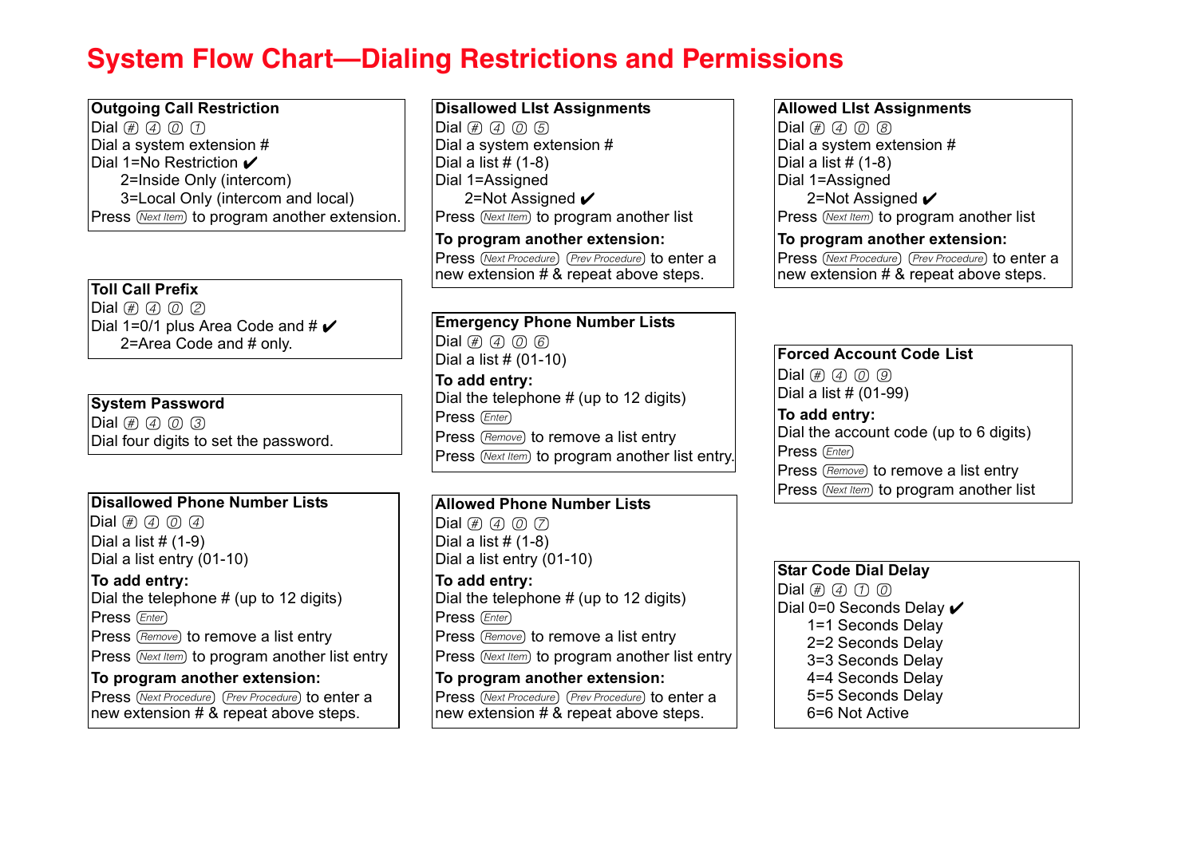# System Flow Chart—Dialing Restrictions and Permissions

### Outgoing Call Restriction

Dial # 4 0 1
Dial a system extension #
Dial 1=No Restriction ✔
2=Inside Only (intercom)
3=Local Only (intercom and local)
Press Next Item to program another extension.

### Toll Call Prefix

Dial # 4 0 2
Dial 1=0/1 plus Area Code and # ✔
2=Area Code and # only.

### System Password

Dial # 4 0 3
Dial four digits to set the password.

### Disallowed Phone Number Lists

Dial # 4 0 4
Dial a list # (1-9)
Dial a list entry (01-10)

**To add entry:**
Dial the telephone # (up to 12 digits)
Press Enter
Press Remove to remove a list entry
Press Next Item to program another list entry

**To program another extension:**
Press Next Procedure Prev Procedure to enter a new extension # & repeat above steps.

### Disallowed LIst Assignments

Dial # 4 0 5
Dial a system extension #
Dial a list # (1-8)
Dial 1=Assigned
2=Not Assigned ✔
Press Next Item to program another list

**To program another extension:**
Press Next Procedure Prev Procedure to enter a new extension # & repeat above steps.

### Emergency Phone Number Lists

Dial # 4 0 6
Dial a list # (01-10)

**To add entry:**
Dial the telephone # (up to 12 digits)
Press Enter
Press Remove to remove a list entry
Press Next Item to program another list entry.

### Allowed Phone Number Lists

Dial # 4 0 7
Dial a list # (1-8)
Dial a list entry (01-10)

**To add entry:**
Dial the telephone # (up to 12 digits)
Press Enter
Press Remove to remove a list entry
Press Next Item to program another list entry

**To program another extension:**
Press Next Procedure Prev Procedure to enter a new extension # & repeat above steps.

### Allowed LIst Assignments

Dial # 4 0 8
Dial a system extension #
Dial a list # (1-8)
Dial 1=Assigned
2=Not Assigned ✔
Press Next Item to program another list

**To program another extension:**
Press Next Procedure Prev Procedure to enter a new extension # & repeat above steps.

### Forced Account Code List

Dial # 4 0 9
Dial a list # (01-99)

**To add entry:**
Dial the account code (up to 6 digits)
Press Enter
Press Remove to remove a list entry
Press Next Item to program another list

### Star Code Dial Delay

Dial # 4 1 0
Dial 0=0 Seconds Delay ✔
1=1 Seconds Delay
2=2 Seconds Delay
3=3 Seconds Delay
4=4 Seconds Delay
5=5 Seconds Delay
6=6 Not Active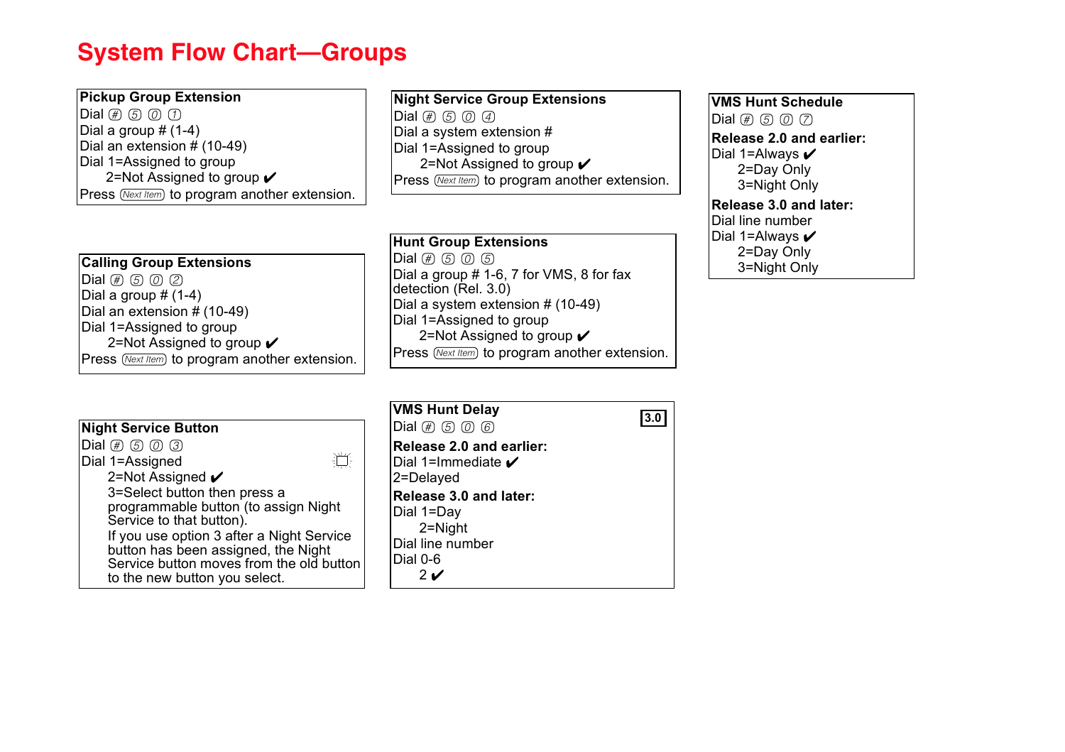# System Flow Chart—Groups

**Pickup Group Extension**
Dial # 5 0 1
Dial a group # (1-4)
Dial an extension # (10-49)
Dial 1=Assigned to group
  2=Not Assigned to group ✔
Press (Next Item) to program another extension.

**Calling Group Extensions**
Dial # 5 0 2
Dial a group # (1-4)
Dial an extension # (10-49)
Dial 1=Assigned to group
  2=Not Assigned to group ✔
Press (Next Item) to program another extension.

**Night Service Button**
Dial # 5 0 3
Dial 1=Assigned
  2=Not Assigned ✔
  3=Select button then press a programmable button (to assign Night Service to that button).
  If you use option 3 after a Night Service button has been assigned, the Night Service button moves from the old button to the new button you select.

**Night Service Group Extensions**
Dial # 5 0 4
Dial a system extension #
Dial 1=Assigned to group
  2=Not Assigned to group ✔
Press (Next Item) to program another extension.

**Hunt Group Extensions**
Dial # 5 0 5
Dial a group # 1-6, 7 for VMS, 8 for fax detection (Rel. 3.0)
Dial a system extension # (10-49)
Dial 1=Assigned to group
  2=Not Assigned to group ✔
Press (Next Item) to program another extension.

**VMS Hunt Delay** 3.0
Dial # 5 0 6

**Release 2.0 and earlier:**
Dial 1=Immediate ✔
2=Delayed

**Release 3.0 and later:**
Dial 1=Day
  2=Night
Dial line number
Dial 0-6
  2 ✔

**VMS Hunt Schedule**
Dial # 5 0 7

**Release 2.0 and earlier:**
Dial 1=Always ✔
  2=Day Only
  3=Night Only

**Release 3.0 and later:**
Dial line number
Dial 1=Always ✔
  2=Day Only
  3=Night Only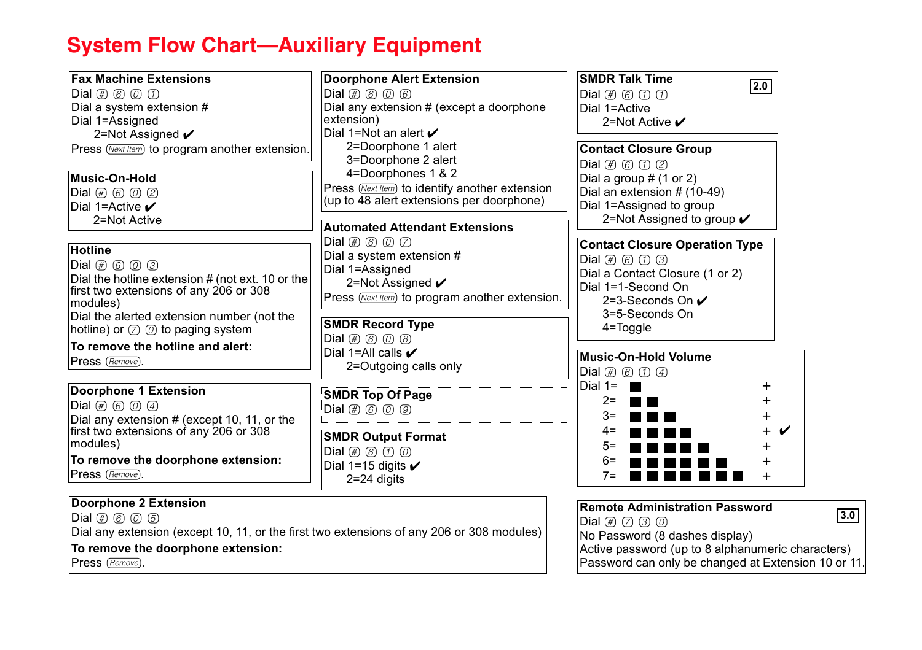# System Flow Chart—Auxiliary Equipment

### Fax Machine Extensions

Dial # 6 0 1
Dial a system extension #
Dial 1=Assigned
  2=Not Assigned ✔
Press (Next Item) to program another extension.

### Music-On-Hold

Dial # 6 0 2
Dial 1=Active ✔
  2=Not Active

### Hotline

Dial # 6 0 3
Dial the hotline extension # (not ext. 10 or the first two extensions of any 206 or 308 modules)
Dial the alerted extension number (not the hotline) or 7 0 to paging system

**To remove the hotline and alert:**
Press (Remove).

### Doorphone 1 Extension

Dial # 6 0 4
Dial any extension # (except 10, 11, or the first two extensions of any 206 or 308 modules)

**To remove the doorphone extension:**
Press (Remove).

### Doorphone 2 Extension

Dial # 6 0 5
Dial any extension (except 10, 11, or the first two extensions of any 206 or 308 modules)

**To remove the doorphone extension:**
Press (Remove).

### Doorphone Alert Extension

Dial # 6 0 6
Dial any extension # (except a doorphone extension)
Dial 1=Not an alert ✔
  2=Doorphone 1 alert
  3=Doorphone 2 alert
  4=Doorphones 1 & 2
Press (Next Item) to identify another extension (up to 48 alert extensions per doorphone)

### Automated Attendant Extensions

Dial # 6 0 7
Dial a system extension #
Dial 1=Assigned
  2=Not Assigned ✔
Press (Next Item) to program another extension.

### SMDR Record Type

Dial # 6 0 8
Dial 1=All calls ✔
  2=Outgoing calls only

### SMDR Top Of Page

Dial # 6 0 9

### SMDR Output Format

Dial # 6 1 0
Dial 1=15 digits ✔
  2=24 digits

### SMDR Talk Time

**2.0**

Dial # 6 1 1
Dial 1=Active
  2=Not Active ✔

### Contact Closure Group

Dial # 6 1 2
Dial a group # (1 or 2)
Dial an extension # (10-49)
Dial 1=Assigned to group
  2=Not Assigned to group ✔

### Contact Closure Operation Type

Dial # 6 1 3
Dial a Contact Closure (1 or 2)
Dial 1=1-Second On
  2=3-Seconds On ✔
  3=5-Seconds On
  4=Toggle

### Music-On-Hold Volume

Dial # 6 1 4
Dial 1= ■ +
  2= ■ ■ +
  3= ■ ■ ■ +
  4= ■ ■ ■ ■ + ✔
  5= ■ ■ ■ ■ ■ +
  6= ■ ■ ■ ■ ■ ■ +
  7= ■ ■ ■ ■ ■ ■ ■ +

### Remote Administration Password

**3.0**

Dial # 7 3 0
No Password (8 dashes display)
Active password (up to 8 alphanumeric characters)
Password can only be changed at Extension 10 or 11.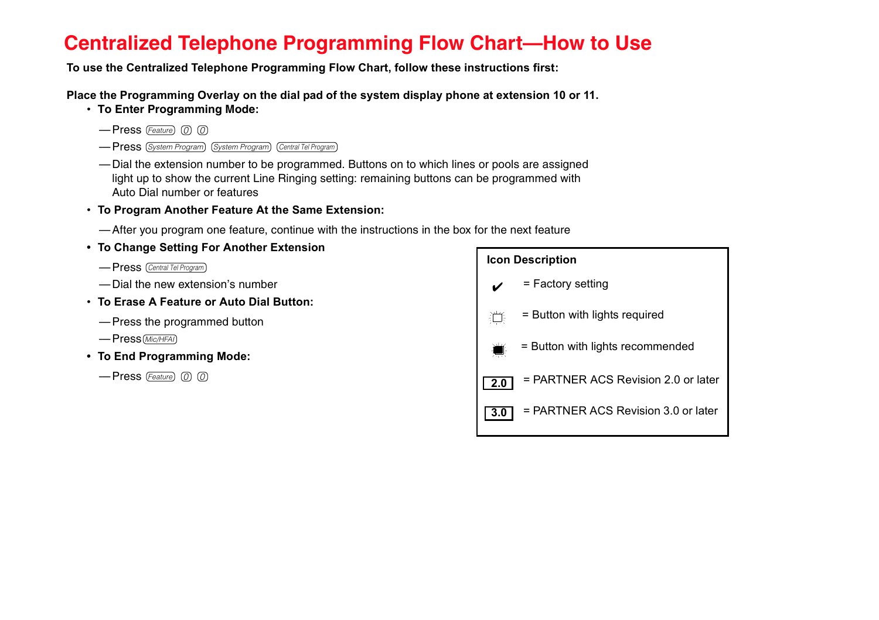# Centralized Telephone Programming Flow Chart—How to Use

**To use the Centralized Telephone Programming Flow Chart, follow these instructions first:**

**Place the Programming Overlay on the dial pad of the system display phone at extension 10 or 11.**

- **To Enter Programming Mode:**
  - —Press [Feature] [0] [0]
  - —Press [System Program] [System Program] [Central Tel Program]
  - —Dial the extension number to be programmed. Buttons on to which lines or pools are assigned light up to show the current Line Ringing setting: remaining buttons can be programmed with Auto Dial number or features
- **To Program Another Feature At the Same Extension:**
  - —After you program one feature, continue with the instructions in the box for the next feature
- **To Change Setting For Another Extension**
  - —Press [Central Tel Program]
  - —Dial the new extension's number
- **To Erase A Feature or Auto Dial Button:**
  - —Press the programmed button
  - —Press [Mic/HFAI]
- **To End Programming Mode:**
  - —Press [Feature] [0] [0]

**Icon Description**

| Icon | Description |
|---|---|
| ✔ | = Factory setting |
| (open button icon) | = Button with lights required |
| (filled button icon) | = Button with lights recommended |
| 2.0 | = PARTNER ACS Revision 2.0 or later |
| 3.0 | = PARTNER ACS Revision 3.0 or later |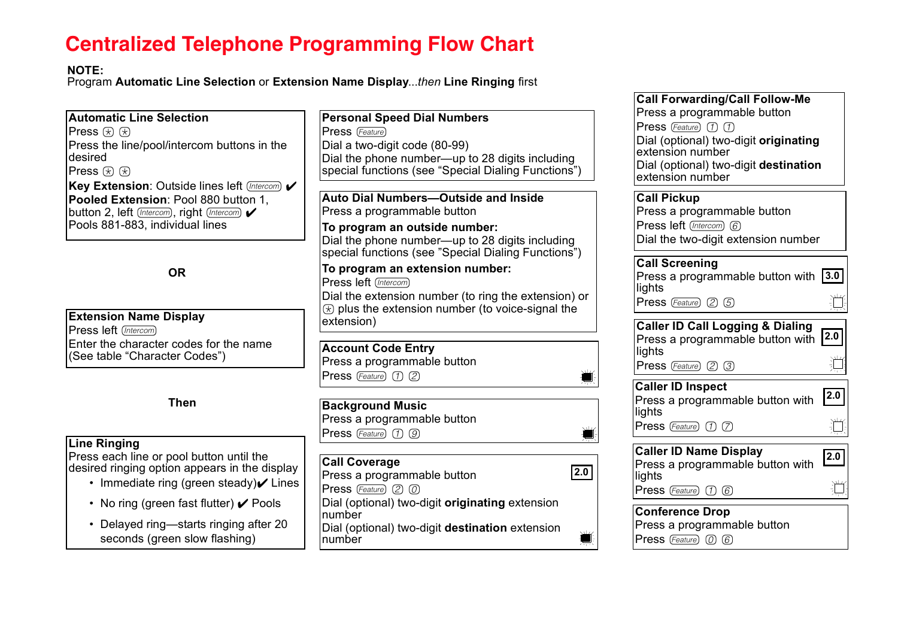# Centralized Telephone Programming Flow Chart

**NOTE:**
Program **Automatic Line Selection** or **Extension Name Display**...*then* **Line Ringing** first

### Automatic Line Selection

Press ⊛ ⊛
Press the line/pool/intercom buttons in the desired
Press ⊛ ⊛
**Key Extension**: Outside lines left (Intercom) ✔
**Pooled Extension**: Pool 880 button 1, button 2, left (Intercom), right (Intercom) ✔
Pools 881-883, individual lines

**OR**

### Extension Name Display

Press left (Intercom)
Enter the character codes for the name (See table "Character Codes")

**Then**

### Line Ringing

Press each line or pool button until the desired ringing option appears in the display

- Immediate ring (green steady)✔ Lines
- No ring (green fast flutter) ✔ Pools
- Delayed ring—starts ringing after 20 seconds (green slow flashing)

### Personal Speed Dial Numbers

Press (Feature)
Dial a two-digit code (80-99)
Dial the phone number—up to 28 digits including special functions (see "Special Dialing Functions")

### Auto Dial Numbers—Outside and Inside

Press a programmable button
**To program an outside number:**
Dial the phone number—up to 28 digits including special functions (see "Special Dialing Functions")
**To program an extension number:**
Press left (Intercom)
Dial the extension number (to ring the extension) or ⊛ plus the extension number (to voice-signal the extension)

### Account Code Entry

Press a programmable button
Press (Feature) ① ②

### Background Music

Press a programmable button
Press (Feature) ① ⑨

### Call Coverage

**2.0**

Press a programmable button
Press (Feature) ② ⓪
Dial (optional) two-digit **originating** extension number
Dial (optional) two-digit **destination** extension number

### Call Forwarding/Call Follow-Me

Press a programmable button
Press (Feature) ① ①
Dial (optional) two-digit **originating** extension number
Dial (optional) two-digit **destination** extension number

### Call Pickup

Press a programmable button
Press left (Intercom) ⑥
Dial the two-digit extension number

### Call Screening

**3.0**

Press a programmable button with lights
Press (Feature) ② ⑤

### Caller ID Call Logging & Dialing

**2.0**

Press a programmable button with lights
Press (Feature) ② ③

### Caller ID Inspect

**2.0**

Press a programmable button with lights
Press (Feature) ① ⑦

### Caller ID Name Display

**2.0**

Press a programmable button with lights
Press (Feature) ① ⑥

### Conference Drop

Press a programmable button
Press (Feature) ⓪ ⑥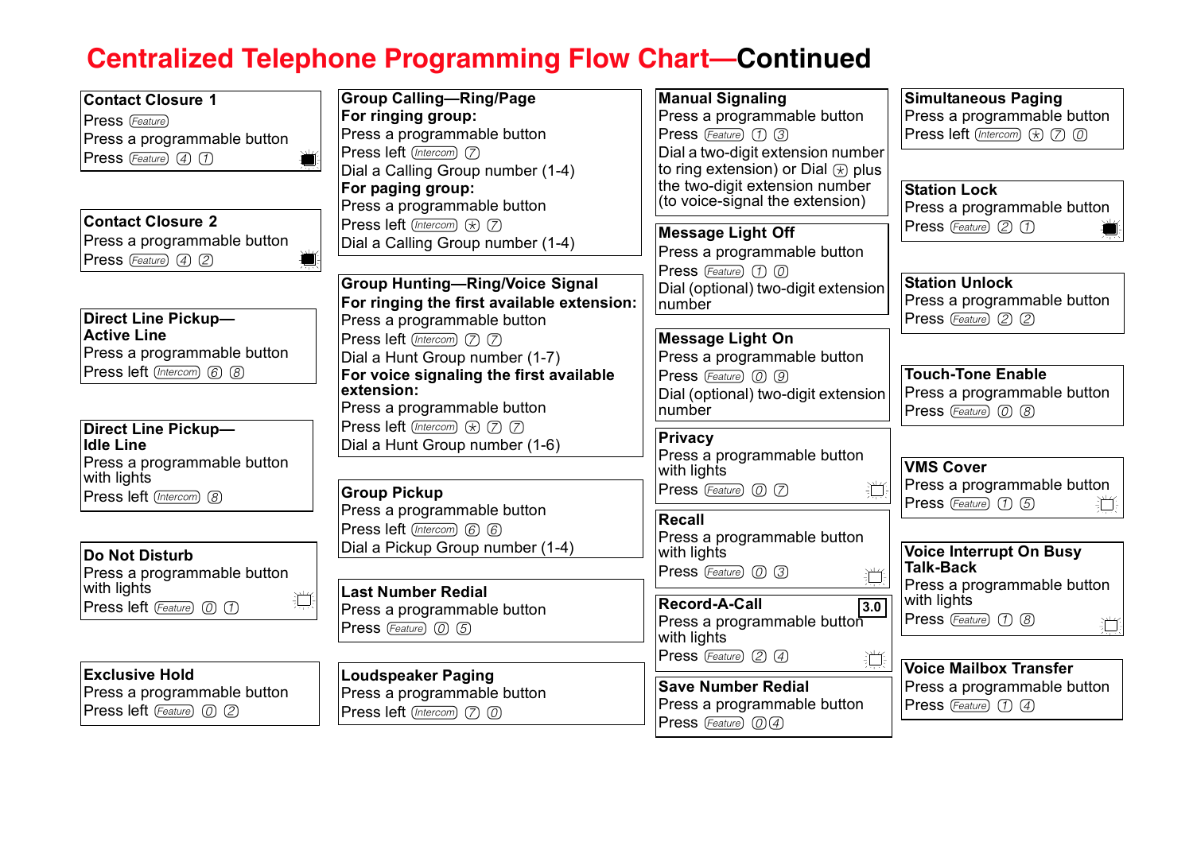# Centralized Telephone Programming Flow Chart—Continued

**Contact Closure 1**
Press (Feature)
Press a programmable button
Press (Feature) 4 1

**Contact Closure 2**
Press a programmable button
Press (Feature) 4 2

**Direct Line Pickup—Active Line**
Press a programmable button
Press left (Intercom) 6 8

**Direct Line Pickup—Idle Line**
Press a programmable button with lights
Press left (Intercom) 8

**Do Not Disturb**
Press a programmable button with lights
Press left (Feature) 0 1

**Exclusive Hold**
Press a programmable button
Press left (Feature) 0 2

**Group Calling—Ring/Page**
**For ringing group:**
Press a programmable button
Press left (Intercom) 7
Dial a Calling Group number (1-4)
**For paging group:**
Press a programmable button
Press left (Intercom) * 7
Dial a Calling Group number (1-4)

**Group Hunting—Ring/Voice Signal**
**For ringing the first available extension:**
Press a programmable button
Press left (Intercom) 7 7
Dial a Hunt Group number (1-7)
**For voice signaling the first available extension:**
Press a programmable button
Press left (Intercom) * 7 7
Dial a Hunt Group number (1-6)

**Group Pickup**
Press a programmable button
Press left (Intercom) 6 6
Dial a Pickup Group number (1-4)

**Last Number Redial**
Press a programmable button
Press (Feature) 0 5

**Loudspeaker Paging**
Press a programmable button
Press left (Intercom) 7 0

**Manual Signaling**
Press a programmable button
Press (Feature) 1 3
Dial a two-digit extension number to ring extension) or Dial * plus the two-digit extension number (to voice-signal the extension)

**Message Light Off**
Press a programmable button
Press (Feature) 1 0
Dial (optional) two-digit extension number

**Message Light On**
Press a programmable button
Press (Feature) 0 9
Dial (optional) two-digit extension number

**Privacy**
Press a programmable button with lights
Press (Feature) 0 7

**Recall**
Press a programmable button with lights
Press (Feature) 0 3

**Record-A-Call** **3.0**
Press a programmable button with lights
Press (Feature) 2 4

**Save Number Redial**
Press a programmable button
Press (Feature) 0 4

**Simultaneous Paging**
Press a programmable button
Press left (Intercom) * 7 0

**Station Lock**
Press a programmable button
Press (Feature) 2 1

**Station Unlock**
Press a programmable button
Press (Feature) 2 2

**Touch-Tone Enable**
Press a programmable button
Press (Feature) 0 8

**VMS Cover**
Press a programmable button
Press (Feature) 1 5

**Voice Interrupt On Busy Talk-Back**
Press a programmable button with lights
Press (Feature) 1 8

**Voice Mailbox Transfer**
Press a programmable button
Press (Feature) 1 4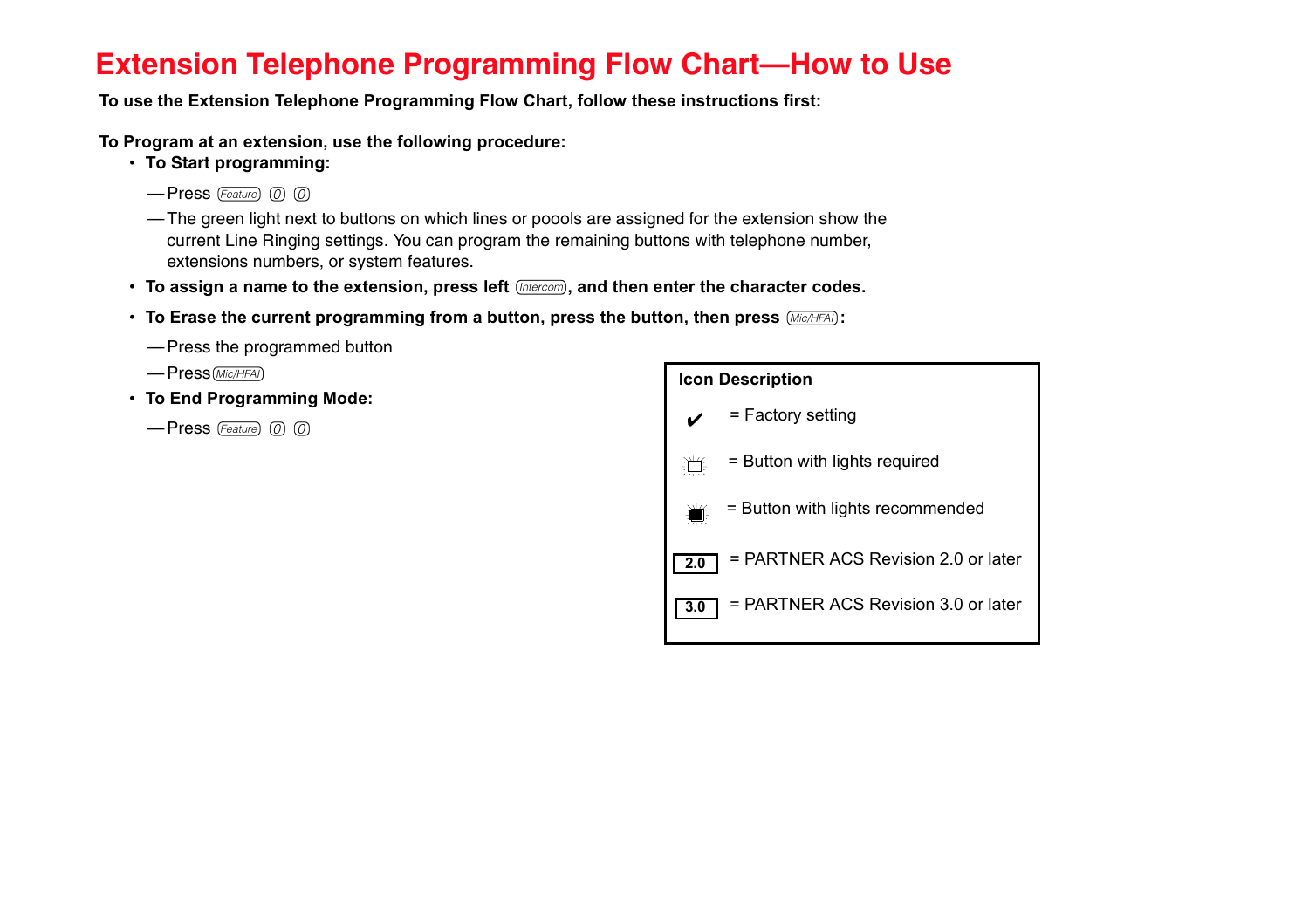# Extension Telephone Programming Flow Chart—How to Use

**To use the Extension Telephone Programming Flow Chart, follow these instructions first:**

**To Program at an extension, use the following procedure:**

- **To Start programming:**
  - —Press Feature 0 0
  - —The green light next to buttons on which lines or poools are assigned for the extension show the current Line Ringing settings. You can program the remaining buttons with telephone number, extensions numbers, or system features.
- **To assign a name to the extension, press left Intercom, and then enter the character codes.**
- **To Erase the current programming from a button, press the button, then press Mic/HFAI:**
  - —Press the programmed button
  - —Press Mic/HFAI
- **To End Programming Mode:**
  - —Press Feature 0 0

| Icon Description | |
|---|---|
| ✔ | = Factory setting |
| (icon) | = Button with lights required |
| (icon) | = Button with lights recommended |
| 2.0 | = PARTNER ACS Revision 2.0 or later |
| 3.0 | = PARTNER ACS Revision 3.0 or later |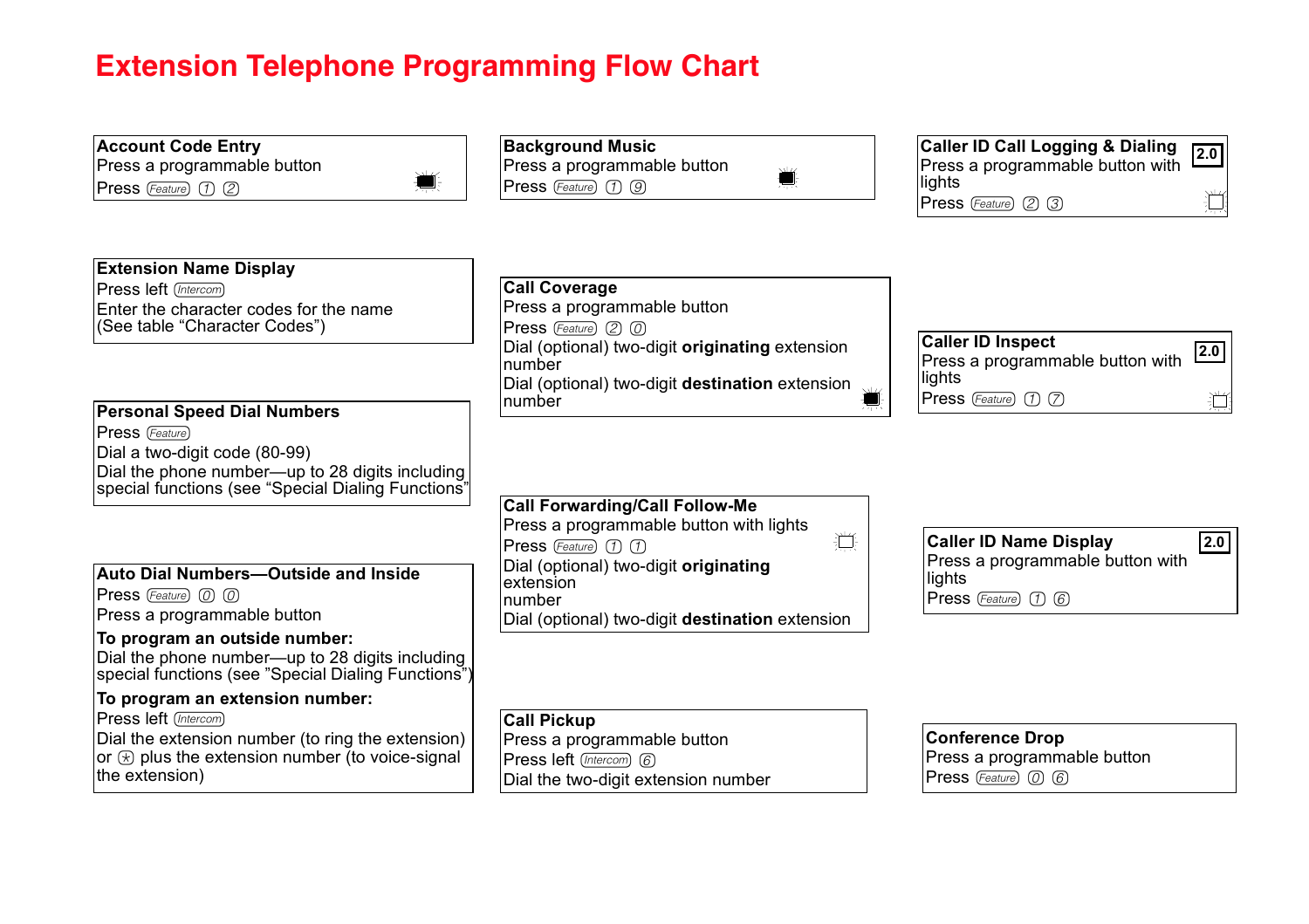# Extension Telephone Programming Flow Chart

### Account Code Entry

Press a programmable button

Press Feature 1 2

### Extension Name Display

Press left Intercom

Enter the character codes for the name (See table "Character Codes")

### Personal Speed Dial Numbers

Press Feature

Dial a two-digit code (80-99)

Dial the phone number—up to 28 digits including special functions (see "Special Dialing Functions")

### Auto Dial Numbers—Outside and Inside

Press Feature 0 0

Press a programmable button

**To program an outside number:**

Dial the phone number—up to 28 digits including special functions (see "Special Dialing Functions")

**To program an extension number:**

Press left Intercom

Dial the extension number (to ring the extension) or * plus the extension number (to voice-signal the extension)

### Background Music

Press a programmable button

Press Feature 1 9

### Call Coverage

Press a programmable button

Press Feature 2 0

Dial (optional) two-digit **originating** extension number

Dial (optional) two-digit **destination** extension number

### Call Forwarding/Call Follow-Me

Press a programmable button with lights

Press Feature 1 1

Dial (optional) two-digit **originating** extension number

Dial (optional) two-digit **destination** extension

### Call Pickup

Press a programmable button

Press left Intercom 6

Dial the two-digit extension number

### Caller ID Call Logging & Dialing (2.0)

Press a programmable button with lights

Press Feature 2 3

### Caller ID Inspect (2.0)

Press a programmable button with lights

Press Feature 1 7

### Caller ID Name Display (2.0)

Press a programmable button with lights

Press Feature 1 6

### Conference Drop

Press a programmable button

Press Feature 0 6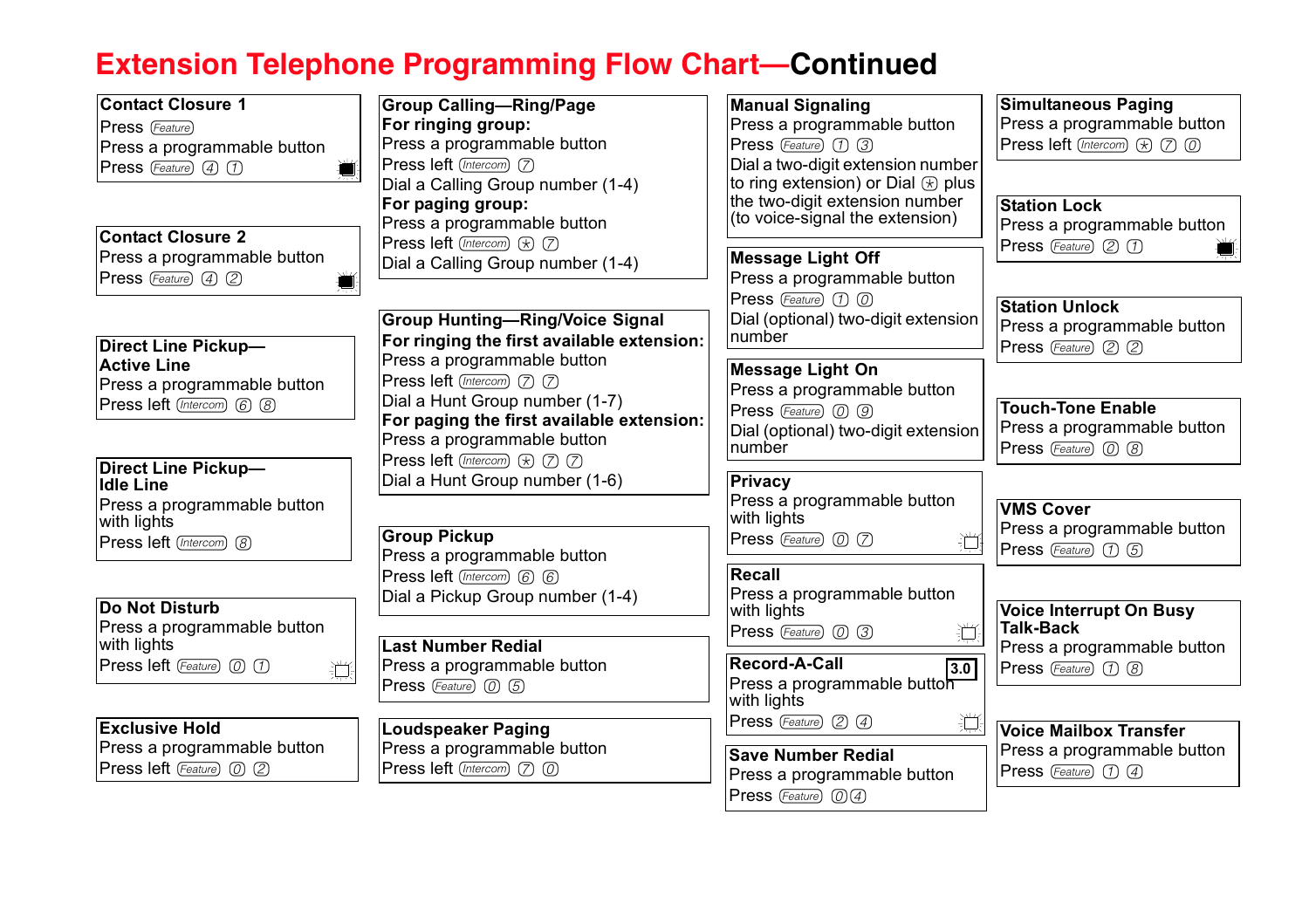# Extension Telephone Programming Flow Chart—Continued

**Contact Closure 1**
Press Feature
Press a programmable button
Press Feature 4 1

**Contact Closure 2**
Press a programmable button
Press Feature 4 2

**Direct Line Pickup—Active Line**
Press a programmable button
Press left Intercom 6 8

**Direct Line Pickup—Idle Line**
Press a programmable button with lights
Press left Intercom 8

**Do Not Disturb**
Press a programmable button with lights
Press left Feature 0 1

**Exclusive Hold**
Press a programmable button
Press left Feature 0 2

**Group Calling—Ring/Page**
**For ringing group:**
Press a programmable button
Press left Intercom 7
Dial a Calling Group number (1-4)
**For paging group:**
Press a programmable button
Press left Intercom * 7
Dial a Calling Group number (1-4)

**Group Hunting—Ring/Voice Signal**
**For ringing the first available extension:**
Press a programmable button
Press left Intercom 7 7
Dial a Hunt Group number (1-7)
**For paging the first available extension:**
Press a programmable button
Press left Intercom * 7 7
Dial a Hunt Group number (1-6)

**Group Pickup**
Press a programmable button
Press left Intercom 6 6
Dial a Pickup Group number (1-4)

**Last Number Redial**
Press a programmable button
Press Feature 0 5

**Loudspeaker Paging**
Press a programmable button
Press left Intercom 7 0

**Manual Signaling**
Press a programmable button
Press Feature 1 3
Dial a two-digit extension number to ring extension) or Dial * plus the two-digit extension number (to voice-signal the extension)

**Message Light Off**
Press a programmable button
Press Feature 1 0
Dial (optional) two-digit extension number

**Message Light On**
Press a programmable button
Press Feature 0 9
Dial (optional) two-digit extension number

**Privacy**
Press a programmable button with lights
Press Feature 0 7

**Recall**
Press a programmable button with lights
Press Feature 0 3

**Record-A-Call** 3.0
Press a programmable button with lights
Press Feature 2 4

**Save Number Redial**
Press a programmable button
Press Feature 0 4

**Simultaneous Paging**
Press a programmable button
Press left Intercom * 7 0

**Station Lock**
Press a programmable button
Press Feature 2 1

**Station Unlock**
Press a programmable button
Press Feature 2 2

**Touch-Tone Enable**
Press a programmable button
Press Feature 0 8

**VMS Cover**
Press a programmable button
Press Feature 1 5

**Voice Interrupt On Busy Talk-Back**
Press a programmable button
Press Feature 1 8

**Voice Mailbox Transfer**
Press a programmable button
Press Feature 1 4